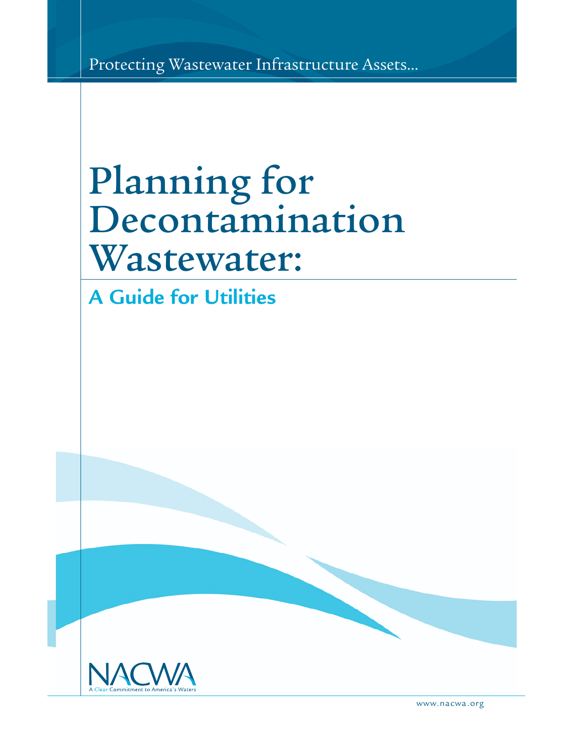Protecting Wastewater Infrastructure Assets...

# Planning for Decontamination Wastewater:

## A Guide for Utilities

NACWA

A Clear Commitment to America's Waters

www.nacwa.org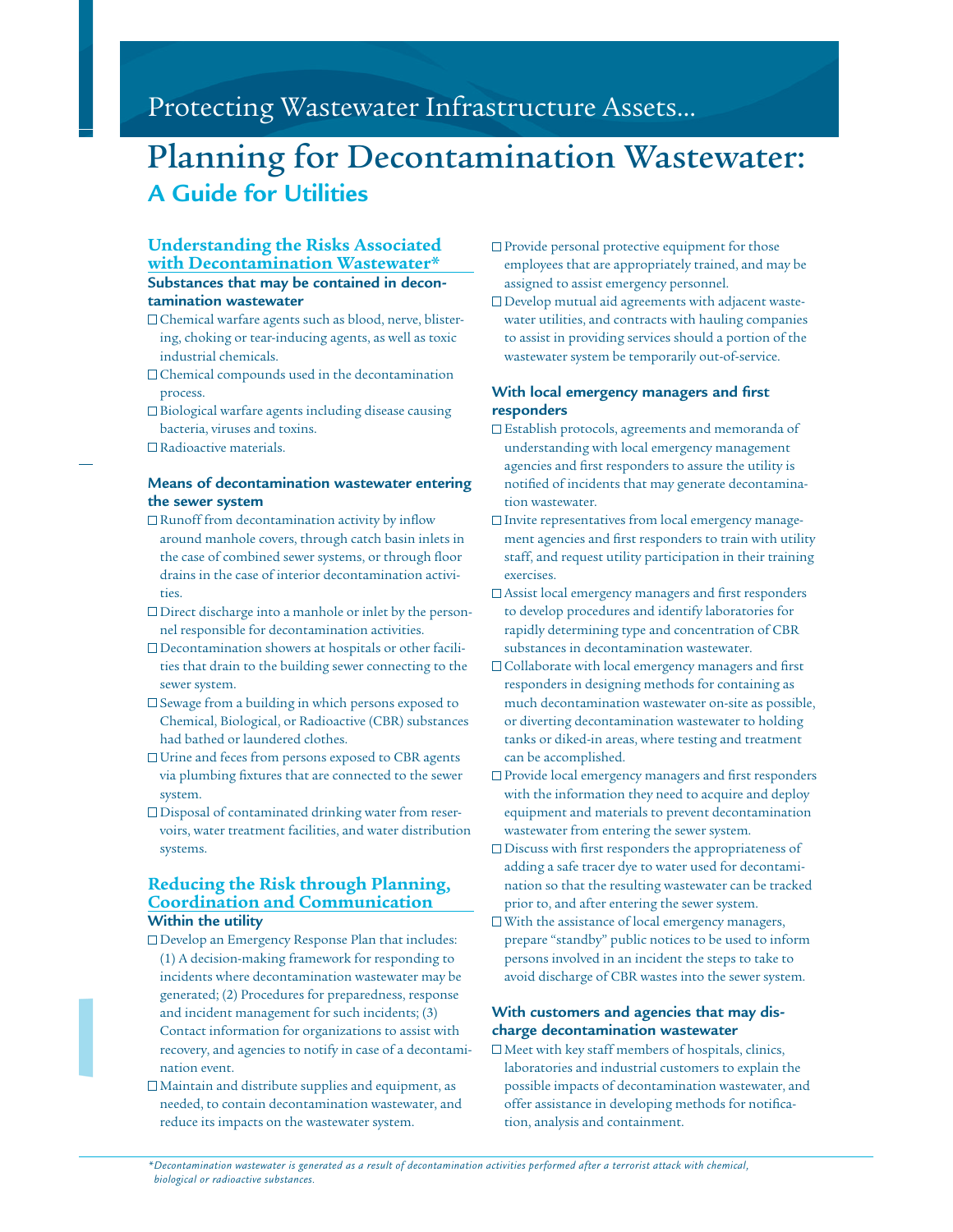# Protecting Wastewater Infrastructure Assets...

# Planning for Decontamination Wastewater:

## A Guide for Utilities

## Understanding the Risks Associated with Decontamination Wastewater*

### Substances that may be contained in decontamination wastewater

- ☐ Chemical warfare agents such as blood, nerve, blistering, choking or tear-inducing agents, as well as toxic industrial chemicals.
- ☐ Chemical compounds used in the decontamination process.
- ☐ Biological warfare agents including disease causing bacteria, viruses and toxins.
- ☐ Radioactive materials.

### Means of decontamination wastewater entering the sewer system

- ☐ Runoff from decontamination activity by inflow around manhole covers, through catch basin inlets in the case of combined sewer systems, or through floor drains in the case of interior decontamination activities.
- ☐ Direct discharge into a manhole or inlet by the personnel responsible for decontamination activities.
- ☐ Decontamination showers at hospitals or other facilities that drain to the building sewer connecting to the sewer system.
- ☐ Sewage from a building in which persons exposed to Chemical, Biological, or Radioactive (CBR) substances had bathed or laundered clothes.
- ☐ Urine and feces from persons exposed to CBR agents via plumbing fixtures that are connected to the sewer system.
- ☐ Disposal of contaminated drinking water from reservoirs, water treatment facilities, and water distribution systems.

## Reducing the Risk through Planning, Coordination and Communication

### Within the utility

- ☐ Develop an Emergency Response Plan that includes: (1) A decision-making framework for responding to incidents where decontamination wastewater may be generated; (2) Procedures for preparedness, response and incident management for such incidents; (3) Contact information for organizations to assist with recovery, and agencies to notify in case of a decontamination event.
- ☐ Maintain and distribute supplies and equipment, as needed, to contain decontamination wastewater, and reduce its impacts on the wastewater system.
- ☐ Provide personal protective equipment for those employees that are appropriately trained, and may be assigned to assist emergency personnel.
- ☐ Develop mutual aid agreements with adjacent wastewater utilities, and contracts with hauling companies to assist in providing services should a portion of the wastewater system be temporarily out-of-service.

### With local emergency managers and first responders

- ☐ Establish protocols, agreements and memoranda of understanding with local emergency management agencies and first responders to assure the utility is notified of incidents that may generate decontamination wastewater.
- ☐ Invite representatives from local emergency management agencies and first responders to train with utility staff, and request utility participation in their training exercises.
- ☐ Assist local emergency managers and first responders to develop procedures and identify laboratories for rapidly determining type and concentration of CBR substances in decontamination wastewater.
- ☐ Collaborate with local emergency managers and first responders in designing methods for containing as much decontamination wastewater on-site as possible, or diverting decontamination wastewater to holding tanks or diked-in areas, where testing and treatment can be accomplished.
- ☐ Provide local emergency managers and first responders with the information they need to acquire and deploy equipment and materials to prevent decontamination wastewater from entering the sewer system.
- ☐ Discuss with first responders the appropriateness of adding a safe tracer dye to water used for decontamination so that the resulting wastewater can be tracked prior to, and after entering the sewer system.
- ☐ With the assistance of local emergency managers, prepare "standby" public notices to be used to inform persons involved in an incident the steps to take to avoid discharge of CBR wastes into the sewer system.

### With customers and agencies that may discharge decontamination wastewater

- ☐ Meet with key staff members of hospitals, clinics, laboratories and industrial customers to explain the possible impacts of decontamination wastewater, and offer assistance in developing methods for notification, analysis and containment.

*\*Decontamination wastewater is generated as a result of decontamination activities performed after a terrorist attack with chemical, biological or radioactive substances.*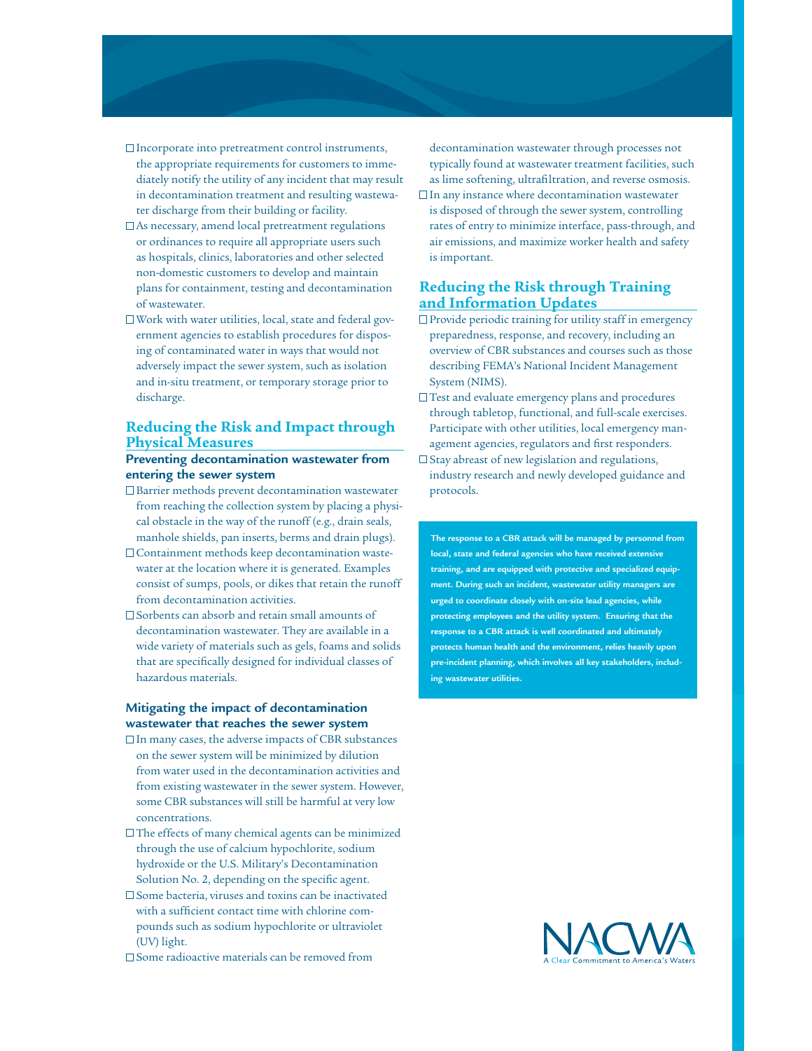- Incorporate into pretreatment control instruments, the appropriate requirements for customers to immediately notify the utility of any incident that may result in decontamination treatment and resulting wastewater discharge from their building or facility.
- As necessary, amend local pretreatment regulations or ordinances to require all appropriate users such as hospitals, clinics, laboratories and other selected non-domestic customers to develop and maintain plans for containment, testing and decontamination of wastewater.
- Work with water utilities, local, state and federal government agencies to establish procedures for disposing of contaminated water in ways that would not adversely impact the sewer system, such as isolation and in-situ treatment, or temporary storage prior to discharge.

## Reducing the Risk and Impact through Physical Measures

### Preventing decontamination wastewater from entering the sewer system

- Barrier methods prevent decontamination wastewater from reaching the collection system by placing a physical obstacle in the way of the runoff (e.g., drain seals, manhole shields, pan inserts, berms and drain plugs).
- Containment methods keep decontamination wastewater at the location where it is generated. Examples consist of sumps, pools, or dikes that retain the runoff from decontamination activities.
- Sorbents can absorb and retain small amounts of decontamination wastewater. They are available in a wide variety of materials such as gels, foams and solids that are specifically designed for individual classes of hazardous materials.

### Mitigating the impact of decontamination wastewater that reaches the sewer system

- In many cases, the adverse impacts of CBR substances on the sewer system will be minimized by dilution from water used in the decontamination activities and from existing wastewater in the sewer system. However, some CBR substances will still be harmful at very low concentrations.
- The effects of many chemical agents can be minimized through the use of calcium hypochlorite, sodium hydroxide or the U.S. Military's Decontamination Solution No. 2, depending on the specific agent.
- Some bacteria, viruses and toxins can be inactivated with a sufficient contact time with chlorine compounds such as sodium hypochlorite or ultraviolet (UV) light.
- Some radioactive materials can be removed from decontamination wastewater through processes not typically found at wastewater treatment facilities, such as lime softening, ultrafiltration, and reverse osmosis.
- In any instance where decontamination wastewater is disposed of through the sewer system, controlling rates of entry to minimize interface, pass-through, and air emissions, and maximize worker health and safety is important.

## Reducing the Risk through Training and Information Updates

- Provide periodic training for utility staff in emergency preparedness, response, and recovery, including an overview of CBR substances and courses such as those describing FEMA's National Incident Management System (NIMS).
- Test and evaluate emergency plans and procedures through tabletop, functional, and full-scale exercises. Participate with other utilities, local emergency management agencies, regulators and first responders.
- Stay abreast of new legislation and regulations, industry research and newly developed guidance and protocols.

**The response to a CBR attack will be managed by personnel from local, state and federal agencies who have received extensive training, and are equipped with protective and specialized equipment. During such an incident, wastewater utility managers are urged to coordinate closely with on-site lead agencies, while protecting employees and the utility system. Ensuring that the response to a CBR attack is well coordinated and ultimately protects human health and the environment, relies heavily upon pre-incident planning, which involves all key stakeholders, including wastewater utilities.**

NACWA
A Clear Commitment to America's Waters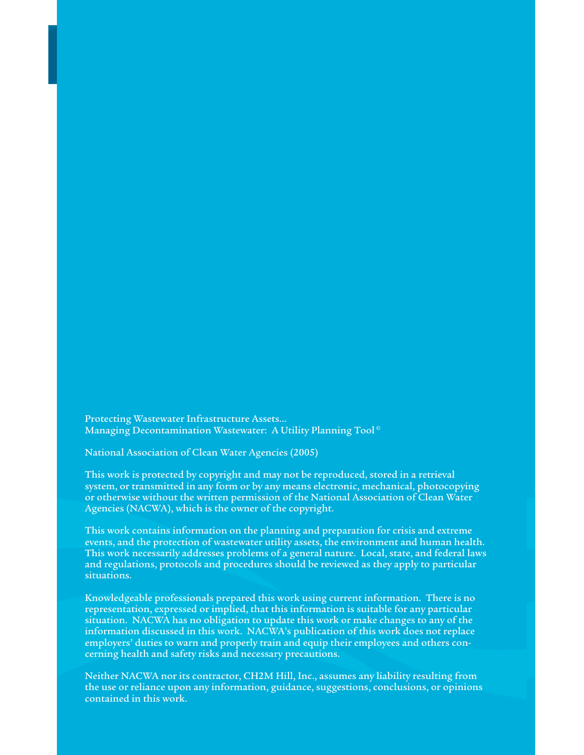Protecting Wastewater Infrastructure Assets...
Managing Decontamination Wastewater: A Utility Planning Tool ©

National Association of Clean Water Agencies (2005)

This work is protected by copyright and may not be reproduced, stored in a retrieval system, or transmitted in any form or by any means electronic, mechanical, photocopying or otherwise without the written permission of the National Association of Clean Water Agencies (NACWA), which is the owner of the copyright.

This work contains information on the planning and preparation for crisis and extreme events, and the protection of wastewater utility assets, the environment and human health. This work necessarily addresses problems of a general nature. Local, state, and federal laws and regulations, protocols and procedures should be reviewed as they apply to particular situations.

Knowledgeable professionals prepared this work using current information. There is no representation, expressed or implied, that this information is suitable for any particular situation. NACWA has no obligation to update this work or make changes to any of the information discussed in this work. NACWA's publication of this work does not replace employers' duties to warn and properly train and equip their employees and others concerning health and safety risks and necessary precautions.

Neither NACWA nor its contractor, CH2M Hill, Inc., assumes any liability resulting from the use or reliance upon any information, guidance, suggestions, conclusions, or opinions contained in this work.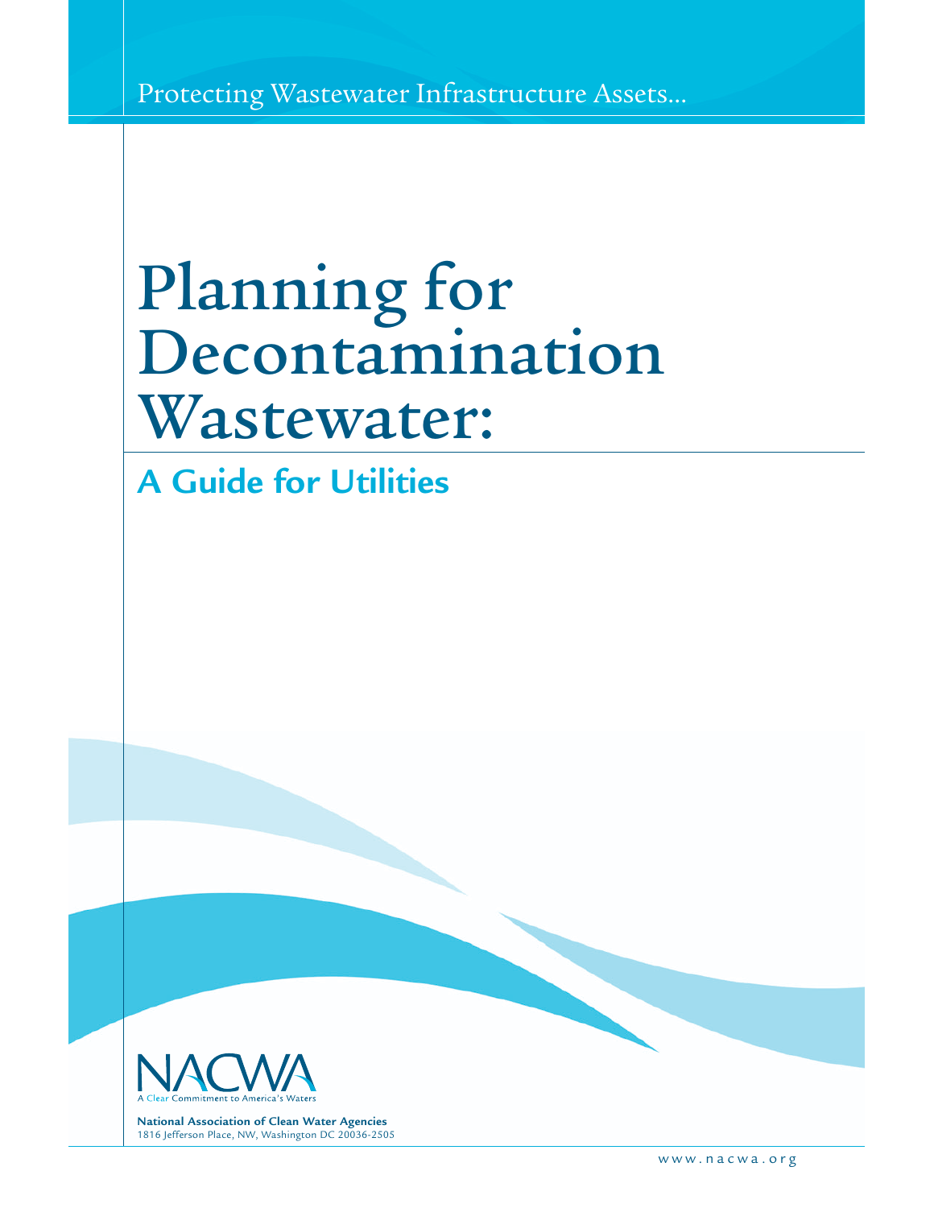Protecting Wastewater Infrastructure Assets...

# Planning for Decontamination Wastewater:

## A Guide for Utilities

NACWA

A Clear Commitment to America's Waters

**National Association of Clean Water Agencies**
1816 Jefferson Place, NW, Washington DC 20036-2505

www.nacwa.org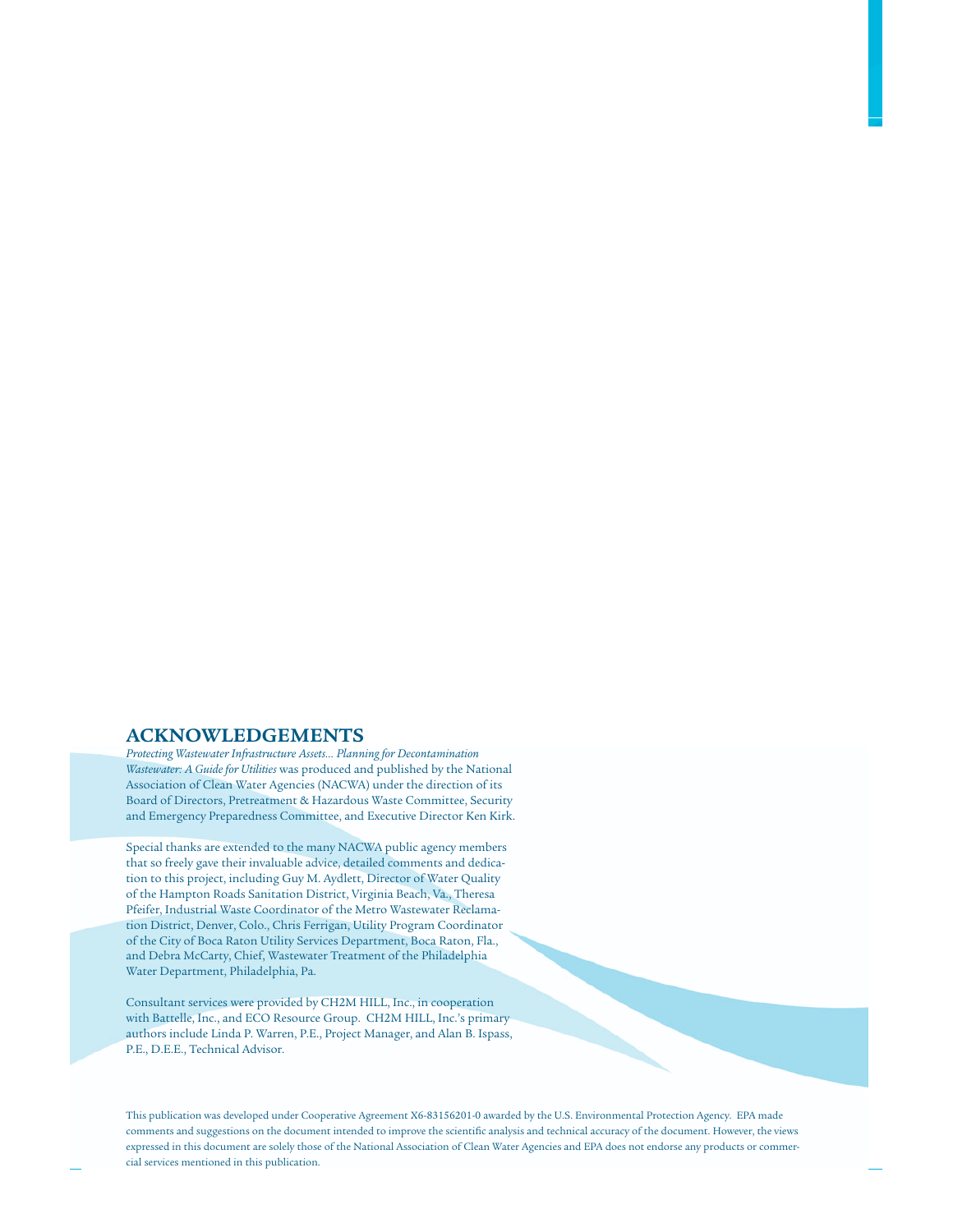## ACKNOWLEDGEMENTS

*Protecting Wastewater Infrastructure Assets... Planning for Decontamination Wastewater: A Guide for Utilities* was produced and published by the National Association of Clean Water Agencies (NACWA) under the direction of its Board of Directors, Pretreatment & Hazardous Waste Committee, Security and Emergency Preparedness Committee, and Executive Director Ken Kirk.

Special thanks are extended to the many NACWA public agency members that so freely gave their invaluable advice, detailed comments and dedication to this project, including Guy M. Aydlett, Director of Water Quality of the Hampton Roads Sanitation District, Virginia Beach, Va., Theresa Pfeifer, Industrial Waste Coordinator of the Metro Wastewater Reclamation District, Denver, Colo., Chris Ferrigan, Utility Program Coordinator of the City of Boca Raton Utility Services Department, Boca Raton, Fla., and Debra McCarty, Chief, Wastewater Treatment of the Philadelphia Water Department, Philadelphia, Pa.

Consultant services were provided by CH2M HILL, Inc., in cooperation with Battelle, Inc., and ECO Resource Group. CH2M HILL, Inc.'s primary authors include Linda P. Warren, P.E., Project Manager, and Alan B. Ispass, P.E., D.E.E., Technical Advisor.

This publication was developed under Cooperative Agreement X6-83156201-0 awarded by the U.S. Environmental Protection Agency. EPA made comments and suggestions on the document intended to improve the scientific analysis and technical accuracy of the document. However, the views expressed in this document are solely those of the National Association of Clean Water Agencies and EPA does not endorse any products or commercial services mentioned in this publication.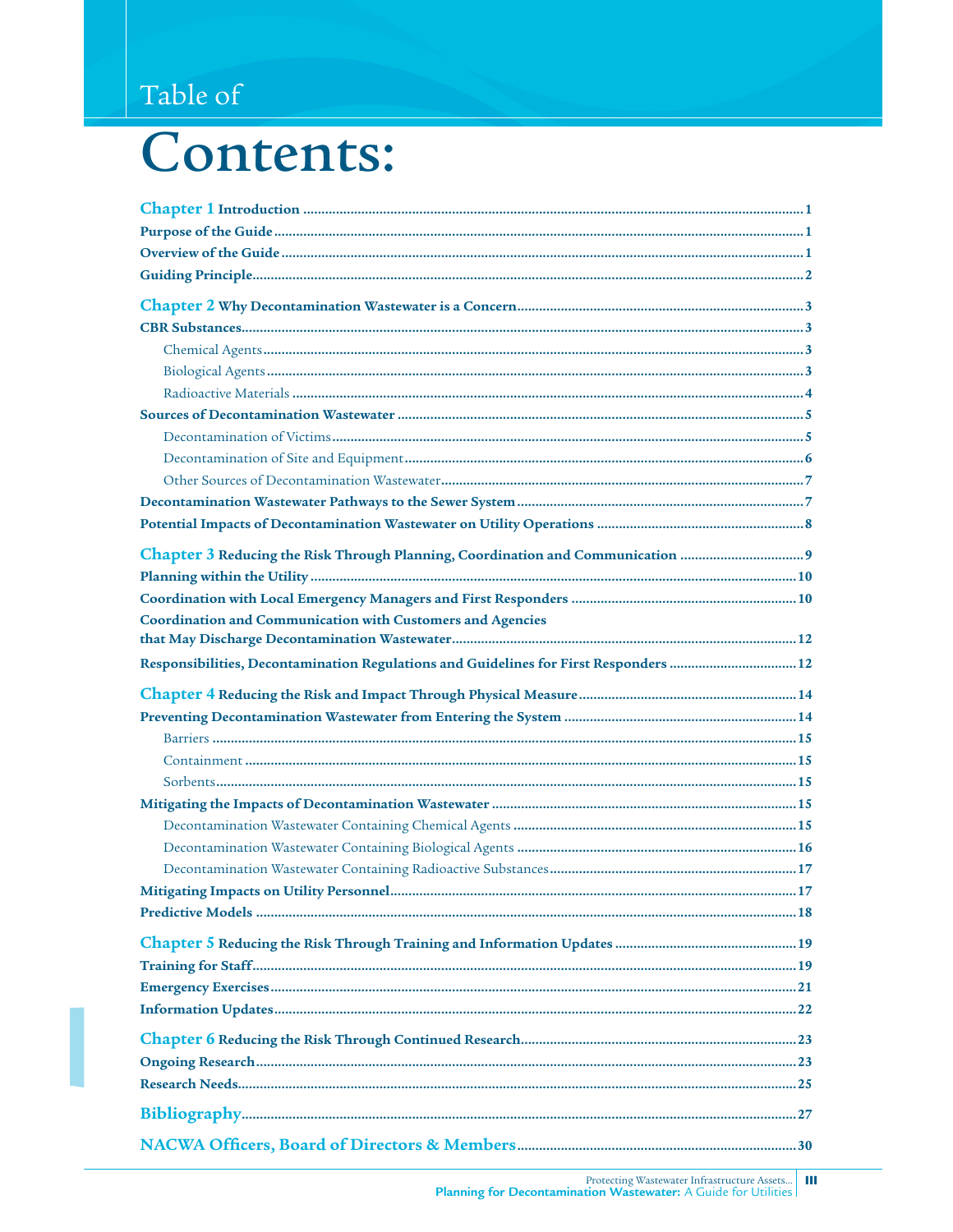# Table of Contents:

**Chapter 1 Introduction** .......... 1

**Purpose of the Guide** .......... 1

**Overview of the Guide** .......... 1

**Guiding Principle** .......... 2

**Chapter 2 Why Decontamination Wastewater is a Concern** .......... 3

**CBR Substances** .......... 3

- Chemical Agents .......... 3
- Biological Agents .......... 3
- Radioactive Materials .......... 4

**Sources of Decontamination Wastewater** .......... 5

- Decontamination of Victims .......... 5
- Decontamination of Site and Equipment .......... 6
- Other Sources of Decontamination Wastewater .......... 7

**Decontamination Wastewater Pathways to the Sewer System** .......... 7

**Potential Impacts of Decontamination Wastewater on Utility Operations** .......... 8

**Chapter 3 Reducing the Risk Through Planning, Coordination and Communication** .......... 9

**Planning within the Utility** .......... 10

**Coordination with Local Emergency Managers and First Responders** .......... 10

**Coordination and Communication with Customers and Agencies that May Discharge Decontamination Wastewater** .......... 12

**Responsibilities, Decontamination Regulations and Guidelines for First Responders** .......... 12

**Chapter 4 Reducing the Risk and Impact Through Physical Measure** .......... 14

**Preventing Decontamination Wastewater from Entering the System** .......... 14

- Barriers .......... 15
- Containment .......... 15
- Sorbents .......... 15

**Mitigating the Impacts of Decontamination Wastewater** .......... 15

- Decontamination Wastewater Containing Chemical Agents .......... 15
- Decontamination Wastewater Containing Biological Agents .......... 16
- Decontamination Wastewater Containing Radioactive Substances .......... 17

**Mitigating Impacts on Utility Personnel** .......... 17

**Predictive Models** .......... 18

**Chapter 5 Reducing the Risk Through Training and Information Updates** .......... 19

**Training for Staff** .......... 19

**Emergency Exercises** .......... 21

**Information Updates** .......... 22

**Chapter 6 Reducing the Risk Through Continued Research** .......... 23

**Ongoing Research** .......... 23

**Research Needs** .......... 25

**Bibliography** .......... 27

**NACWA Officers, Board of Directors & Members** .......... 30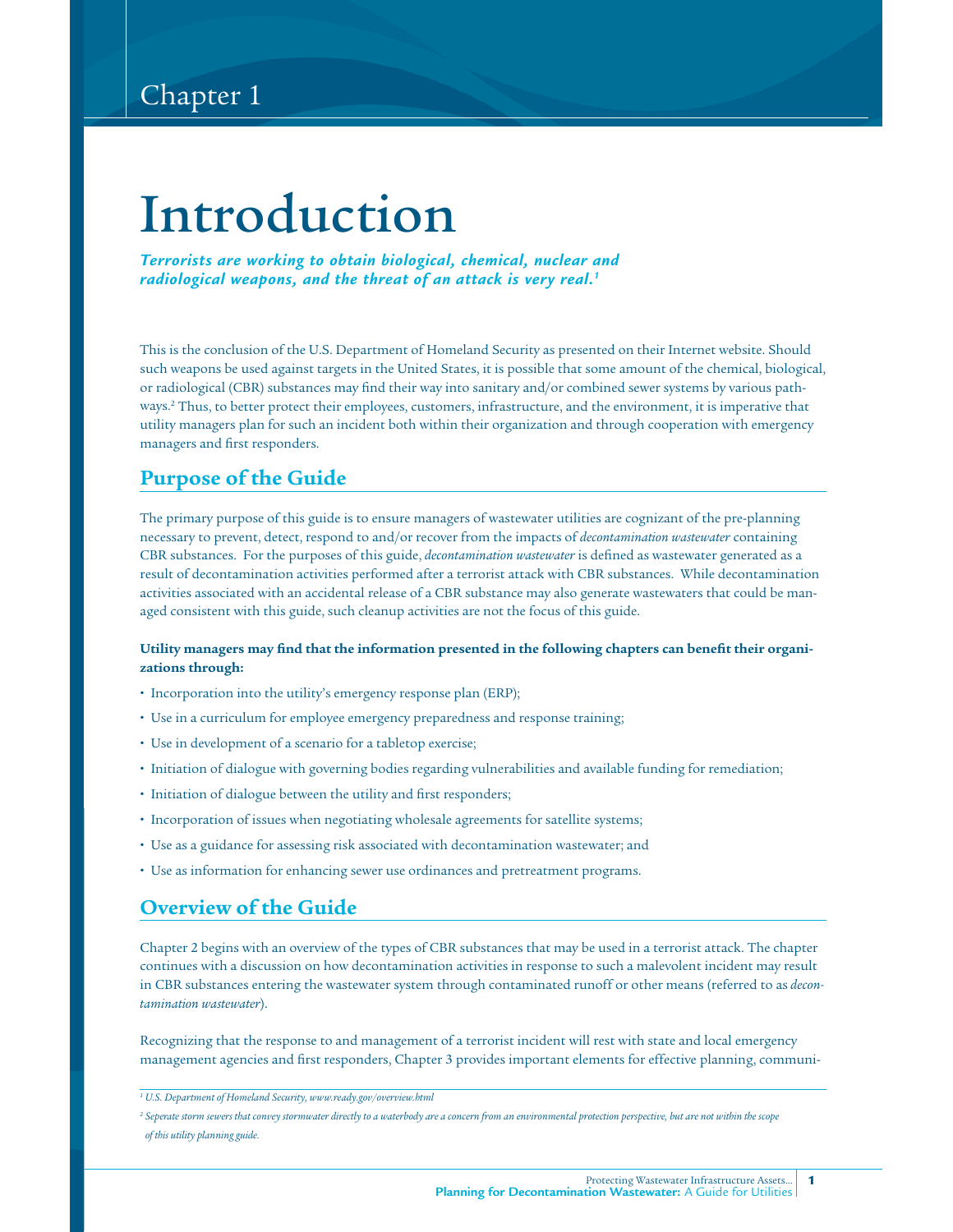Chapter 1

# Introduction

***Terrorists are working to obtain biological, chemical, nuclear and radiological weapons, and the threat of an attack is very real.[1]***

This is the conclusion of the U.S. Department of Homeland Security as presented on their Internet website. Should such weapons be used against targets in the United States, it is possible that some amount of the chemical, biological, or radiological (CBR) substances may find their way into sanitary and/or combined sewer systems by various pathways.[2] Thus, to better protect their employees, customers, infrastructure, and the environment, it is imperative that utility managers plan for such an incident both within their organization and through cooperation with emergency managers and first responders.

## Purpose of the Guide

The primary purpose of this guide is to ensure managers of wastewater utilities are cognizant of the pre-planning necessary to prevent, detect, respond to and/or recover from the impacts of *decontamination wastewater* containing CBR substances. For the purposes of this guide, *decontamination wastewater* is defined as wastewater generated as a result of decontamination activities performed after a terrorist attack with CBR substances. While decontamination activities associated with an accidental release of a CBR substance may also generate wastewaters that could be managed consistent with this guide, such cleanup activities are not the focus of this guide.

**Utility managers may find that the information presented in the following chapters can benefit their organizations through:**

- Incorporation into the utility's emergency response plan (ERP);
- Use in a curriculum for employee emergency preparedness and response training;
- Use in development of a scenario for a tabletop exercise;
- Initiation of dialogue with governing bodies regarding vulnerabilities and available funding for remediation;
- Initiation of dialogue between the utility and first responders;
- Incorporation of issues when negotiating wholesale agreements for satellite systems;
- Use as a guidance for assessing risk associated with decontamination wastewater; and
- Use as information for enhancing sewer use ordinances and pretreatment programs.

## Overview of the Guide

Chapter 2 begins with an overview of the types of CBR substances that may be used in a terrorist attack. The chapter continues with a discussion on how decontamination activities in response to such a malevolent incident may result in CBR substances entering the wastewater system through contaminated runoff or other means (referred to as *decontamination wastewater*).

Recognizing that the response to and management of a terrorist incident will rest with state and local emergency management agencies and first responders, Chapter 3 provides important elements for effective planning, communi-

---

[1] *U.S. Department of Homeland Security, www.ready.gov/overview.html*

[2] *Seperate storm sewers that convey stormwater directly to a waterbody are a concern from an environmental protection perspective, but are not within the scope of this utility planning guide.*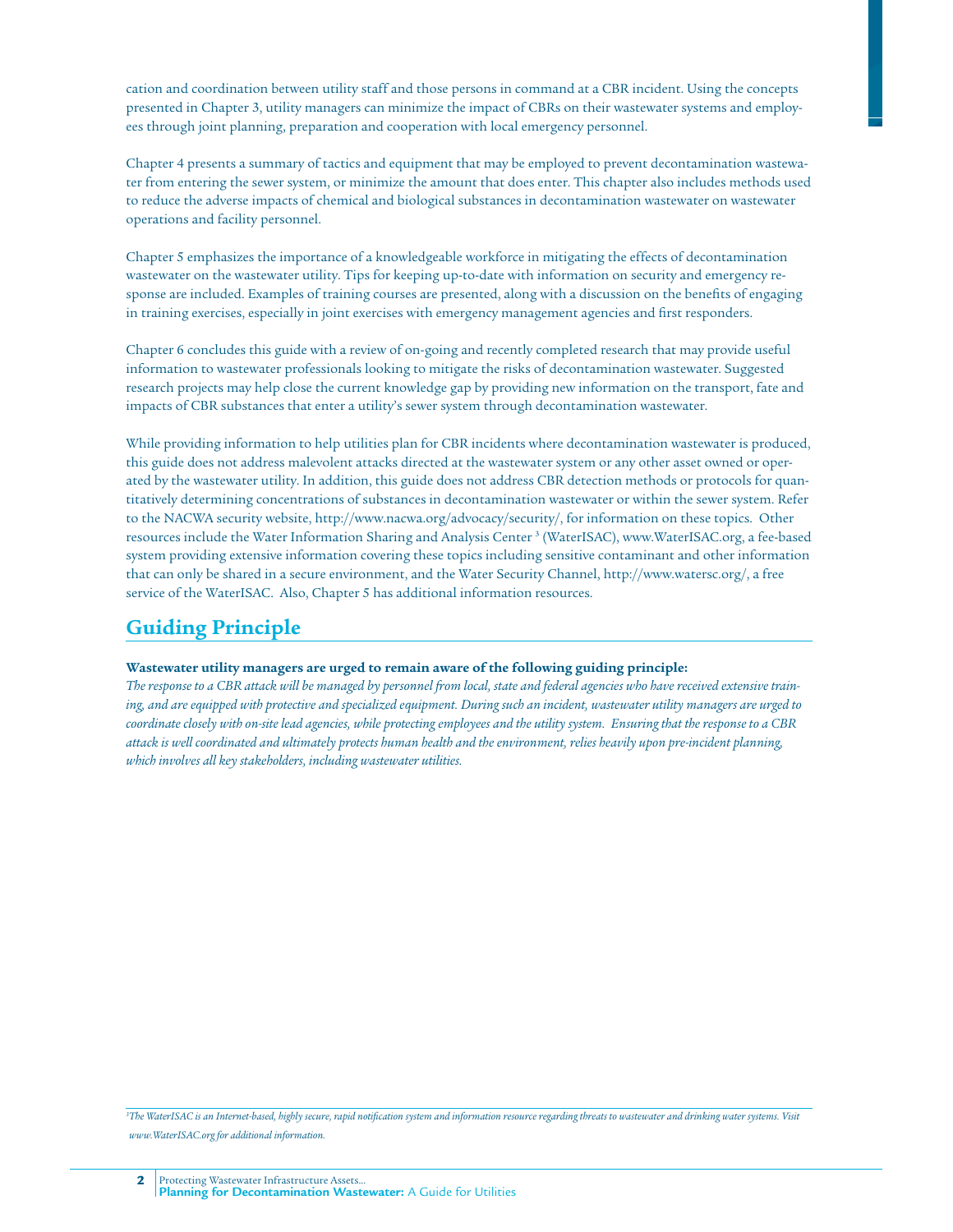cation and coordination between utility staff and those persons in command at a CBR incident. Using the concepts presented in Chapter 3, utility managers can minimize the impact of CBRs on their wastewater systems and employees through joint planning, preparation and cooperation with local emergency personnel.

Chapter 4 presents a summary of tactics and equipment that may be employed to prevent decontamination wastewater from entering the sewer system, or minimize the amount that does enter. This chapter also includes methods used to reduce the adverse impacts of chemical and biological substances in decontamination wastewater on wastewater operations and facility personnel.

Chapter 5 emphasizes the importance of a knowledgeable workforce in mitigating the effects of decontamination wastewater on the wastewater utility. Tips for keeping up-to-date with information on security and emergency response are included. Examples of training courses are presented, along with a discussion on the benefits of engaging in training exercises, especially in joint exercises with emergency management agencies and first responders.

Chapter 6 concludes this guide with a review of on-going and recently completed research that may provide useful information to wastewater professionals looking to mitigate the risks of decontamination wastewater. Suggested research projects may help close the current knowledge gap by providing new information on the transport, fate and impacts of CBR substances that enter a utility's sewer system through decontamination wastewater.

While providing information to help utilities plan for CBR incidents where decontamination wastewater is produced, this guide does not address malevolent attacks directed at the wastewater system or any other asset owned or operated by the wastewater utility. In addition, this guide does not address CBR detection methods or protocols for quantitatively determining concentrations of substances in decontamination wastewater or within the sewer system. Refer to the NACWA security website, http://www.nacwa.org/advocacy/security/, for information on these topics. Other resources include the Water Information Sharing and Analysis Center [3] (WaterISAC), www.WaterISAC.org, a fee-based system providing extensive information covering these topics including sensitive contaminant and other information that can only be shared in a secure environment, and the Water Security Channel, http://www.watersc.org/, a free service of the WaterISAC. Also, Chapter 5 has additional information resources.

## Guiding Principle

**Wastewater utility managers are urged to remain aware of the following guiding principle:**

*The response to a CBR attack will be managed by personnel from local, state and federal agencies who have received extensive training, and are equipped with protective and specialized equipment. During such an incident, wastewater utility managers are urged to coordinate closely with on-site lead agencies, while protecting employees and the utility system. Ensuring that the response to a CBR attack is well coordinated and ultimately protects human health and the environment, relies heavily upon pre-incident planning, which involves all key stakeholders, including wastewater utilities.*

---

*[3] The WaterISAC is an Internet-based, highly secure, rapid notification system and information resource regarding threats to wastewater and drinking water systems. Visit www.WaterISAC.org for additional information.*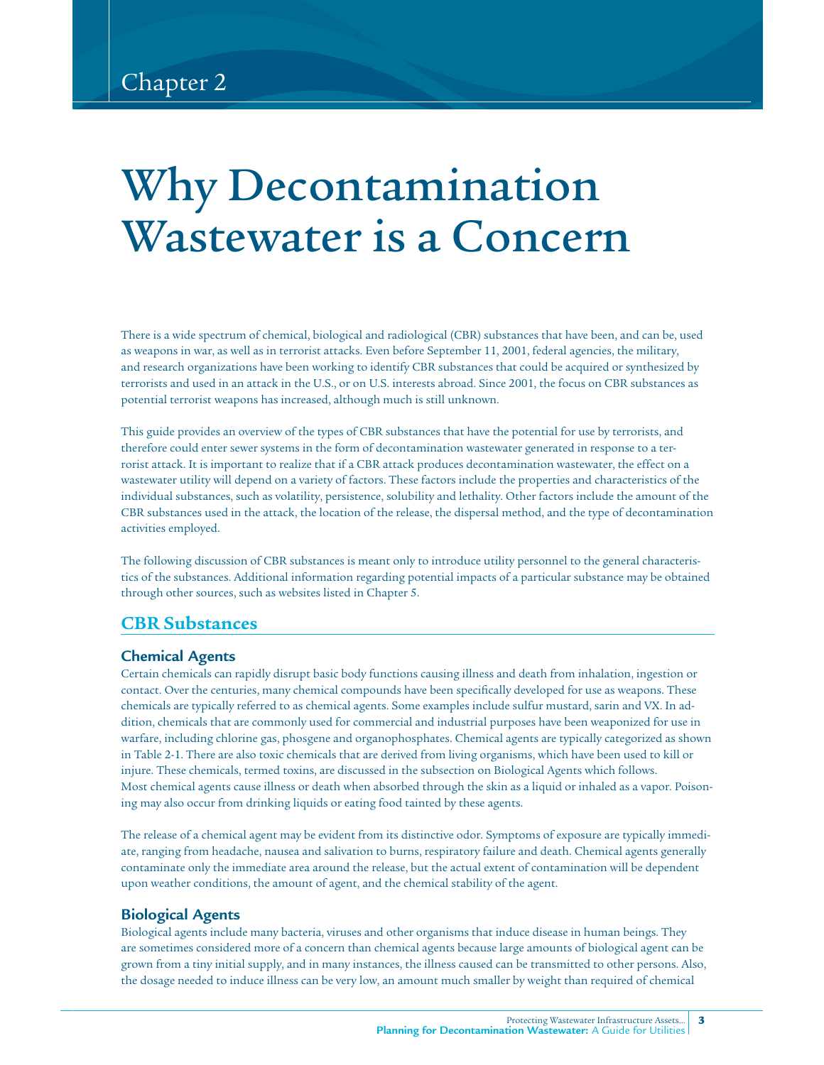Chapter 2

# Why Decontamination Wastewater is a Concern

There is a wide spectrum of chemical, biological and radiological (CBR) substances that have been, and can be, used as weapons in war, as well as in terrorist attacks. Even before September 11, 2001, federal agencies, the military, and research organizations have been working to identify CBR substances that could be acquired or synthesized by terrorists and used in an attack in the U.S., or on U.S. interests abroad. Since 2001, the focus on CBR substances as potential terrorist weapons has increased, although much is still unknown.

This guide provides an overview of the types of CBR substances that have the potential for use by terrorists, and therefore could enter sewer systems in the form of decontamination wastewater generated in response to a terrorist attack. It is important to realize that if a CBR attack produces decontamination wastewater, the effect on a wastewater utility will depend on a variety of factors. These factors include the properties and characteristics of the individual substances, such as volatility, persistence, solubility and lethality. Other factors include the amount of the CBR substances used in the attack, the location of the release, the dispersal method, and the type of decontamination activities employed.

The following discussion of CBR substances is meant only to introduce utility personnel to the general characteristics of the substances. Additional information regarding potential impacts of a particular substance may be obtained through other sources, such as websites listed in Chapter 5.

## CBR Substances

### Chemical Agents

Certain chemicals can rapidly disrupt basic body functions causing illness and death from inhalation, ingestion or contact. Over the centuries, many chemical compounds have been specifically developed for use as weapons. These chemicals are typically referred to as chemical agents. Some examples include sulfur mustard, sarin and VX. In addition, chemicals that are commonly used for commercial and industrial purposes have been weaponized for use in warfare, including chlorine gas, phosgene and organophosphates. Chemical agents are typically categorized as shown in Table 2-1. There are also toxic chemicals that are derived from living organisms, which have been used to kill or injure. These chemicals, termed toxins, are discussed in the subsection on Biological Agents which follows. Most chemical agents cause illness or death when absorbed through the skin as a liquid or inhaled as a vapor. Poisoning may also occur from drinking liquids or eating food tainted by these agents.

The release of a chemical agent may be evident from its distinctive odor. Symptoms of exposure are typically immediate, ranging from headache, nausea and salivation to burns, respiratory failure and death. Chemical agents generally contaminate only the immediate area around the release, but the actual extent of contamination will be dependent upon weather conditions, the amount of agent, and the chemical stability of the agent.

### Biological Agents

Biological agents include many bacteria, viruses and other organisms that induce disease in human beings. They are sometimes considered more of a concern than chemical agents because large amounts of biological agent can be grown from a tiny initial supply, and in many instances, the illness caused can be transmitted to other persons. Also, the dosage needed to induce illness can be very low, an amount much smaller by weight than required of chemical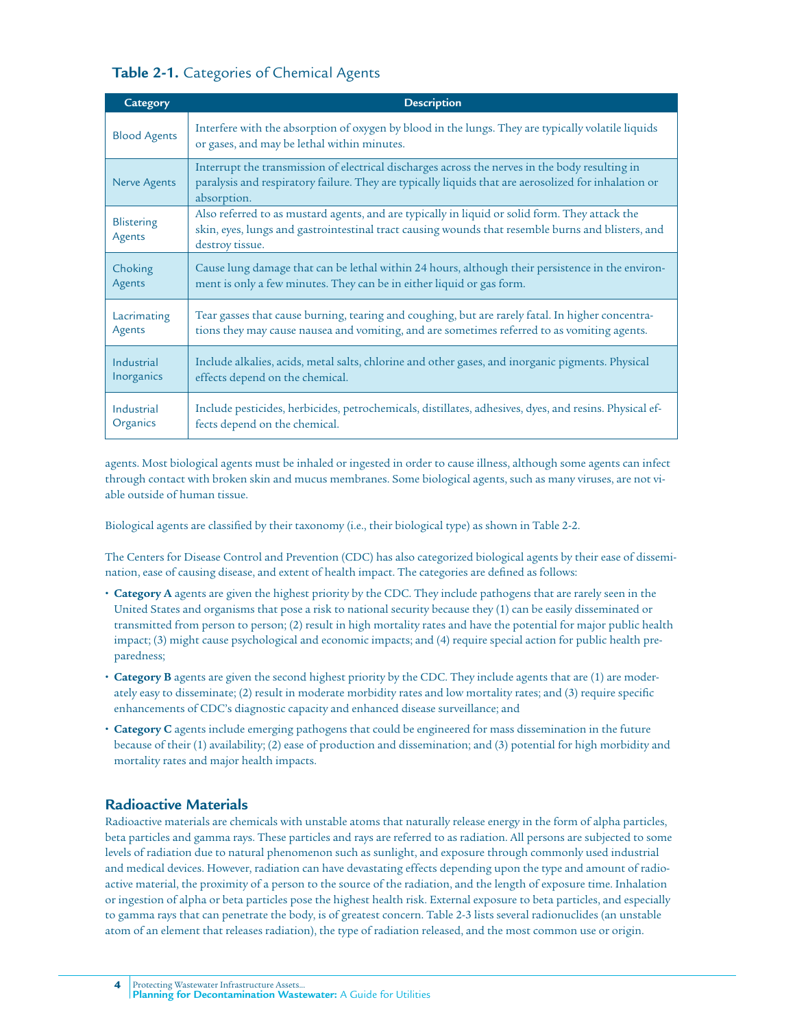**Table 2-1.** Categories of Chemical Agents

| Category | Description |
|---|---|
| Blood Agents | Interfere with the absorption of oxygen by blood in the lungs. They are typically volatile liquids or gases, and may be lethal within minutes. |
| Nerve Agents | Interrupt the transmission of electrical discharges across the nerves in the body resulting in paralysis and respiratory failure. They are typically liquids that are aerosolized for inhalation or absorption. |
| Blistering Agents | Also referred to as mustard agents, and are typically in liquid or solid form. They attack the skin, eyes, lungs and gastrointestinal tract causing wounds that resemble burns and blisters, and destroy tissue. |
| Choking Agents | Cause lung damage that can be lethal within 24 hours, although their persistence in the environment is only a few minutes. They can be in either liquid or gas form. |
| Lacrimating Agents | Tear gasses that cause burning, tearing and coughing, but are rarely fatal. In higher concentrations they may cause nausea and vomiting, and are sometimes referred to as vomiting agents. |
| Industrial Inorganics | Include alkalies, acids, metal salts, chlorine and other gases, and inorganic pigments. Physical effects depend on the chemical. |
| Industrial Organics | Include pesticides, herbicides, petrochemicals, distillates, adhesives, dyes, and resins. Physical effects depend on the chemical. |

agents. Most biological agents must be inhaled or ingested in order to cause illness, although some agents can infect through contact with broken skin and mucus membranes. Some biological agents, such as many viruses, are not viable outside of human tissue.

Biological agents are classified by their taxonomy (i.e., their biological type) as shown in Table 2-2.

The Centers for Disease Control and Prevention (CDC) has also categorized biological agents by their ease of dissemination, ease of causing disease, and extent of health impact. The categories are defined as follows:

- **Category A** agents are given the highest priority by the CDC. They include pathogens that are rarely seen in the United States and organisms that pose a risk to national security because they (1) can be easily disseminated or transmitted from person to person; (2) result in high mortality rates and have the potential for major public health impact; (3) might cause psychological and economic impacts; and (4) require special action for public health preparedness;
- **Category B** agents are given the second highest priority by the CDC. They include agents that are (1) are moderately easy to disseminate; (2) result in moderate morbidity rates and low mortality rates; and (3) require specific enhancements of CDC's diagnostic capacity and enhanced disease surveillance; and
- **Category C** agents include emerging pathogens that could be engineered for mass dissemination in the future because of their (1) availability; (2) ease of production and dissemination; and (3) potential for high morbidity and mortality rates and major health impacts.

## Radioactive Materials

Radioactive materials are chemicals with unstable atoms that naturally release energy in the form of alpha particles, beta particles and gamma rays. These particles and rays are referred to as radiation. All persons are subjected to some levels of radiation due to natural phenomenon such as sunlight, and exposure through commonly used industrial and medical devices. However, radiation can have devastating effects depending upon the type and amount of radioactive material, the proximity of a person to the source of the radiation, and the length of exposure time. Inhalation or ingestion of alpha or beta particles pose the highest health risk. External exposure to beta particles, and especially to gamma rays that can penetrate the body, is of greatest concern. Table 2-3 lists several radionuclides (an unstable atom of an element that releases radiation), the type of radiation released, and the most common use or origin.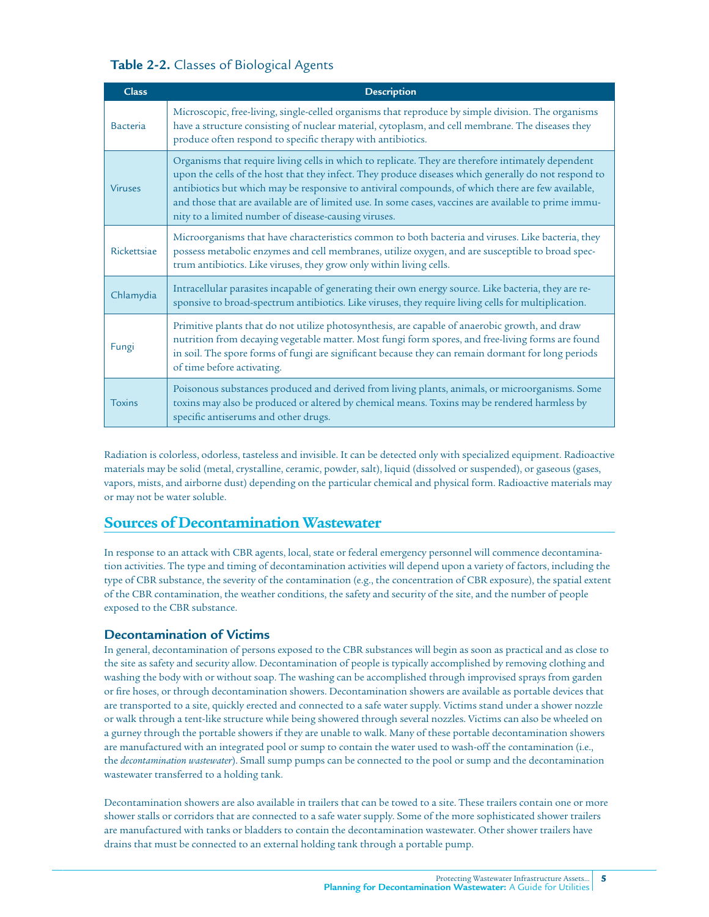**Table 2-2.** Classes of Biological Agents

| Class | Description |
|---|---|
| Bacteria | Microscopic, free-living, single-celled organisms that reproduce by simple division. The organisms have a structure consisting of nuclear material, cytoplasm, and cell membrane. The diseases they produce often respond to specific therapy with antibiotics. |
| Viruses | Organisms that require living cells in which to replicate. They are therefore intimately dependent upon the cells of the host that they infect. They produce diseases which generally do not respond to antibiotics but which may be responsive to antiviral compounds, of which there are few available, and those that are available are of limited use. In some cases, vaccines are available to prime immunity to a limited number of disease-causing viruses. |
| Rickettsiae | Microorganisms that have characteristics common to both bacteria and viruses. Like bacteria, they possess metabolic enzymes and cell membranes, utilize oxygen, and are susceptible to broad spectrum antibiotics. Like viruses, they grow only within living cells. |
| Chlamydia | Intracellular parasites incapable of generating their own energy source. Like bacteria, they are responsive to broad-spectrum antibiotics. Like viruses, they require living cells for multiplication. |
| Fungi | Primitive plants that do not utilize photosynthesis, are capable of anaerobic growth, and draw nutrition from decaying vegetable matter. Most fungi form spores, and free-living forms are found in soil. The spore forms of fungi are significant because they can remain dormant for long periods of time before activating. |
| Toxins | Poisonous substances produced and derived from living plants, animals, or microorganisms. Some toxins may also be produced or altered by chemical means. Toxins may be rendered harmless by specific antiserums and other drugs. |

Radiation is colorless, odorless, tasteless and invisible. It can be detected only with specialized equipment. Radioactive materials may be solid (metal, crystalline, ceramic, powder, salt), liquid (dissolved or suspended), or gaseous (gases, vapors, mists, and airborne dust) depending on the particular chemical and physical form. Radioactive materials may or may not be water soluble.

## Sources of Decontamination Wastewater

In response to an attack with CBR agents, local, state or federal emergency personnel will commence decontamination activities. The type and timing of decontamination activities will depend upon a variety of factors, including the type of CBR substance, the severity of the contamination (e.g., the concentration of CBR exposure), the spatial extent of the CBR contamination, the weather conditions, the safety and security of the site, and the number of people exposed to the CBR substance.

### Decontamination of Victims

In general, decontamination of persons exposed to the CBR substances will begin as soon as practical and as close to the site as safety and security allow. Decontamination of people is typically accomplished by removing clothing and washing the body with or without soap. The washing can be accomplished through improvised sprays from garden or fire hoses, or through decontamination showers. Decontamination showers are available as portable devices that are transported to a site, quickly erected and connected to a safe water supply. Victims stand under a shower nozzle or walk through a tent-like structure while being showered through several nozzles. Victims can also be wheeled on a gurney through the portable showers if they are unable to walk. Many of these portable decontamination showers are manufactured with an integrated pool or sump to contain the water used to wash-off the contamination (i.e., the *decontamination wastewater*). Small sump pumps can be connected to the pool or sump and the decontamination wastewater transferred to a holding tank.

Decontamination showers are also available in trailers that can be towed to a site. These trailers contain one or more shower stalls or corridors that are connected to a safe water supply. Some of the more sophisticated shower trailers are manufactured with tanks or bladders to contain the decontamination wastewater. Other shower trailers have drains that must be connected to an external holding tank through a portable pump.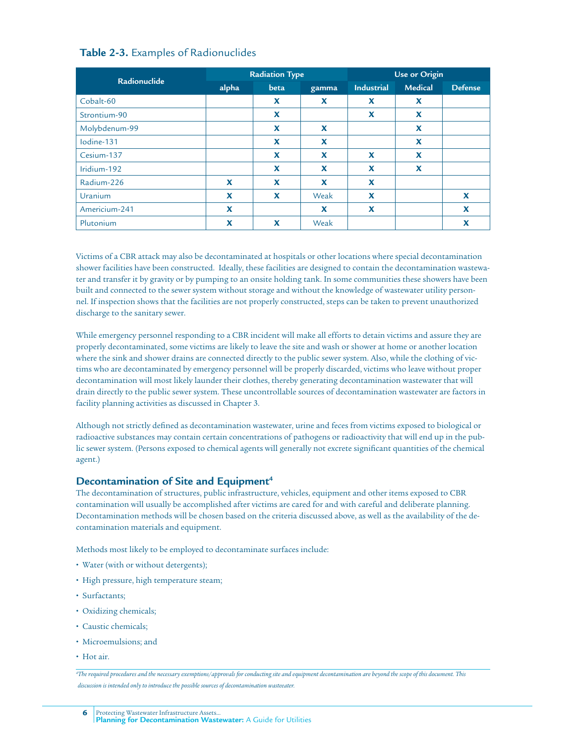**Table 2-3.** Examples of Radionuclides

| Radionuclide | Radiation Type | | | Use or Origin | | |
|---|---|---|---|---|---|---|
| | alpha | beta | gamma | Industrial | Medical | Defense |
| Cobalt-60 | | X | X | X | X | |
| Strontium-90 | | X | | X | X | |
| Molybdenum-99 | | X | X | | X | |
| Iodine-131 | | X | X | | X | |
| Cesium-137 | | X | X | X | X | |
| Iridium-192 | | X | X | X | X | |
| Radium-226 | X | X | X | X | | |
| Uranium | X | X | Weak | X | | X |
| Americium-241 | X | | X | X | | X |
| Plutonium | X | X | Weak | | | X |

Victims of a CBR attack may also be decontaminated at hospitals or other locations where special decontamination shower facilities have been constructed. Ideally, these facilities are designed to contain the decontamination wastewater and transfer it by gravity or by pumping to an onsite holding tank. In some communities these showers have been built and connected to the sewer system without storage and without the knowledge of wastewater utility personnel. If inspection shows that the facilities are not properly constructed, steps can be taken to prevent unauthorized discharge to the sanitary sewer.

While emergency personnel responding to a CBR incident will make all efforts to detain victims and assure they are properly decontaminated, some victims are likely to leave the site and wash or shower at home or another location where the sink and shower drains are connected directly to the public sewer system. Also, while the clothing of victims who are decontaminated by emergency personnel will be properly discarded, victims who leave without proper decontamination will most likely launder their clothes, thereby generating decontamination wastewater that will drain directly to the public sewer system. These uncontrollable sources of decontamination wastewater are factors in facility planning activities as discussed in Chapter 3.

Although not strictly defined as decontamination wastewater, urine and feces from victims exposed to biological or radioactive substances may contain certain concentrations of pathogens or radioactivity that will end up in the public sewer system. (Persons exposed to chemical agents will generally not excrete significant quantities of the chemical agent.)

## Decontamination of Site and Equipment[4]

The decontamination of structures, public infrastructure, vehicles, equipment and other items exposed to CBR contamination will usually be accomplished after victims are cared for and with careful and deliberate planning. Decontamination methods will be chosen based on the criteria discussed above, as well as the availability of the decontamination materials and equipment.

Methods most likely to be employed to decontaminate surfaces include:

- Water (with or without detergents);
- High pressure, high temperature steam;
- Surfactants;
- Oxidizing chemicals;
- Caustic chemicals;
- Microemulsions; and
- Hot air.

*[4]The required procedures and the necessary exemptions/approvals for conducting site and equipment decontamination are beyond the scope of this document. This discussion is intended only to introduce the possible sources of decontamination wasteeater.*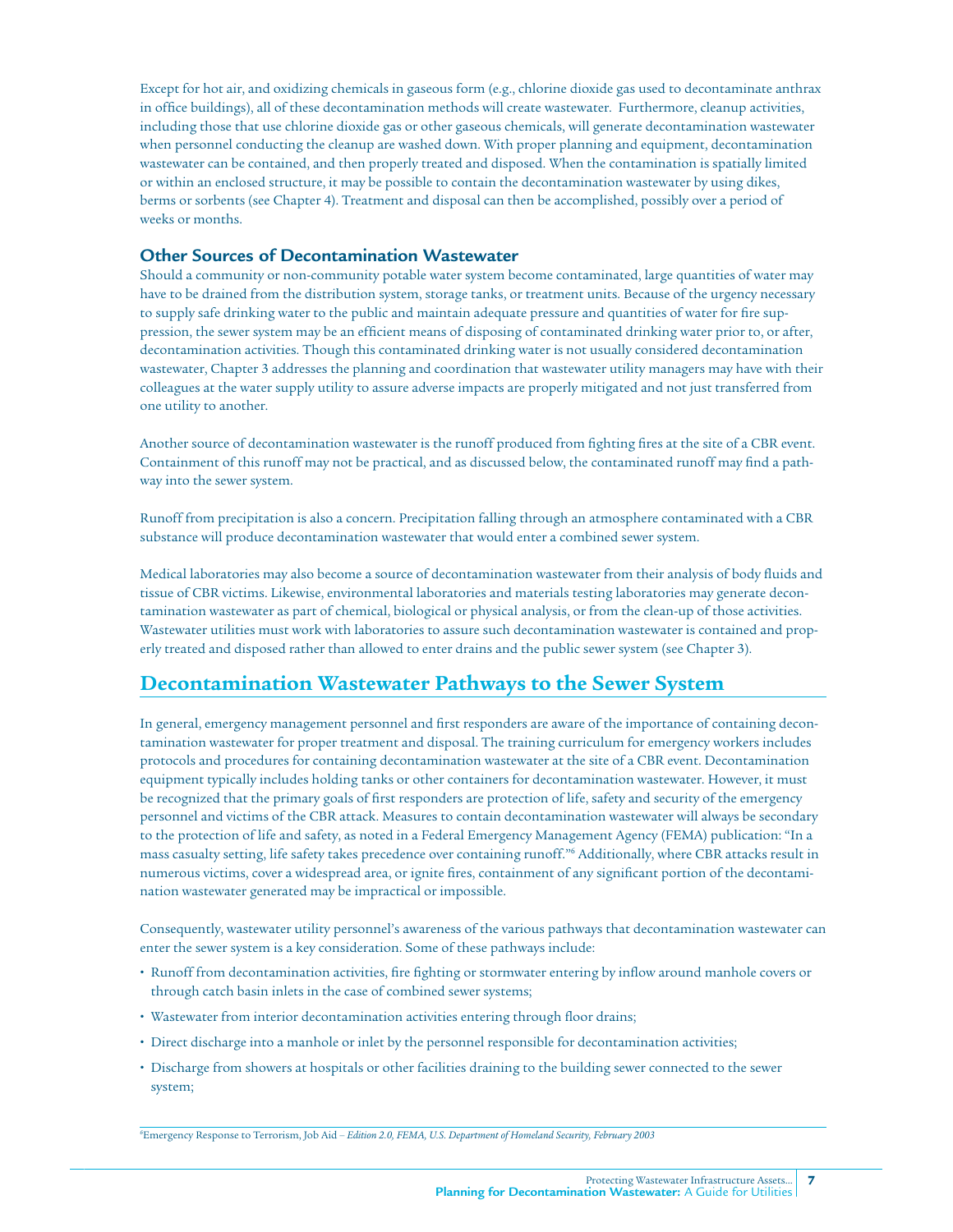Except for hot air, and oxidizing chemicals in gaseous form (e.g., chlorine dioxide gas used to decontaminate anthrax in office buildings), all of these decontamination methods will create wastewater. Furthermore, cleanup activities, including those that use chlorine dioxide gas or other gaseous chemicals, will generate decontamination wastewater when personnel conducting the cleanup are washed down. With proper planning and equipment, decontamination wastewater can be contained, and then properly treated and disposed. When the contamination is spatially limited or within an enclosed structure, it may be possible to contain the decontamination wastewater by using dikes, berms or sorbents (see Chapter 4). Treatment and disposal can then be accomplished, possibly over a period of weeks or months.

### Other Sources of Decontamination Wastewater

Should a community or non-community potable water system become contaminated, large quantities of water may have to be drained from the distribution system, storage tanks, or treatment units. Because of the urgency necessary to supply safe drinking water to the public and maintain adequate pressure and quantities of water for fire suppression, the sewer system may be an efficient means of disposing of contaminated drinking water prior to, or after, decontamination activities. Though this contaminated drinking water is not usually considered decontamination wastewater, Chapter 3 addresses the planning and coordination that wastewater utility managers may have with their colleagues at the water supply utility to assure adverse impacts are properly mitigated and not just transferred from one utility to another.

Another source of decontamination wastewater is the runoff produced from fighting fires at the site of a CBR event. Containment of this runoff may not be practical, and as discussed below, the contaminated runoff may find a pathway into the sewer system.

Runoff from precipitation is also a concern. Precipitation falling through an atmosphere contaminated with a CBR substance will produce decontamination wastewater that would enter a combined sewer system.

Medical laboratories may also become a source of decontamination wastewater from their analysis of body fluids and tissue of CBR victims. Likewise, environmental laboratories and materials testing laboratories may generate decontamination wastewater as part of chemical, biological or physical analysis, or from the clean-up of those activities. Wastewater utilities must work with laboratories to assure such decontamination wastewater is contained and properly treated and disposed rather than allowed to enter drains and the public sewer system (see Chapter 3).

## Decontamination Wastewater Pathways to the Sewer System

In general, emergency management personnel and first responders are aware of the importance of containing decontamination wastewater for proper treatment and disposal. The training curriculum for emergency workers includes protocols and procedures for containing decontamination wastewater at the site of a CBR event. Decontamination equipment typically includes holding tanks or other containers for decontamination wastewater. However, it must be recognized that the primary goals of first responders are protection of life, safety and security of the emergency personnel and victims of the CBR attack. Measures to contain decontamination wastewater will always be secondary to the protection of life and safety, as noted in a Federal Emergency Management Agency (FEMA) publication: "In a mass casualty setting, life safety takes precedence over containing runoff."[6] Additionally, where CBR attacks result in numerous victims, cover a widespread area, or ignite fires, containment of any significant portion of the decontamination wastewater generated may be impractical or impossible.

Consequently, wastewater utility personnel's awareness of the various pathways that decontamination wastewater can enter the sewer system is a key consideration. Some of these pathways include:

- Runoff from decontamination activities, fire fighting or stormwater entering by inflow around manhole covers or through catch basin inlets in the case of combined sewer systems;
- Wastewater from interior decontamination activities entering through floor drains;
- Direct discharge into a manhole or inlet by the personnel responsible for decontamination activities;
- Discharge from showers at hospitals or other facilities draining to the building sewer connected to the sewer system;

[6] Emergency Response to Terrorism, Job Aid – *Edition 2.0, FEMA, U.S. Department of Homeland Security, February 2003*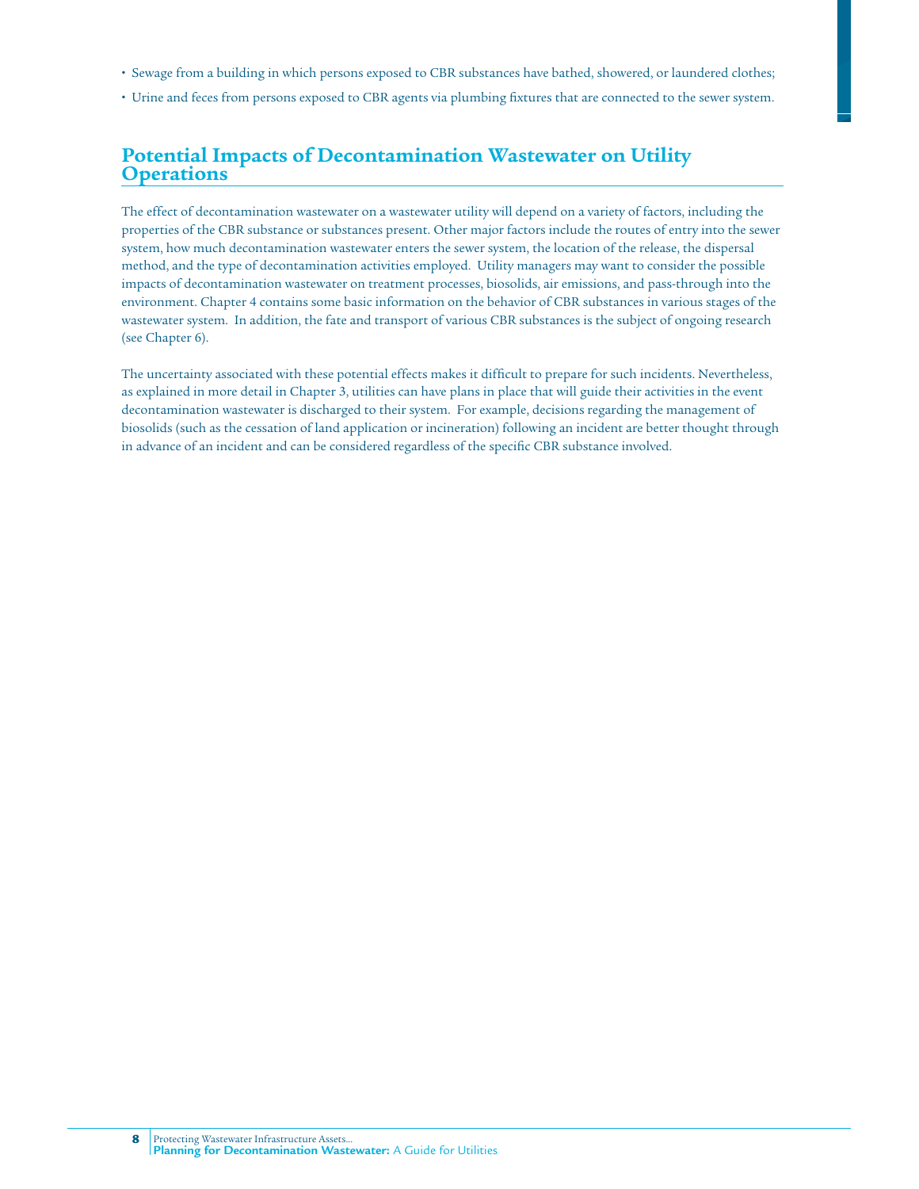- Sewage from a building in which persons exposed to CBR substances have bathed, showered, or laundered clothes;
- Urine and feces from persons exposed to CBR agents via plumbing fixtures that are connected to the sewer system.

## Potential Impacts of Decontamination Wastewater on Utility Operations

The effect of decontamination wastewater on a wastewater utility will depend on a variety of factors, including the properties of the CBR substance or substances present. Other major factors include the routes of entry into the sewer system, how much decontamination wastewater enters the sewer system, the location of the release, the dispersal method, and the type of decontamination activities employed. Utility managers may want to consider the possible impacts of decontamination wastewater on treatment processes, biosolids, air emissions, and pass-through into the environment. Chapter 4 contains some basic information on the behavior of CBR substances in various stages of the wastewater system. In addition, the fate and transport of various CBR substances is the subject of ongoing research (see Chapter 6).

The uncertainty associated with these potential effects makes it difficult to prepare for such incidents. Nevertheless, as explained in more detail in Chapter 3, utilities can have plans in place that will guide their activities in the event decontamination wastewater is discharged to their system. For example, decisions regarding the management of biosolids (such as the cessation of land application or incineration) following an incident are better thought through in advance of an incident and can be considered regardless of the specific CBR substance involved.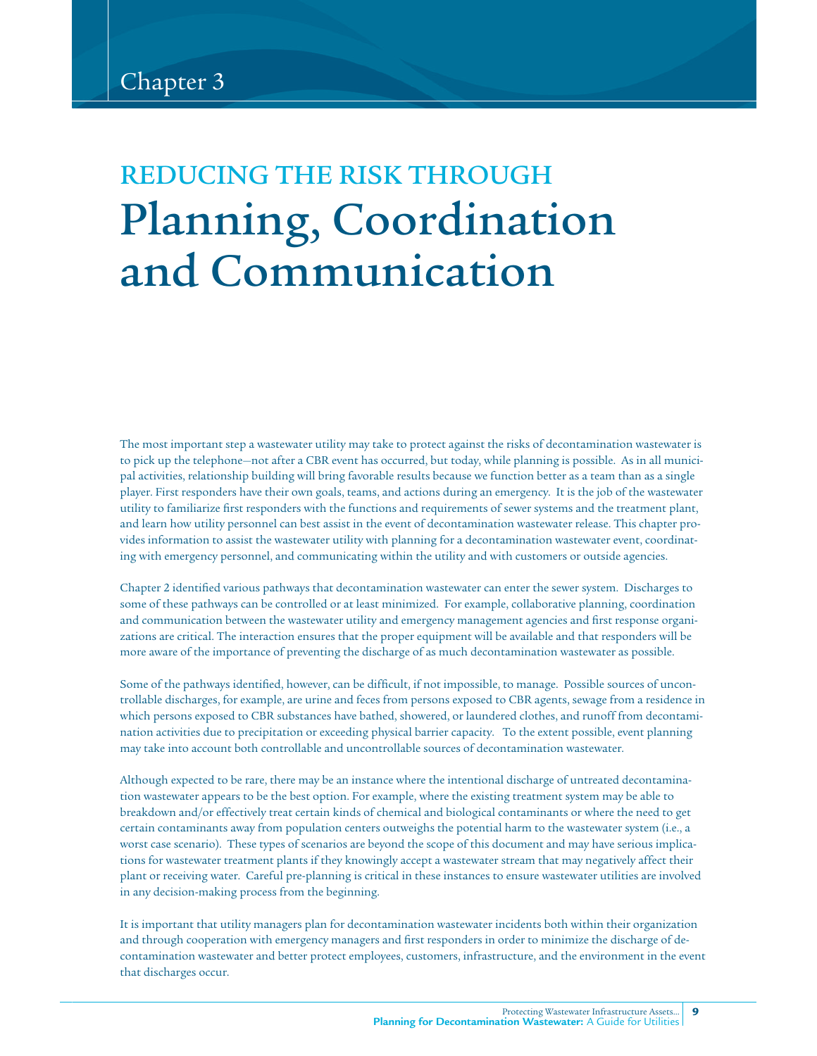Chapter 3

# REDUCING THE RISK THROUGH Planning, Coordination and Communication

The most important step a wastewater utility may take to protect against the risks of decontamination wastewater is to pick up the telephone—not after a CBR event has occurred, but today, while planning is possible. As in all municipal activities, relationship building will bring favorable results because we function better as a team than as a single player. First responders have their own goals, teams, and actions during an emergency. It is the job of the wastewater utility to familiarize first responders with the functions and requirements of sewer systems and the treatment plant, and learn how utility personnel can best assist in the event of decontamination wastewater release. This chapter provides information to assist the wastewater utility with planning for a decontamination wastewater event, coordinating with emergency personnel, and communicating within the utility and with customers or outside agencies.

Chapter 2 identified various pathways that decontamination wastewater can enter the sewer system. Discharges to some of these pathways can be controlled or at least minimized. For example, collaborative planning, coordination and communication between the wastewater utility and emergency management agencies and first response organizations are critical. The interaction ensures that the proper equipment will be available and that responders will be more aware of the importance of preventing the discharge of as much decontamination wastewater as possible.

Some of the pathways identified, however, can be difficult, if not impossible, to manage. Possible sources of uncontrollable discharges, for example, are urine and feces from persons exposed to CBR agents, sewage from a residence in which persons exposed to CBR substances have bathed, showered, or laundered clothes, and runoff from decontamination activities due to precipitation or exceeding physical barrier capacity. To the extent possible, event planning may take into account both controllable and uncontrollable sources of decontamination wastewater.

Although expected to be rare, there may be an instance where the intentional discharge of untreated decontamination wastewater appears to be the best option. For example, where the existing treatment system may be able to breakdown and/or effectively treat certain kinds of chemical and biological contaminants or where the need to get certain contaminants away from population centers outweighs the potential harm to the wastewater system (i.e., a worst case scenario). These types of scenarios are beyond the scope of this document and may have serious implications for wastewater treatment plants if they knowingly accept a wastewater stream that may negatively affect their plant or receiving water. Careful pre-planning is critical in these instances to ensure wastewater utilities are involved in any decision-making process from the beginning.

It is important that utility managers plan for decontamination wastewater incidents both within their organization and through cooperation with emergency managers and first responders in order to minimize the discharge of decontamination wastewater and better protect employees, customers, infrastructure, and the environment in the event that discharges occur.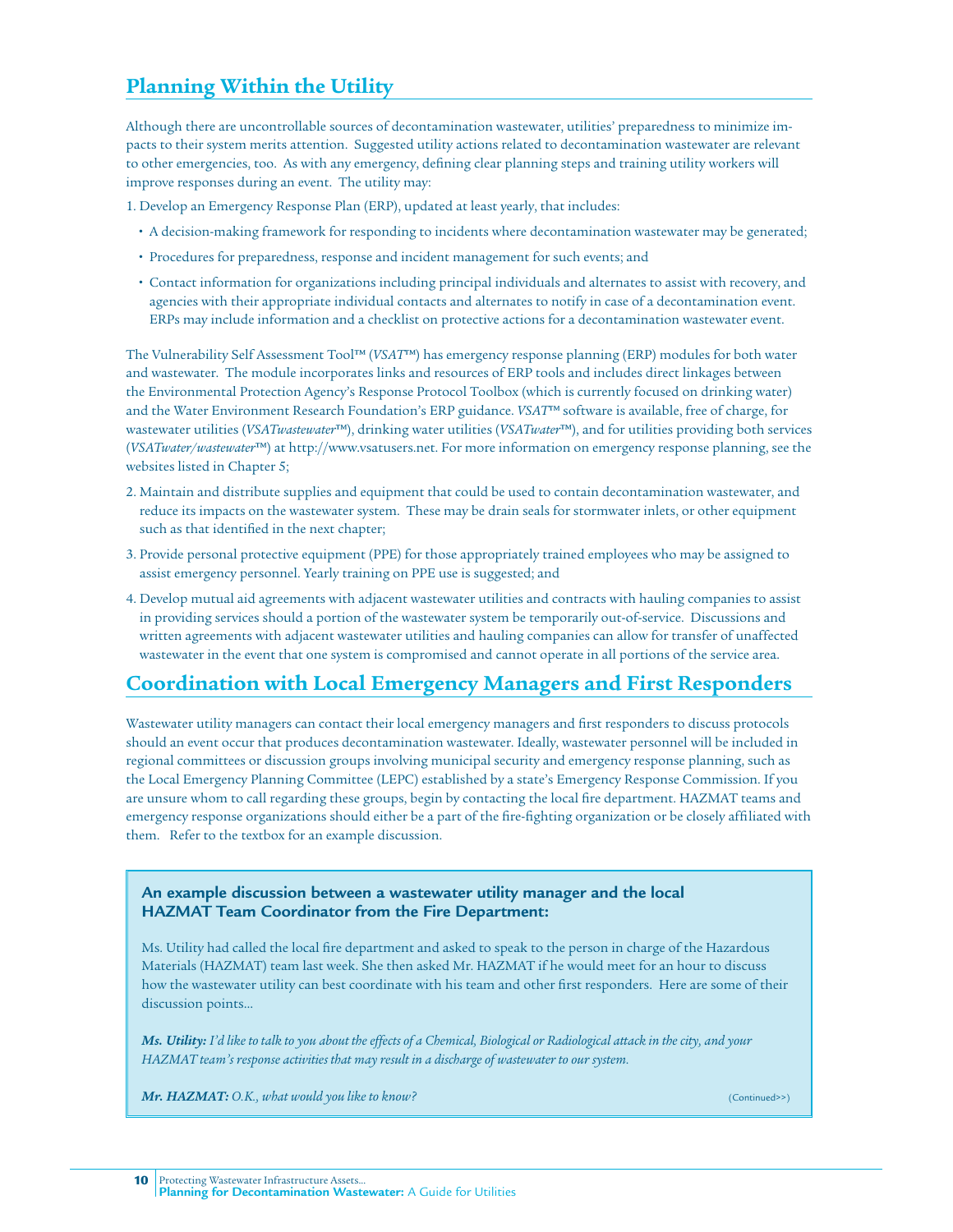## Planning Within the Utility

Although there are uncontrollable sources of decontamination wastewater, utilities' preparedness to minimize impacts to their system merits attention. Suggested utility actions related to decontamination wastewater are relevant to other emergencies, too. As with any emergency, defining clear planning steps and training utility workers will improve responses during an event. The utility may:

1. Develop an Emergency Response Plan (ERP), updated at least yearly, that includes:
   - A decision-making framework for responding to incidents where decontamination wastewater may be generated;
   - Procedures for preparedness, response and incident management for such events; and
   - Contact information for organizations including principal individuals and alternates to assist with recovery, and agencies with their appropriate individual contacts and alternates to notify in case of a decontamination event. ERPs may include information and a checklist on protective actions for a decontamination wastewater event.

The Vulnerability Self Assessment Tool™ (*VSAT*™) has emergency response planning (ERP) modules for both water and wastewater. The module incorporates links and resources of ERP tools and includes direct linkages between the Environmental Protection Agency's Response Protocol Toolbox (which is currently focused on drinking water) and the Water Environment Research Foundation's ERP guidance. *VSAT*™ software is available, free of charge, for wastewater utilities (*VSATwastewater*™), drinking water utilities (*VSATwater*™), and for utilities providing both services (*VSATwater/wastewater*™) at http://www.vsatusers.net. For more information on emergency response planning, see the websites listed in Chapter 5;

2. Maintain and distribute supplies and equipment that could be used to contain decontamination wastewater, and reduce its impacts on the wastewater system. These may be drain seals for stormwater inlets, or other equipment such as that identified in the next chapter;
3. Provide personal protective equipment (PPE) for those appropriately trained employees who may be assigned to assist emergency personnel. Yearly training on PPE use is suggested; and
4. Develop mutual aid agreements with adjacent wastewater utilities and contracts with hauling companies to assist in providing services should a portion of the wastewater system be temporarily out-of-service. Discussions and written agreements with adjacent wastewater utilities and hauling companies can allow for transfer of unaffected wastewater in the event that one system is compromised and cannot operate in all portions of the service area.

## Coordination with Local Emergency Managers and First Responders

Wastewater utility managers can contact their local emergency managers and first responders to discuss protocols should an event occur that produces decontamination wastewater. Ideally, wastewater personnel will be included in regional committees or discussion groups involving municipal security and emergency response planning, such as the Local Emergency Planning Committee (LEPC) established by a state's Emergency Response Commission. If you are unsure whom to call regarding these groups, begin by contacting the local fire department. HAZMAT teams and emergency response organizations should either be a part of the fire-fighting organization or be closely affiliated with them. Refer to the textbox for an example discussion.

**An example discussion between a wastewater utility manager and the local HAZMAT Team Coordinator from the Fire Department:**

Ms. Utility had called the local fire department and asked to speak to the person in charge of the Hazardous Materials (HAZMAT) team last week. She then asked Mr. HAZMAT if he would meet for an hour to discuss how the wastewater utility can best coordinate with his team and other first responders. Here are some of their discussion points...

***Ms. Utility:*** *I'd like to talk to you about the effects of a Chemical, Biological or Radiological attack in the city, and your HAZMAT team's response activities that may result in a discharge of wastewater to our system.*

***Mr. HAZMAT:*** *O.K., what would you like to know?*

(Continued>>)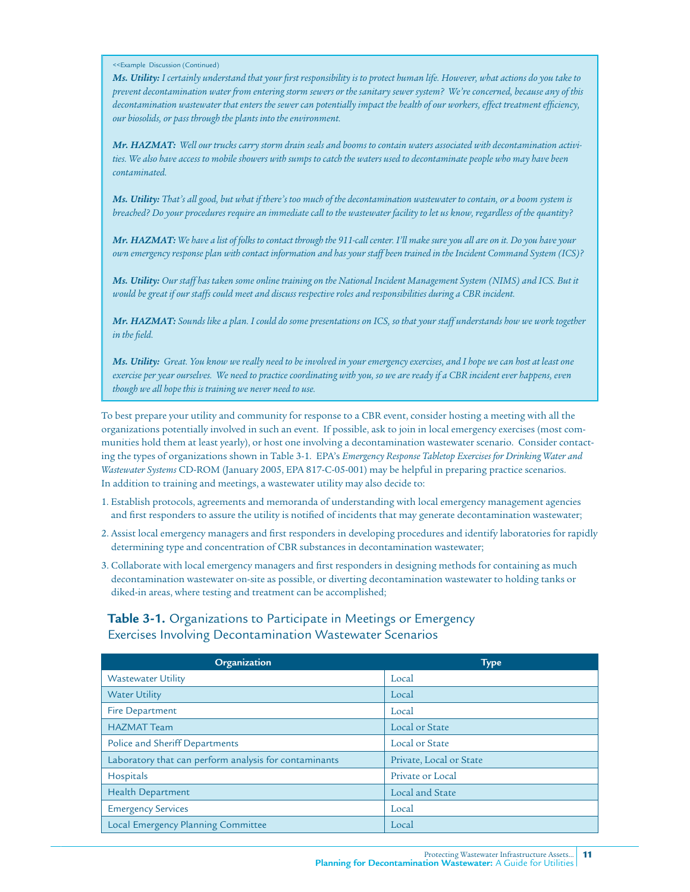<<Example Discussion (Continued)

***Ms. Utility:*** *I certainly understand that your first responsibility is to protect human life. However, what actions do you take to prevent decontamination water from entering storm sewers or the sanitary sewer system? We're concerned, because any of this decontamination wastewater that enters the sewer can potentially impact the health of our workers, effect treatment efficiency, our biosolids, or pass through the plants into the environment.*

***Mr. HAZMAT:*** *Well our trucks carry storm drain seals and booms to contain waters associated with decontamination activities. We also have access to mobile showers with sumps to catch the waters used to decontaminate people who may have been contaminated.*

***Ms. Utility:*** *That's all good, but what if there's too much of the decontamination wastewater to contain, or a boom system is breached? Do your procedures require an immediate call to the wastewater facility to let us know, regardless of the quantity?*

***Mr. HAZMAT:*** *We have a list of folks to contact through the 911-call center. I'll make sure you all are on it. Do you have your own emergency response plan with contact information and has your staff been trained in the Incident Command System (ICS)?*

***Ms. Utility:*** *Our staff has taken some online training on the National Incident Management System (NIMS) and ICS. But it would be great if our staffs could meet and discuss respective roles and responsibilities during a CBR incident.*

***Mr. HAZMAT:*** *Sounds like a plan. I could do some presentations on ICS, so that your staff understands how we work together in the field.*

***Ms. Utility:*** *Great. You know we really need to be involved in your emergency exercises, and I hope we can host at least one exercise per year ourselves. We need to practice coordinating with you, so we are ready if a CBR incident ever happens, even though we all hope this is training we never need to use.*

To best prepare your utility and community for response to a CBR event, consider hosting a meeting with all the organizations potentially involved in such an event. If possible, ask to join in local emergency exercises (most communities hold them at least yearly), or host one involving a decontamination wastewater scenario. Consider contacting the types of organizations shown in Table 3-1. EPA's *Emergency Response Tabletop Exercises for Drinking Water and Wastewater Systems* CD-ROM (January 2005, EPA 817-C-05-001) may be helpful in preparing practice scenarios. In addition to training and meetings, a wastewater utility may also decide to:

1. Establish protocols, agreements and memoranda of understanding with local emergency management agencies and first responders to assure the utility is notified of incidents that may generate decontamination wastewater;
2. Assist local emergency managers and first responders in developing procedures and identify laboratories for rapidly determining type and concentration of CBR substances in decontamination wastewater;
3. Collaborate with local emergency managers and first responders in designing methods for containing as much decontamination wastewater on-site as possible, or diverting decontamination wastewater to holding tanks or diked-in areas, where testing and treatment can be accomplished;

**Table 3-1.** Organizations to Participate in Meetings or Emergency Exercises Involving Decontamination Wastewater Scenarios

| Organization | Type |
|---|---|
| Wastewater Utility | Local |
| Water Utility | Local |
| Fire Department | Local |
| HAZMAT Team | Local or State |
| Police and Sheriff Departments | Local or State |
| Laboratory that can perform analysis for contaminants | Private, Local or State |
| Hospitals | Private or Local |
| Health Department | Local and State |
| Emergency Services | Local |
| Local Emergency Planning Committee | Local |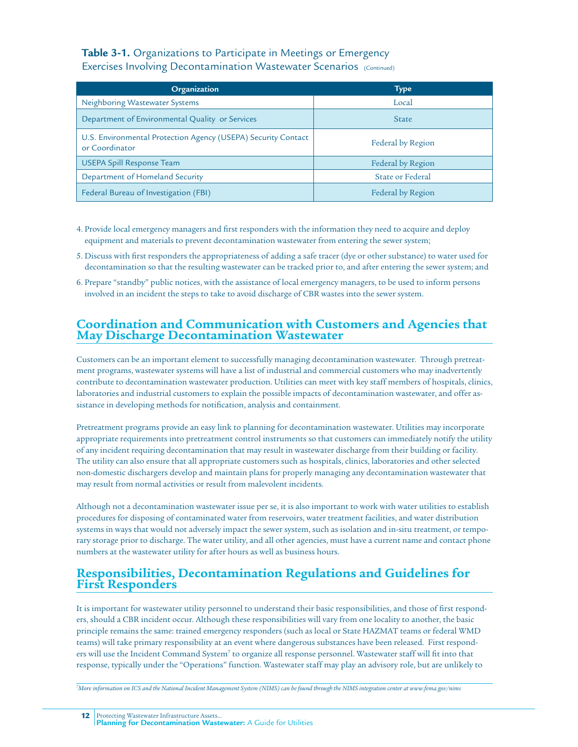**Table 3-1.** Organizations to Participate in Meetings or Emergency Exercises Involving Decontamination Wastewater Scenarios (Continued)

| Organization | Type |
|---|---|
| Neighboring Wastewater Systems | Local |
| Department of Environmental Quality or Services | State |
| U.S. Environmental Protection Agency (USEPA) Security Contact or Coordinator | Federal by Region |
| USEPA Spill Response Team | Federal by Region |
| Department of Homeland Security | State or Federal |
| Federal Bureau of Investigation (FBI) | Federal by Region |

4. Provide local emergency managers and first responders with the information they need to acquire and deploy equipment and materials to prevent decontamination wastewater from entering the sewer system;
5. Discuss with first responders the appropriateness of adding a safe tracer (dye or other substance) to water used for decontamination so that the resulting wastewater can be tracked prior to, and after entering the sewer system; and
6. Prepare "standby" public notices, with the assistance of local emergency managers, to be used to inform persons involved in an incident the steps to take to avoid discharge of CBR wastes into the sewer system.

## Coordination and Communication with Customers and Agencies that May Discharge Decontamination Wastewater

Customers can be an important element to successfully managing decontamination wastewater. Through pretreatment programs, wastewater systems will have a list of industrial and commercial customers who may inadvertently contribute to decontamination wastewater production. Utilities can meet with key staff members of hospitals, clinics, laboratories and industrial customers to explain the possible impacts of decontamination wastewater, and offer assistance in developing methods for notification, analysis and containment.

Pretreatment programs provide an easy link to planning for decontamination wastewater. Utilities may incorporate appropriate requirements into pretreatment control instruments so that customers can immediately notify the utility of any incident requiring decontamination that may result in wastewater discharge from their building or facility. The utility can also ensure that all appropriate customers such as hospitals, clinics, laboratories and other selected non-domestic dischargers develop and maintain plans for properly managing any decontamination wastewater that may result from normal activities or result from malevolent incidents.

Although not a decontamination wastewater issue per se, it is also important to work with water utilities to establish procedures for disposing of contaminated water from reservoirs, water treatment facilities, and water distribution systems in ways that would not adversely impact the sewer system, such as isolation and in-situ treatment, or temporary storage prior to discharge. The water utility, and all other agencies, must have a current name and contact phone numbers at the wastewater utility for after hours as well as business hours.

## Responsibilities, Decontamination Regulations and Guidelines for First Responders

It is important for wastewater utility personnel to understand their basic responsibilities, and those of first responders, should a CBR incident occur. Although these responsibilities will vary from one locality to another, the basic principle remains the same: trained emergency responders (such as local or State HAZMAT teams or federal WMD teams) will take primary responsibility at an event where dangerous substances have been released. First responders will use the Incident Command System[7] to organize all response personnel. Wastewater staff will fit into that response, typically under the "Operations" function. Wastewater staff may play an advisory role, but are unlikely to

[7] *More information on ICS and the National Incident Management System (NIMS) can be found through the NIMS integration center at www.fema.gov/nims*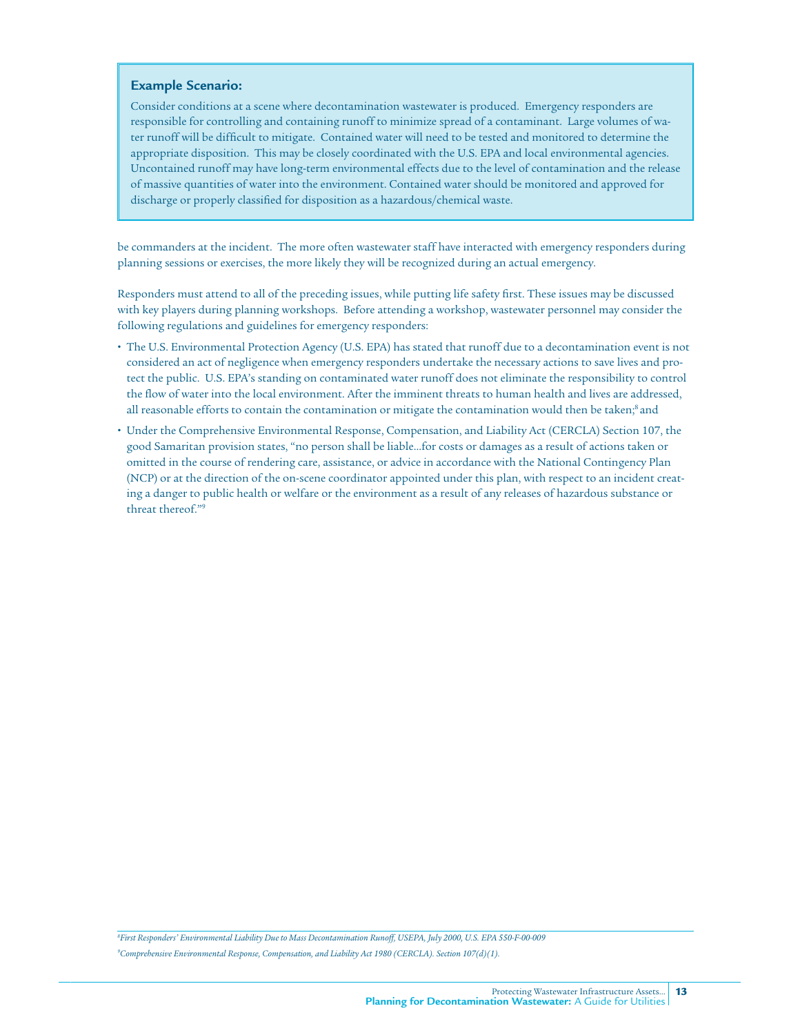**Example Scenario:**

Consider conditions at a scene where decontamination wastewater is produced. Emergency responders are responsible for controlling and containing runoff to minimize spread of a contaminant. Large volumes of water runoff will be difficult to mitigate. Contained water will need to be tested and monitored to determine the appropriate disposition. This may be closely coordinated with the U.S. EPA and local environmental agencies. Uncontained runoff may have long-term environmental effects due to the level of contamination and the release of massive quantities of water into the environment. Contained water should be monitored and approved for discharge or properly classified for disposition as a hazardous/chemical waste.

be commanders at the incident. The more often wastewater staff have interacted with emergency responders during planning sessions or exercises, the more likely they will be recognized during an actual emergency.

Responders must attend to all of the preceding issues, while putting life safety first. These issues may be discussed with key players during planning workshops. Before attending a workshop, wastewater personnel may consider the following regulations and guidelines for emergency responders:

- The U.S. Environmental Protection Agency (U.S. EPA) has stated that runoff due to a decontamination event is not considered an act of negligence when emergency responders undertake the necessary actions to save lives and protect the public. U.S. EPA's standing on contaminated water runoff does not eliminate the responsibility to control the flow of water into the local environment. After the imminent threats to human health and lives are addressed, all reasonable efforts to contain the contamination or mitigate the contamination would then be taken;[8] and
- Under the Comprehensive Environmental Response, Compensation, and Liability Act (CERCLA) Section 107, the good Samaritan provision states, "no person shall be liable...for costs or damages as a result of actions taken or omitted in the course of rendering care, assistance, or advice in accordance with the National Contingency Plan (NCP) or at the direction of the on-scene coordinator appointed under this plan, with respect to an incident creating a danger to public health or welfare or the environment as a result of any releases of hazardous substance or threat thereof."[9]

---

[8] *First Responders' Environmental Liability Due to Mass Decontamination Runoff, USEPA, July 2000, U.S. EPA 550-F-00-009*

[9] *Comprehensive Environmental Response, Compensation, and Liability Act 1980 (CERCLA). Section 107(d)(1).*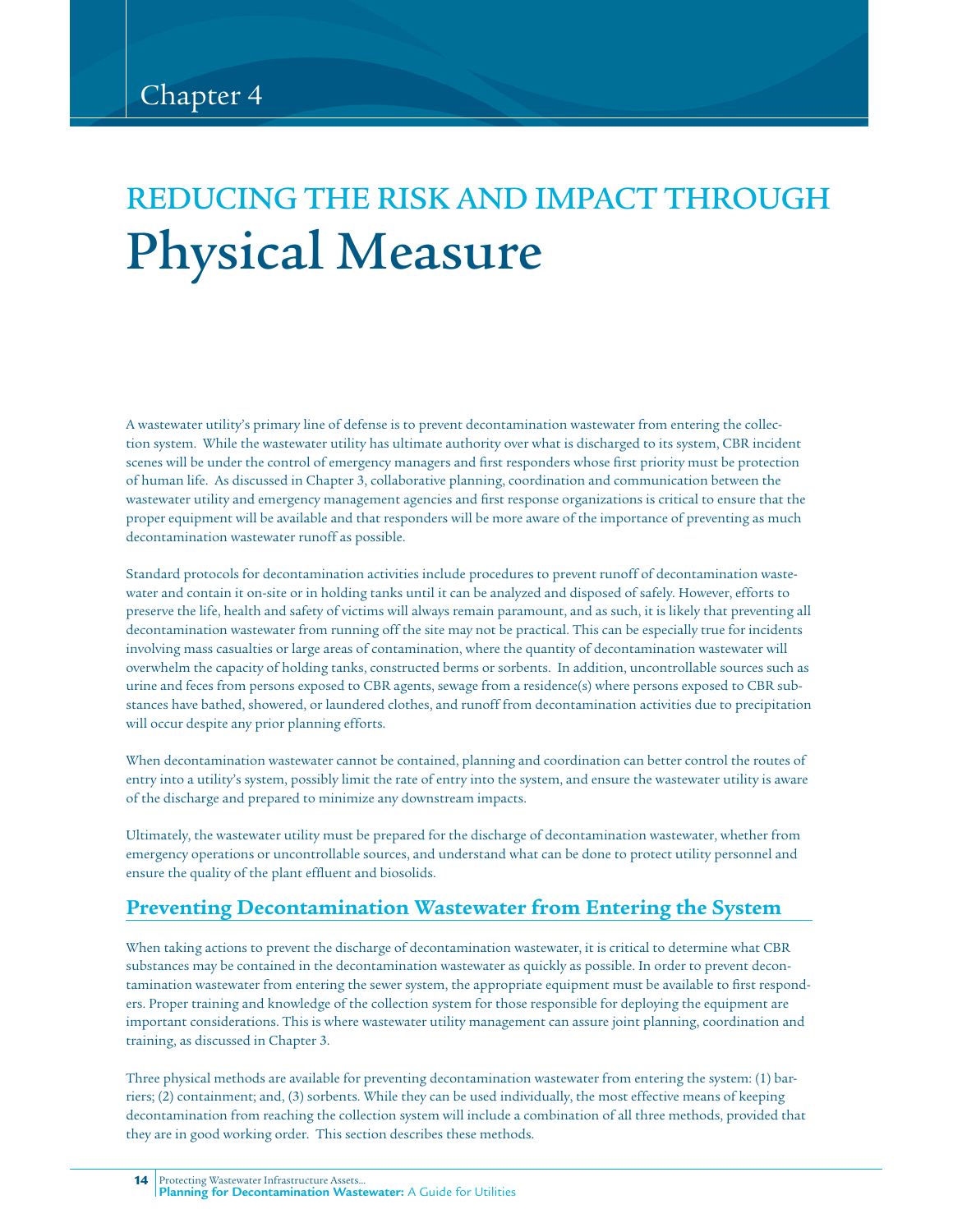# Chapter 4

# REDUCING THE RISK AND IMPACT THROUGH Physical Measure

A wastewater utility's primary line of defense is to prevent decontamination wastewater from entering the collection system. While the wastewater utility has ultimate authority over what is discharged to its system, CBR incident scenes will be under the control of emergency managers and first responders whose first priority must be protection of human life. As discussed in Chapter 3, collaborative planning, coordination and communication between the wastewater utility and emergency management agencies and first response organizations is critical to ensure that the proper equipment will be available and that responders will be more aware of the importance of preventing as much decontamination wastewater runoff as possible.

Standard protocols for decontamination activities include procedures to prevent runoff of decontamination wastewater and contain it on-site or in holding tanks until it can be analyzed and disposed of safely. However, efforts to preserve the life, health and safety of victims will always remain paramount, and as such, it is likely that preventing all decontamination wastewater from running off the site may not be practical. This can be especially true for incidents involving mass casualties or large areas of contamination, where the quantity of decontamination wastewater will overwhelm the capacity of holding tanks, constructed berms or sorbents. In addition, uncontrollable sources such as urine and feces from persons exposed to CBR agents, sewage from a residence(s) where persons exposed to CBR substances have bathed, showered, or laundered clothes, and runoff from decontamination activities due to precipitation will occur despite any prior planning efforts.

When decontamination wastewater cannot be contained, planning and coordination can better control the routes of entry into a utility's system, possibly limit the rate of entry into the system, and ensure the wastewater utility is aware of the discharge and prepared to minimize any downstream impacts.

Ultimately, the wastewater utility must be prepared for the discharge of decontamination wastewater, whether from emergency operations or uncontrollable sources, and understand what can be done to protect utility personnel and ensure the quality of the plant effluent and biosolids.

## Preventing Decontamination Wastewater from Entering the System

When taking actions to prevent the discharge of decontamination wastewater, it is critical to determine what CBR substances may be contained in the decontamination wastewater as quickly as possible. In order to prevent decontamination wastewater from entering the sewer system, the appropriate equipment must be available to first responders. Proper training and knowledge of the collection system for those responsible for deploying the equipment are important considerations. This is where wastewater utility management can assure joint planning, coordination and training, as discussed in Chapter 3.

Three physical methods are available for preventing decontamination wastewater from entering the system: (1) barriers; (2) containment; and, (3) sorbents. While they can be used individually, the most effective means of keeping decontamination from reaching the collection system will include a combination of all three methods, provided that they are in good working order. This section describes these methods.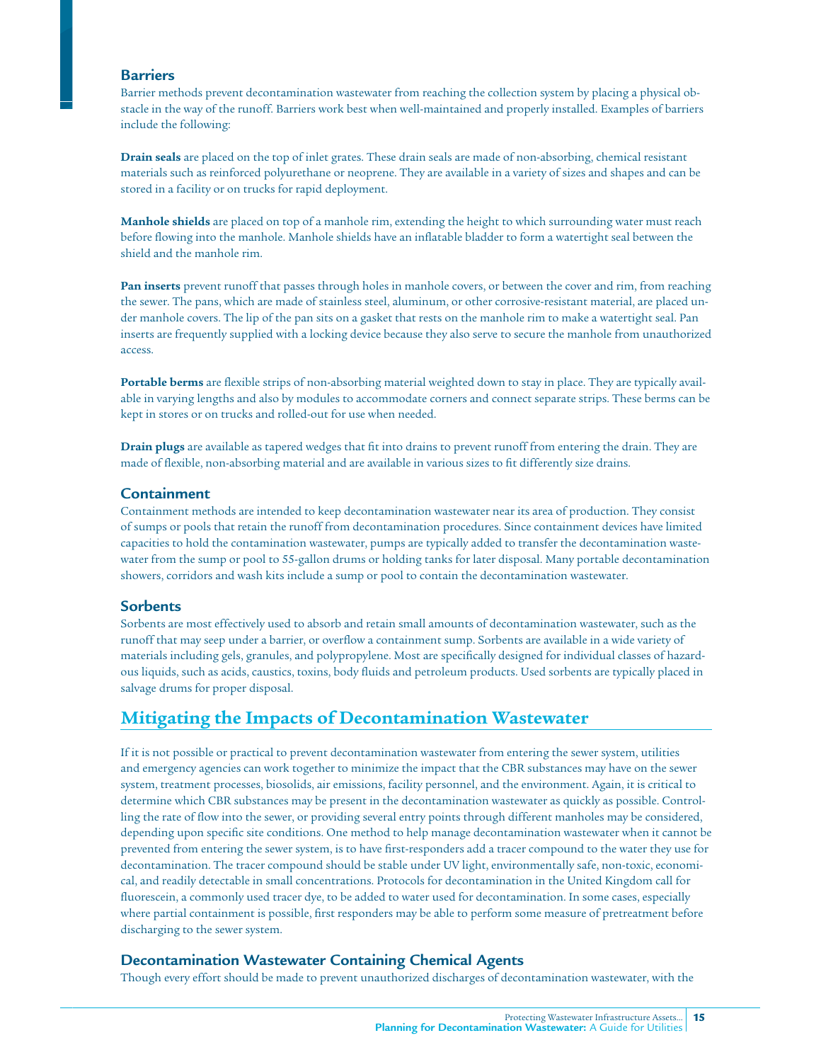### Barriers

Barrier methods prevent decontamination wastewater from reaching the collection system by placing a physical obstacle in the way of the runoff. Barriers work best when well-maintained and properly installed. Examples of barriers include the following:

**Drain seals** are placed on the top of inlet grates. These drain seals are made of non-absorbing, chemical resistant materials such as reinforced polyurethane or neoprene. They are available in a variety of sizes and shapes and can be stored in a facility or on trucks for rapid deployment.

**Manhole shields** are placed on top of a manhole rim, extending the height to which surrounding water must reach before flowing into the manhole. Manhole shields have an inflatable bladder to form a watertight seal between the shield and the manhole rim.

**Pan inserts** prevent runoff that passes through holes in manhole covers, or between the cover and rim, from reaching the sewer. The pans, which are made of stainless steel, aluminum, or other corrosive-resistant material, are placed under manhole covers. The lip of the pan sits on a gasket that rests on the manhole rim to make a watertight seal. Pan inserts are frequently supplied with a locking device because they also serve to secure the manhole from unauthorized access.

**Portable berms** are flexible strips of non-absorbing material weighted down to stay in place. They are typically available in varying lengths and also by modules to accommodate corners and connect separate strips. These berms can be kept in stores or on trucks and rolled-out for use when needed.

**Drain plugs** are available as tapered wedges that fit into drains to prevent runoff from entering the drain. They are made of flexible, non-absorbing material and are available in various sizes to fit differently size drains.

### Containment

Containment methods are intended to keep decontamination wastewater near its area of production. They consist of sumps or pools that retain the runoff from decontamination procedures. Since containment devices have limited capacities to hold the contamination wastewater, pumps are typically added to transfer the decontamination wastewater from the sump or pool to 55-gallon drums or holding tanks for later disposal. Many portable decontamination showers, corridors and wash kits include a sump or pool to contain the decontamination wastewater.

### Sorbents

Sorbents are most effectively used to absorb and retain small amounts of decontamination wastewater, such as the runoff that may seep under a barrier, or overflow a containment sump. Sorbents are available in a wide variety of materials including gels, granules, and polypropylene. Most are specifically designed for individual classes of hazardous liquids, such as acids, caustics, toxins, body fluids and petroleum products. Used sorbents are typically placed in salvage drums for proper disposal.

## Mitigating the Impacts of Decontamination Wastewater

If it is not possible or practical to prevent decontamination wastewater from entering the sewer system, utilities and emergency agencies can work together to minimize the impact that the CBR substances may have on the sewer system, treatment processes, biosolids, air emissions, facility personnel, and the environment. Again, it is critical to determine which CBR substances may be present in the decontamination wastewater as quickly as possible. Controlling the rate of flow into the sewer, or providing several entry points through different manholes may be considered, depending upon specific site conditions. One method to help manage decontamination wastewater when it cannot be prevented from entering the sewer system, is to have first-responders add a tracer compound to the water they use for decontamination. The tracer compound should be stable under UV light, environmentally safe, non-toxic, economical, and readily detectable in small concentrations. Protocols for decontamination in the United Kingdom call for fluorescein, a commonly used tracer dye, to be added to water used for decontamination. In some cases, especially where partial containment is possible, first responders may be able to perform some measure of pretreatment before discharging to the sewer system.

### Decontamination Wastewater Containing Chemical Agents

Though every effort should be made to prevent unauthorized discharges of decontamination wastewater, with the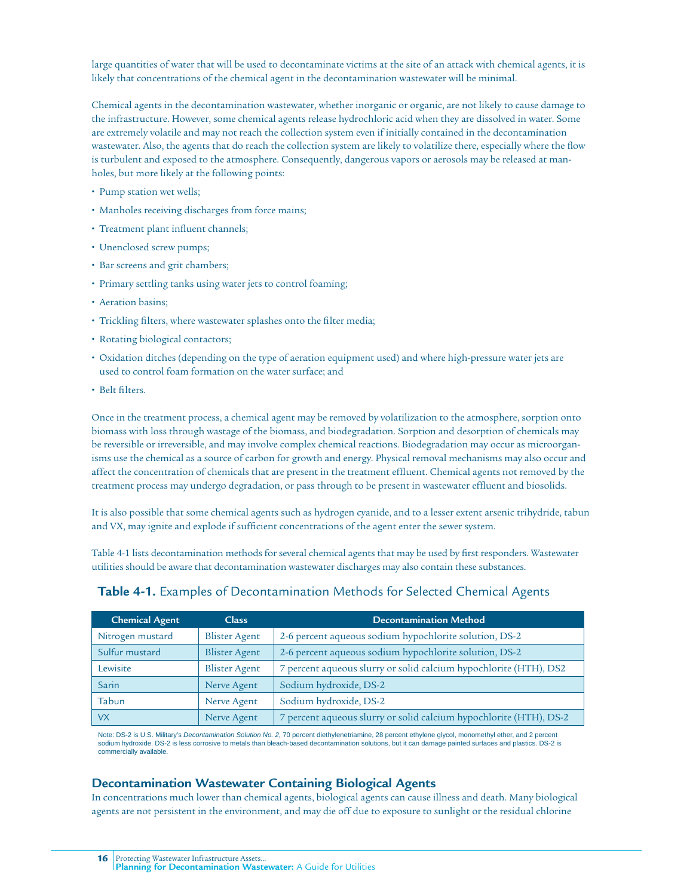large quantities of water that will be used to decontaminate victims at the site of an attack with chemical agents, it is likely that concentrations of the chemical agent in the decontamination wastewater will be minimal.

Chemical agents in the decontamination wastewater, whether inorganic or organic, are not likely to cause damage to the infrastructure. However, some chemical agents release hydrochloric acid when they are dissolved in water. Some are extremely volatile and may not reach the collection system even if initially contained in the decontamination wastewater. Also, the agents that do reach the collection system are likely to volatilize there, especially where the flow is turbulent and exposed to the atmosphere. Consequently, dangerous vapors or aerosols may be released at manholes, but more likely at the following points:

- Pump station wet wells;
- Manholes receiving discharges from force mains;
- Treatment plant influent channels;
- Unenclosed screw pumps;
- Bar screens and grit chambers;
- Primary settling tanks using water jets to control foaming;
- Aeration basins;
- Trickling filters, where wastewater splashes onto the filter media;
- Rotating biological contactors;
- Oxidation ditches (depending on the type of aeration equipment used) and where high-pressure water jets are used to control foam formation on the water surface; and
- Belt filters.

Once in the treatment process, a chemical agent may be removed by volatilization to the atmosphere, sorption onto biomass with loss through wastage of the biomass, and biodegradation. Sorption and desorption of chemicals may be reversible or irreversible, and may involve complex chemical reactions. Biodegradation may occur as microorganisms use the chemical as a source of carbon for growth and energy. Physical removal mechanisms may also occur and affect the concentration of chemicals that are present in the treatment effluent. Chemical agents not removed by the treatment process may undergo degradation, or pass through to be present in wastewater effluent and biosolids.

It is also possible that some chemical agents such as hydrogen cyanide, and to a lesser extent arsenic trihydride, tabun and VX, may ignite and explode if sufficient concentrations of the agent enter the sewer system.

Table 4-1 lists decontamination methods for several chemical agents that may be used by first responders. Wastewater utilities should be aware that decontamination wastewater discharges may also contain these substances.

**Table 4-1.** Examples of Decontamination Methods for Selected Chemical Agents

| Chemical Agent | Class | Decontamination Method |
|---|---|---|
| Nitrogen mustard | Blister Agent | 2-6 percent aqueous sodium hypochlorite solution, DS-2 |
| Sulfur mustard | Blister Agent | 2-6 percent aqueous sodium hypochlorite solution, DS-2 |
| Lewisite | Blister Agent | 7 percent aqueous slurry or solid calcium hypochlorite (HTH), DS2 |
| Sarin | Nerve Agent | Sodium hydroxide, DS-2 |
| Tabun | Nerve Agent | Sodium hydroxide, DS-2 |
| VX | Nerve Agent | 7 percent aqueous slurry or solid calcium hypochlorite (HTH), DS-2 |

Note: DS-2 is U.S. Military's *Decontamination Solution No. 2*, 70 percent diethylenetriamine, 28 percent ethylene glycol, monomethyl ether, and 2 percent sodium hydroxide. DS-2 is less corrosive to metals than bleach-based decontamination solutions, but it can damage painted surfaces and plastics. DS-2 is commercially available.

## Decontamination Wastewater Containing Biological Agents

In concentrations much lower than chemical agents, biological agents can cause illness and death. Many biological agents are not persistent in the environment, and may die off due to exposure to sunlight or the residual chlorine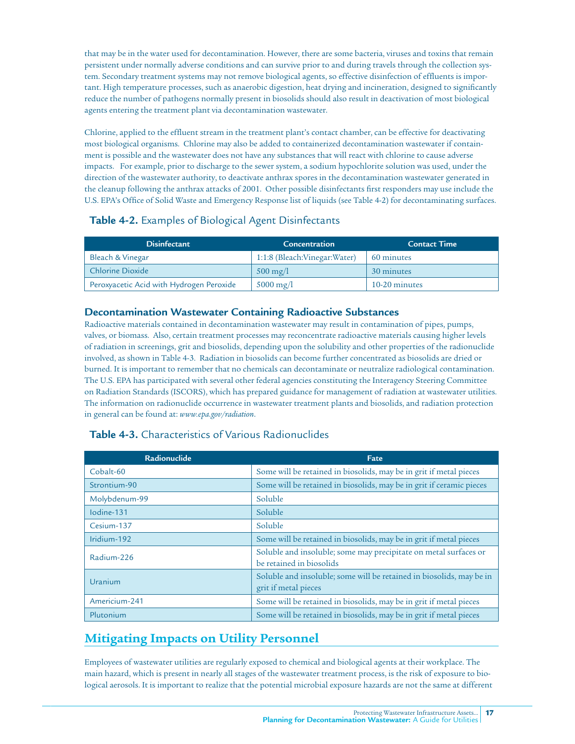that may be in the water used for decontamination. However, there are some bacteria, viruses and toxins that remain persistent under normally adverse conditions and can survive prior to and during travels through the collection system. Secondary treatment systems may not remove biological agents, so effective disinfection of effluents is important. High temperature processes, such as anaerobic digestion, heat drying and incineration, designed to significantly reduce the number of pathogens normally present in biosolids should also result in deactivation of most biological agents entering the treatment plant via decontamination wastewater.

Chlorine, applied to the effluent stream in the treatment plant's contact chamber, can be effective for deactivating most biological organisms. Chlorine may also be added to containerized decontamination wastewater if containment is possible and the wastewater does not have any substances that will react with chlorine to cause adverse impacts. For example, prior to discharge to the sewer system, a sodium hypochlorite solution was used, under the direction of the wastewater authority, to deactivate anthrax spores in the decontamination wastewater generated in the cleanup following the anthrax attacks of 2001. Other possible disinfectants first responders may use include the U.S. EPA's Office of Solid Waste and Emergency Response list of liquids (see Table 4-2) for decontaminating surfaces.

**Table 4-2.** Examples of Biological Agent Disinfectants

| Disinfectant | Concentration | Contact Time |
|---|---|---|
| Bleach & Vinegar | 1:1:8 (Bleach:Vinegar:Water) | 60 minutes |
| Chlorine Dioxide | 500 mg/l | 30 minutes |
| Peroxyacetic Acid with Hydrogen Peroxide | 5000 mg/l | 10-20 minutes |

### Decontamination Wastewater Containing Radioactive Substances

Radioactive materials contained in decontamination wastewater may result in contamination of pipes, pumps, valves, or biomass. Also, certain treatment processes may reconcentrate radioactive materials causing higher levels of radiation in screenings, grit and biosolids, depending upon the solubility and other properties of the radionuclide involved, as shown in Table 4-3. Radiation in biosolids can become further concentrated as biosolids are dried or burned. It is important to remember that no chemicals can decontaminate or neutralize radiological contamination. The U.S. EPA has participated with several other federal agencies constituting the Interagency Steering Committee on Radiation Standards (ISCORS), which has prepared guidance for management of radiation at wastewater utilities. The information on radionuclide occurrence in wastewater treatment plants and biosolids, and radiation protection in general can be found at: *www.epa.gov/radiation*.

**Table 4-3.** Characteristics of Various Radionuclides

| Radionuclide | Fate |
|---|---|
| Cobalt-60 | Some will be retained in biosolids, may be in grit if metal pieces |
| Strontium-90 | Some will be retained in biosolids, may be in grit if ceramic pieces |
| Molybdenum-99 | Soluble |
| Iodine-131 | Soluble |
| Cesium-137 | Soluble |
| Iridium-192 | Some will be retained in biosolids, may be in grit if metal pieces |
| Radium-226 | Soluble and insoluble; some may precipitate on metal surfaces or be retained in biosolids |
| Uranium | Soluble and insoluble; some will be retained in biosolids, may be in grit if metal pieces |
| Americium-241 | Some will be retained in biosolids, may be in grit if metal pieces |
| Plutonium | Some will be retained in biosolids, may be in grit if metal pieces |

## Mitigating Impacts on Utility Personnel

Employees of wastewater utilities are regularly exposed to chemical and biological agents at their workplace. The main hazard, which is present in nearly all stages of the wastewater treatment process, is the risk of exposure to biological aerosols. It is important to realize that the potential microbial exposure hazards are not the same at different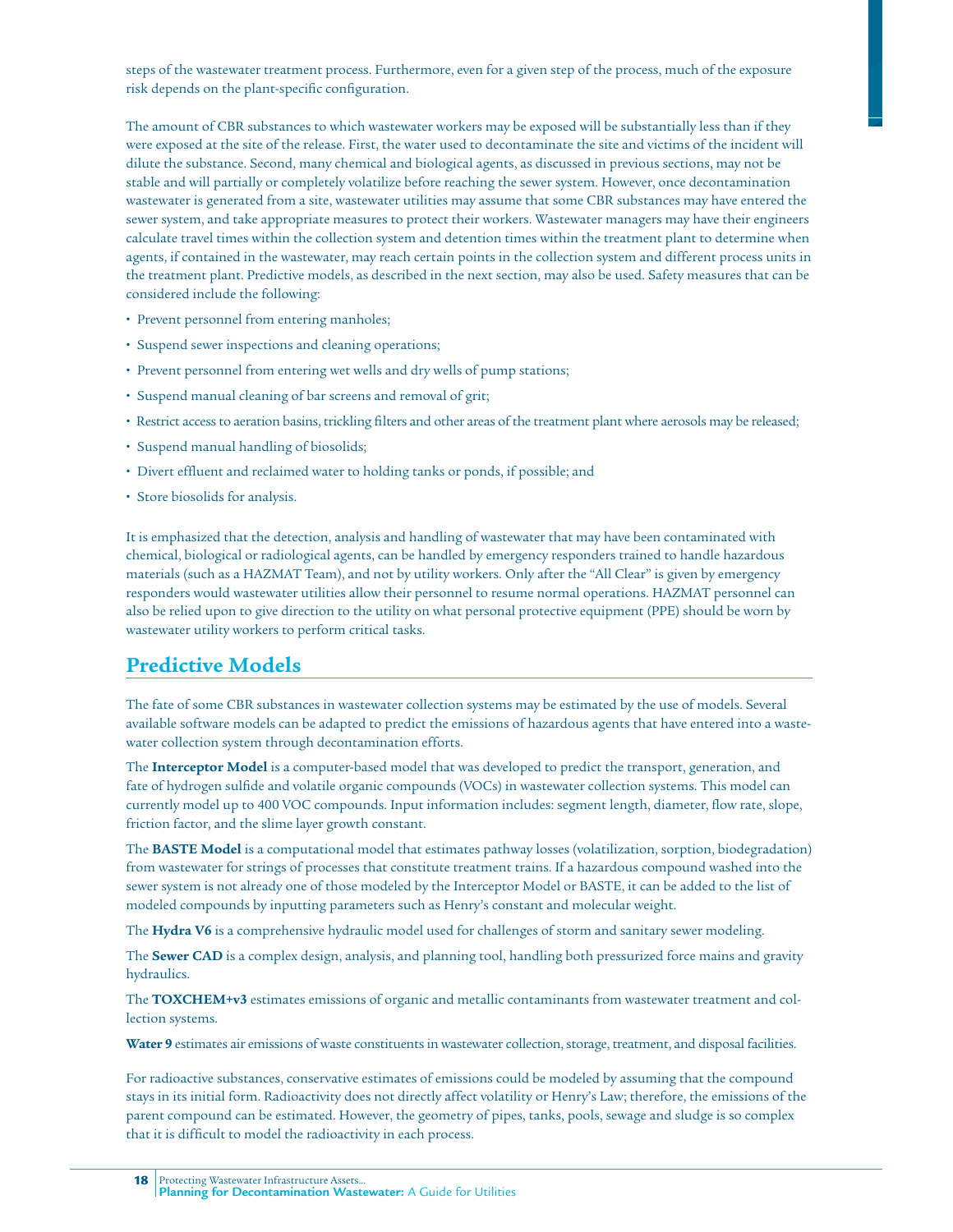steps of the wastewater treatment process. Furthermore, even for a given step of the process, much of the exposure risk depends on the plant-specific configuration.

The amount of CBR substances to which wastewater workers may be exposed will be substantially less than if they were exposed at the site of the release. First, the water used to decontaminate the site and victims of the incident will dilute the substance. Second, many chemical and biological agents, as discussed in previous sections, may not be stable and will partially or completely volatilize before reaching the sewer system. However, once decontamination wastewater is generated from a site, wastewater utilities may assume that some CBR substances may have entered the sewer system, and take appropriate measures to protect their workers. Wastewater managers may have their engineers calculate travel times within the collection system and detention times within the treatment plant to determine when agents, if contained in the wastewater, may reach certain points in the collection system and different process units in the treatment plant. Predictive models, as described in the next section, may also be used. Safety measures that can be considered include the following:

- Prevent personnel from entering manholes;
- Suspend sewer inspections and cleaning operations;
- Prevent personnel from entering wet wells and dry wells of pump stations;
- Suspend manual cleaning of bar screens and removal of grit;
- Restrict access to aeration basins, trickling filters and other areas of the treatment plant where aerosols may be released;
- Suspend manual handling of biosolids;
- Divert effluent and reclaimed water to holding tanks or ponds, if possible; and
- Store biosolids for analysis.

It is emphasized that the detection, analysis and handling of wastewater that may have been contaminated with chemical, biological or radiological agents, can be handled by emergency responders trained to handle hazardous materials (such as a HAZMAT Team), and not by utility workers. Only after the "All Clear" is given by emergency responders would wastewater utilities allow their personnel to resume normal operations. HAZMAT personnel can also be relied upon to give direction to the utility on what personal protective equipment (PPE) should be worn by wastewater utility workers to perform critical tasks.

## Predictive Models

The fate of some CBR substances in wastewater collection systems may be estimated by the use of models. Several available software models can be adapted to predict the emissions of hazardous agents that have entered into a wastewater collection system through decontamination efforts.

The **Interceptor Model** is a computer-based model that was developed to predict the transport, generation, and fate of hydrogen sulfide and volatile organic compounds (VOCs) in wastewater collection systems. This model can currently model up to 400 VOC compounds. Input information includes: segment length, diameter, flow rate, slope, friction factor, and the slime layer growth constant.

The **BASTE Model** is a computational model that estimates pathway losses (volatilization, sorption, biodegradation) from wastewater for strings of processes that constitute treatment trains. If a hazardous compound washed into the sewer system is not already one of those modeled by the Interceptor Model or BASTE, it can be added to the list of modeled compounds by inputting parameters such as Henry's constant and molecular weight.

The **Hydra V6** is a comprehensive hydraulic model used for challenges of storm and sanitary sewer modeling.

The **Sewer CAD** is a complex design, analysis, and planning tool, handling both pressurized force mains and gravity hydraulics.

The **TOXCHEM+v3** estimates emissions of organic and metallic contaminants from wastewater treatment and collection systems.

**Water 9** estimates air emissions of waste constituents in wastewater collection, storage, treatment, and disposal facilities.

For radioactive substances, conservative estimates of emissions could be modeled by assuming that the compound stays in its initial form. Radioactivity does not directly affect volatility or Henry's Law; therefore, the emissions of the parent compound can be estimated. However, the geometry of pipes, tanks, pools, sewage and sludge is so complex that it is difficult to model the radioactivity in each process.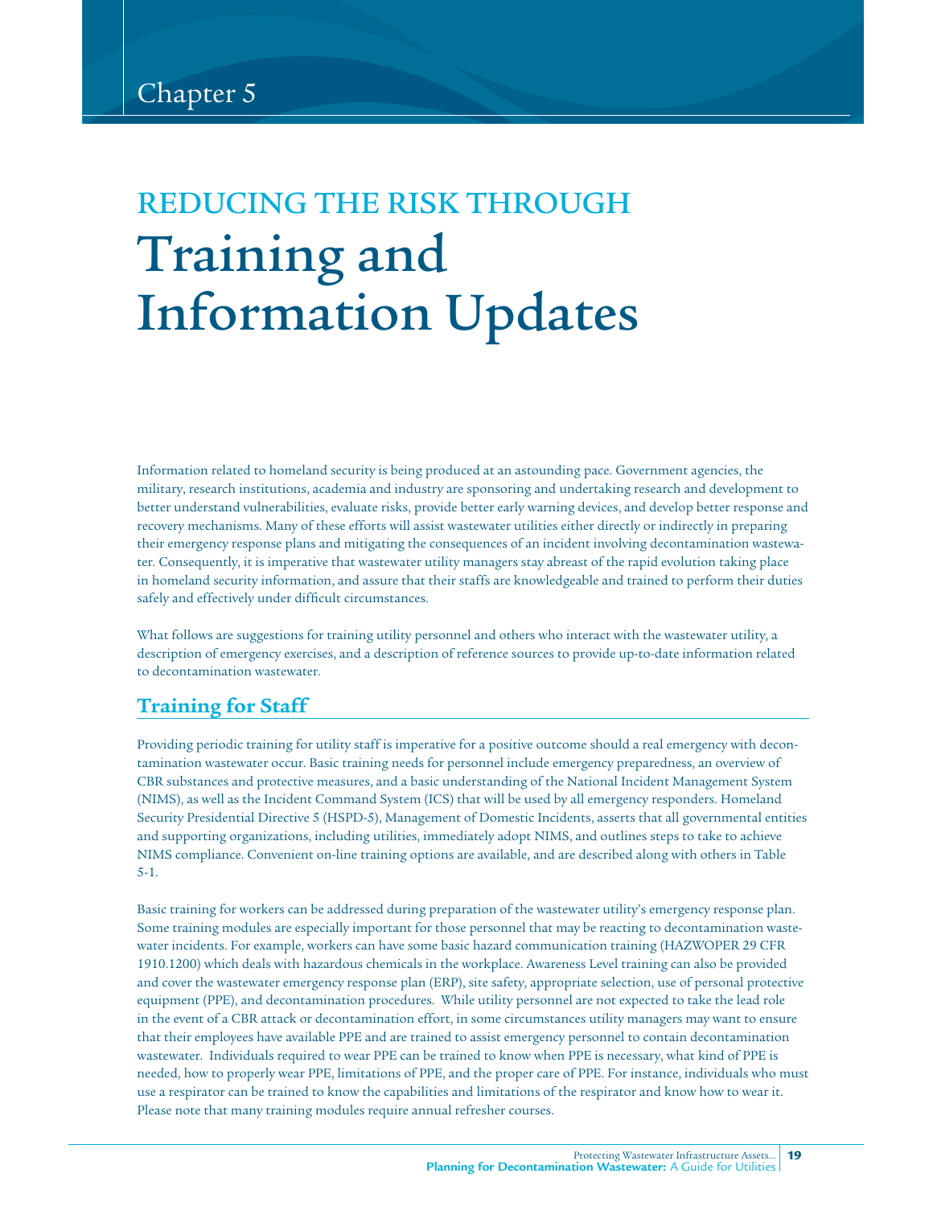Chapter 5

# REDUCING THE RISK THROUGH Training and Information Updates

Information related to homeland security is being produced at an astounding pace. Government agencies, the military, research institutions, academia and industry are sponsoring and undertaking research and development to better understand vulnerabilities, evaluate risks, provide better early warning devices, and develop better response and recovery mechanisms. Many of these efforts will assist wastewater utilities either directly or indirectly in preparing their emergency response plans and mitigating the consequences of an incident involving decontamination wastewater. Consequently, it is imperative that wastewater utility managers stay abreast of the rapid evolution taking place in homeland security information, and assure that their staffs are knowledgeable and trained to perform their duties safely and effectively under difficult circumstances.

What follows are suggestions for training utility personnel and others who interact with the wastewater utility, a description of emergency exercises, and a description of reference sources to provide up-to-date information related to decontamination wastewater.

## Training for Staff

Providing periodic training for utility staff is imperative for a positive outcome should a real emergency with decontamination wastewater occur. Basic training needs for personnel include emergency preparedness, an overview of CBR substances and protective measures, and a basic understanding of the National Incident Management System (NIMS), as well as the Incident Command System (ICS) that will be used by all emergency responders. Homeland Security Presidential Directive 5 (HSPD-5), Management of Domestic Incidents, asserts that all governmental entities and supporting organizations, including utilities, immediately adopt NIMS, and outlines steps to take to achieve NIMS compliance. Convenient on-line training options are available, and are described along with others in Table 5-1.

Basic training for workers can be addressed during preparation of the wastewater utility's emergency response plan. Some training modules are especially important for those personnel that may be reacting to decontamination wastewater incidents. For example, workers can have some basic hazard communication training (HAZWOPER 29 CFR 1910.1200) which deals with hazardous chemicals in the workplace. Awareness Level training can also be provided and cover the wastewater emergency response plan (ERP), site safety, appropriate selection, use of personal protective equipment (PPE), and decontamination procedures. While utility personnel are not expected to take the lead role in the event of a CBR attack or decontamination effort, in some circumstances utility managers may want to ensure that their employees have available PPE and are trained to assist emergency personnel to contain decontamination wastewater. Individuals required to wear PPE can be trained to know when PPE is necessary, what kind of PPE is needed, how to properly wear PPE, limitations of PPE, and the proper care of PPE. For instance, individuals who must use a respirator can be trained to know the capabilities and limitations of the respirator and know how to wear it. Please note that many training modules require annual refresher courses.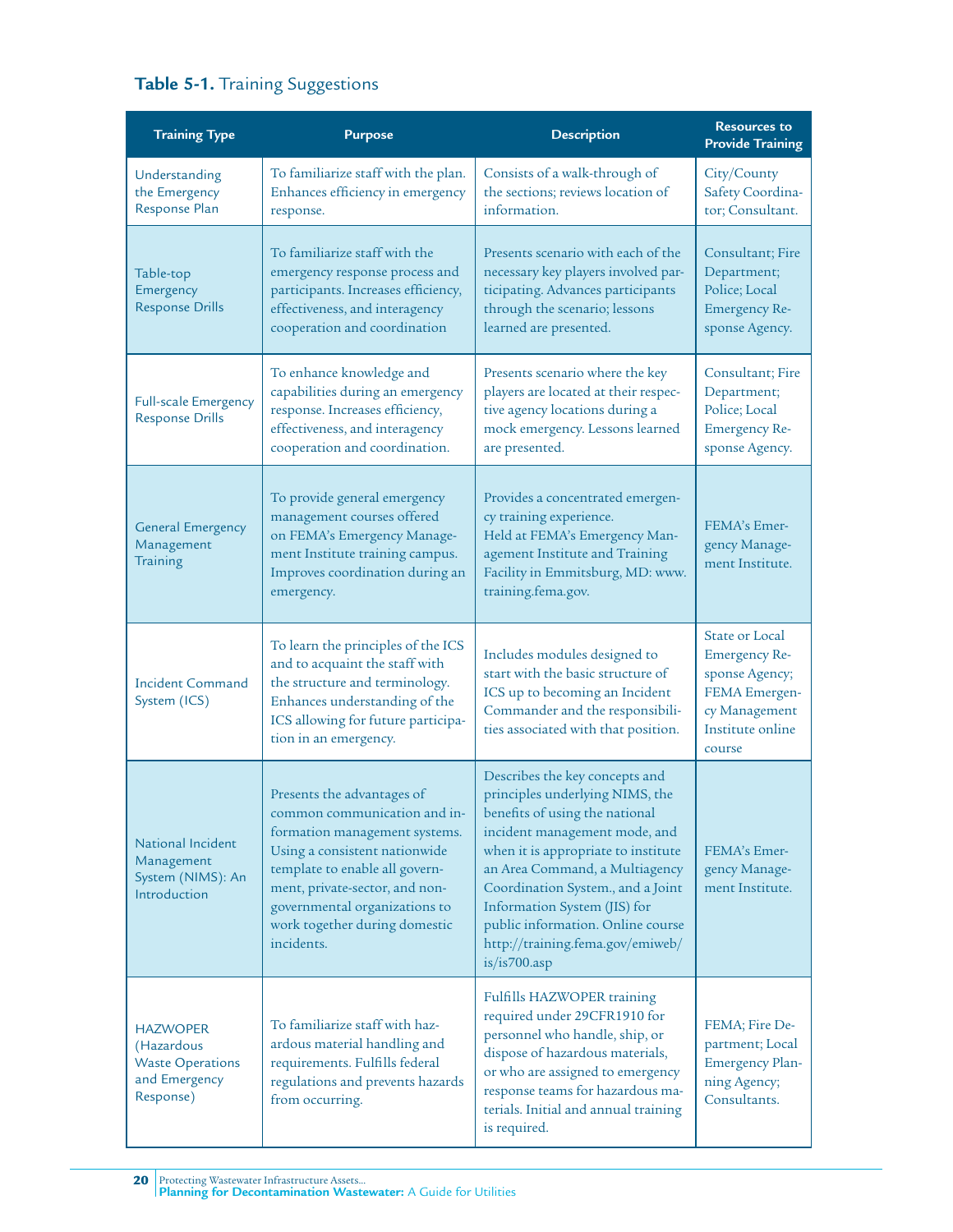**Table 5-1.** Training Suggestions

| Training Type | Purpose | Description | Resources to Provide Training |
|---|---|---|---|
| Understanding the Emergency Response Plan | To familiarize staff with the plan. Enhances efficiency in emergency response. | Consists of a walk-through of the sections; reviews location of information. | City/County Safety Coordinator; Consultant. |
| Table-top Emergency Response Drills | To familiarize staff with the emergency response process and participants. Increases efficiency, effectiveness, and interagency cooperation and coordination | Presents scenario with each of the necessary key players involved participating. Advances participants through the scenario; lessons learned are presented. | Consultant; Fire Department; Police; Local Emergency Response Agency. |
| Full-scale Emergency Response Drills | To enhance knowledge and capabilities during an emergency response. Increases efficiency, effectiveness, and interagency cooperation and coordination. | Presents scenario where the key players are located at their respective agency locations during a mock emergency. Lessons learned are presented. | Consultant; Fire Department; Police; Local Emergency Response Agency. |
| General Emergency Management Training | To provide general emergency management courses offered on FEMA's Emergency Management Institute training campus. Improves coordination during an emergency. | Provides a concentrated emergency training experience. Held at FEMA's Emergency Management Institute and Training Facility in Emmitsburg, MD: www.training.fema.gov. | FEMA's Emergency Management Institute. |
| Incident Command System (ICS) | To learn the principles of the ICS and to acquaint the staff with the structure and terminology. Enhances understanding of the ICS allowing for future participation in an emergency. | Includes modules designed to start with the basic structure of ICS up to becoming an Incident Commander and the responsibilities associated with that position. | State or Local Emergency Response Agency; FEMA Emergency Management Institute online course |
| National Incident Management System (NIMS): An Introduction | Presents the advantages of common communication and information management systems. Using a consistent nationwide template to enable all government, private-sector, and non-governmental organizations to work together during domestic incidents. | Describes the key concepts and principles underlying NIMS, the benefits of using the national incident management mode, and when it is appropriate to institute an Area Command, a Multiagency Coordination System., and a Joint Information System (JIS) for public information. Online course http://training.fema.gov/emiweb/is/is700.asp | FEMA's Emergency Management Institute. |
| HAZWOPER (Hazardous Waste Operations and Emergency Response) | To familiarize staff with hazardous material handling and requirements. Fulfills federal regulations and prevents hazards from occurring. | Fulfills HAZWOPER training required under 29CFR1910 for personnel who handle, ship, or dispose of hazardous materials, or who are assigned to emergency response teams for hazardous materials. Initial and annual training is required. | FEMA; Fire Department; Local Emergency Planning Agency; Consultants. |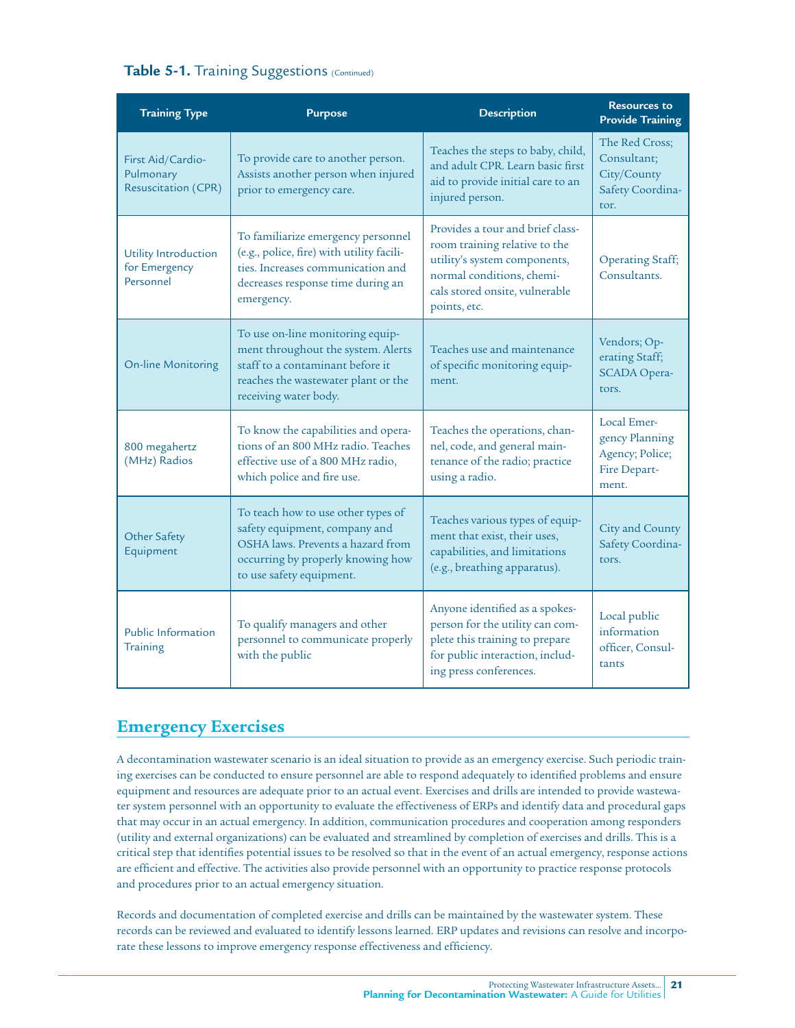**Table 5-1.** Training Suggestions (Continued)

| Training Type | Purpose | Description | Resources to Provide Training |
|---|---|---|---|
| First Aid/Cardio-Pulmonary Resuscitation (CPR) | To provide care to another person. Assists another person when injured prior to emergency care. | Teaches the steps to baby, child, and adult CPR. Learn basic first aid to provide initial care to an injured person. | The Red Cross; Consultant; City/County Safety Coordinator. |
| Utility Introduction for Emergency Personnel | To familiarize emergency personnel (e.g., police, fire) with utility facilities. Increases communication and decreases response time during an emergency. | Provides a tour and brief classroom training relative to the utility's system components, normal conditions, chemicals stored onsite, vulnerable points, etc. | Operating Staff; Consultants. |
| On-line Monitoring | To use on-line monitoring equipment throughout the system. Alerts staff to a contaminant before it reaches the wastewater plant or the receiving water body. | Teaches use and maintenance of specific monitoring equipment. | Vendors; Operating Staff; SCADA Operators. |
| 800 megahertz (MHz) Radios | To know the capabilities and operations of an 800 MHz radio. Teaches effective use of a 800 MHz radio, which police and fire use. | Teaches the operations, channel, code, and general maintenance of the radio; practice using a radio. | Local Emergency Planning Agency; Police; Fire Department. |
| Other Safety Equipment | To teach how to use other types of safety equipment, company and OSHA laws. Prevents a hazard from occurring by properly knowing how to use safety equipment. | Teaches various types of equipment that exist, their uses, capabilities, and limitations (e.g., breathing apparatus). | City and County Safety Coordinators. |
| Public Information Training | To qualify managers and other personnel to communicate properly with the public | Anyone identified as a spokesperson for the utility can complete this training to prepare for public interaction, including press conferences. | Local public information officer, Consultants |

## Emergency Exercises

A decontamination wastewater scenario is an ideal situation to provide as an emergency exercise. Such periodic training exercises can be conducted to ensure personnel are able to respond adequately to identified problems and ensure equipment and resources are adequate prior to an actual event. Exercises and drills are intended to provide wastewater system personnel with an opportunity to evaluate the effectiveness of ERPs and identify data and procedural gaps that may occur in an actual emergency. In addition, communication procedures and cooperation among responders (utility and external organizations) can be evaluated and streamlined by completion of exercises and drills. This is a critical step that identifies potential issues to be resolved so that in the event of an actual emergency, response actions are efficient and effective. The activities also provide personnel with an opportunity to practice response protocols and procedures prior to an actual emergency situation.

Records and documentation of completed exercise and drills can be maintained by the wastewater system. These records can be reviewed and evaluated to identify lessons learned. ERP updates and revisions can resolve and incorporate these lessons to improve emergency response effectiveness and efficiency.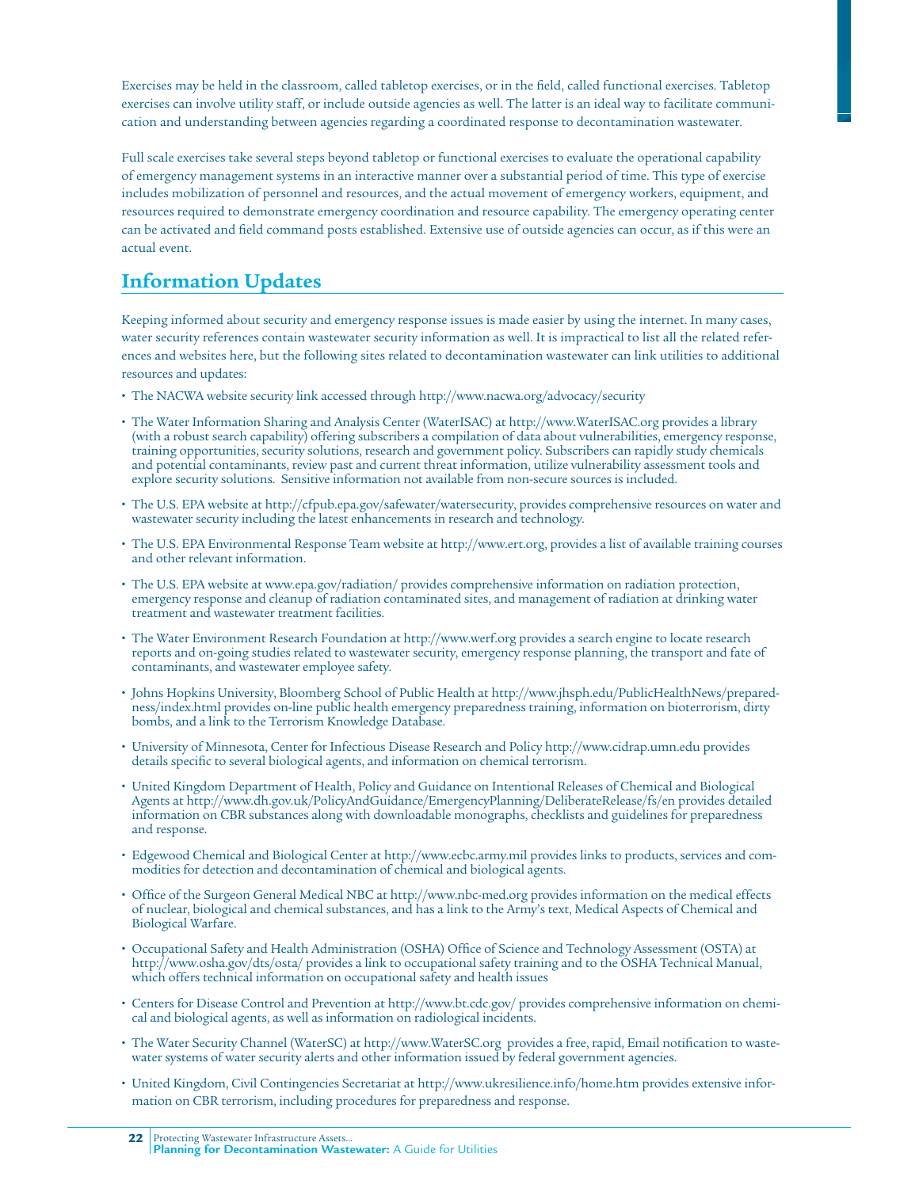Exercises may be held in the classroom, called tabletop exercises, or in the field, called functional exercises. Tabletop exercises can involve utility staff, or include outside agencies as well. The latter is an ideal way to facilitate communication and understanding between agencies regarding a coordinated response to decontamination wastewater.

Full scale exercises take several steps beyond tabletop or functional exercises to evaluate the operational capability of emergency management systems in an interactive manner over a substantial period of time. This type of exercise includes mobilization of personnel and resources, and the actual movement of emergency workers, equipment, and resources required to demonstrate emergency coordination and resource capability. The emergency operating center can be activated and field command posts established. Extensive use of outside agencies can occur, as if this were an actual event.

## Information Updates

Keeping informed about security and emergency response issues is made easier by using the internet. In many cases, water security references contain wastewater security information as well. It is impractical to list all the related references and websites here, but the following sites related to decontamination wastewater can link utilities to additional resources and updates:

- The NACWA website security link accessed through http://www.nacwa.org/advocacy/security
- The Water Information Sharing and Analysis Center (WaterISAC) at http://www.WaterISAC.org provides a library (with a robust search capability) offering subscribers a compilation of data about vulnerabilities, emergency response, training opportunities, security solutions, research and government policy. Subscribers can rapidly study chemicals and potential contaminants, review past and current threat information, utilize vulnerability assessment tools and explore security solutions. Sensitive information not available from non-secure sources is included.
- The U.S. EPA website at http://cfpub.epa.gov/safewater/watersecurity, provides comprehensive resources on water and wastewater security including the latest enhancements in research and technology.
- The U.S. EPA Environmental Response Team website at http://www.ert.org, provides a list of available training courses and other relevant information.
- The U.S. EPA website at www.epa.gov/radiation/ provides comprehensive information on radiation protection, emergency response and cleanup of radiation contaminated sites, and management of radiation at drinking water treatment and wastewater treatment facilities.
- The Water Environment Research Foundation at http://www.werf.org provides a search engine to locate research reports and on-going studies related to wastewater security, emergency response planning, the transport and fate of contaminants, and wastewater employee safety.
- Johns Hopkins University, Bloomberg School of Public Health at http://www.jhsph.edu/PublicHealthNews/preparedness/index.html provides on-line public health emergency preparedness training, information on bioterrorism, dirty bombs, and a link to the Terrorism Knowledge Database.
- University of Minnesota, Center for Infectious Disease Research and Policy http://www.cidrap.umn.edu provides details specific to several biological agents, and information on chemical terrorism.
- United Kingdom Department of Health, Policy and Guidance on Intentional Releases of Chemical and Biological Agents at http://www.dh.gov.uk/PolicyAndGuidance/EmergencyPlanning/DeliberateRelease/fs/en provides detailed information on CBR substances along with downloadable monographs, checklists and guidelines for preparedness and response.
- Edgewood Chemical and Biological Center at http://www.ecbc.army.mil provides links to products, services and commodities for detection and decontamination of chemical and biological agents.
- Office of the Surgeon General Medical NBC at http://www.nbc-med.org provides information on the medical effects of nuclear, biological and chemical substances, and has a link to the Army's text, Medical Aspects of Chemical and Biological Warfare.
- Occupational Safety and Health Administration (OSHA) Office of Science and Technology Assessment (OSTA) at http://www.osha.gov/dts/osta/ provides a link to occupational safety training and to the OSHA Technical Manual, which offers technical information on occupational safety and health issues
- Centers for Disease Control and Prevention at http://www.bt.cdc.gov/ provides comprehensive information on chemical and biological agents, as well as information on radiological incidents.
- The Water Security Channel (WaterSC) at http://www.WaterSC.org provides a free, rapid, Email notification to wastewater systems of water security alerts and other information issued by federal government agencies.
- United Kingdom, Civil Contingencies Secretariat at http://www.ukresilience.info/home.htm provides extensive information on CBR terrorism, including procedures for preparedness and response.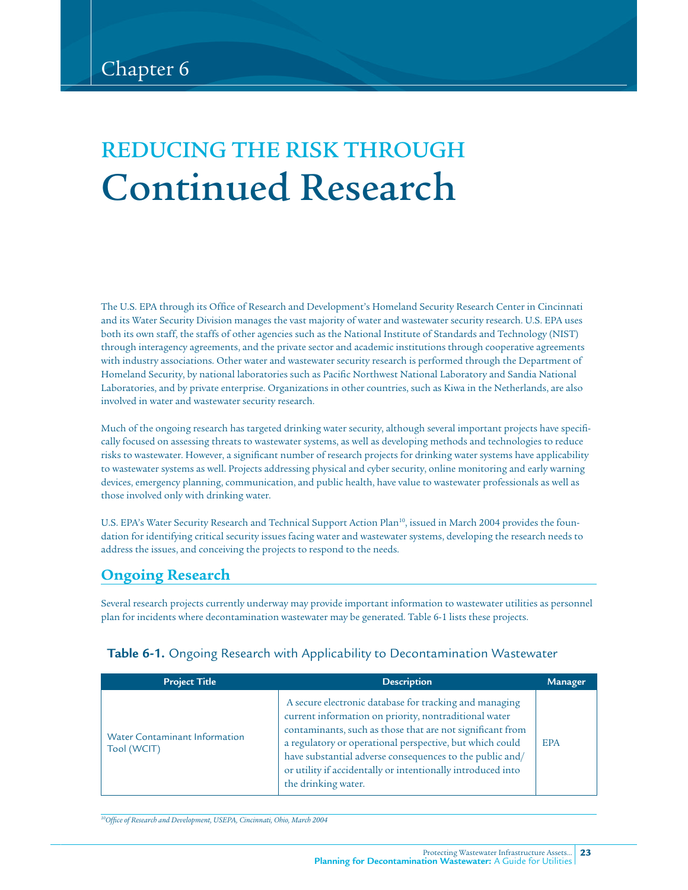# Chapter 6

## REDUCING THE RISK THROUGH Continued Research

The U.S. EPA through its Office of Research and Development's Homeland Security Research Center in Cincinnati and its Water Security Division manages the vast majority of water and wastewater security research. U.S. EPA uses both its own staff, the staffs of other agencies such as the National Institute of Standards and Technology (NIST) through interagency agreements, and the private sector and academic institutions through cooperative agreements with industry associations. Other water and wastewater security research is performed through the Department of Homeland Security, by national laboratories such as Pacific Northwest National Laboratory and Sandia National Laboratories, and by private enterprise. Organizations in other countries, such as Kiwa in the Netherlands, are also involved in water and wastewater security research.

Much of the ongoing research has targeted drinking water security, although several important projects have specifically focused on assessing threats to wastewater systems, as well as developing methods and technologies to reduce risks to wastewater. However, a significant number of research projects for drinking water systems have applicability to wastewater systems as well. Projects addressing physical and cyber security, online monitoring and early warning devices, emergency planning, communication, and public health, have value to wastewater professionals as well as those involved only with drinking water.

U.S. EPA's Water Security Research and Technical Support Action Plan[10], issued in March 2004 provides the foundation for identifying critical security issues facing water and wastewater systems, developing the research needs to address the issues, and conceiving the projects to respond to the needs.

### Ongoing Research

Several research projects currently underway may provide important information to wastewater utilities as personnel plan for incidents where decontamination wastewater may be generated. Table 6-1 lists these projects.

**Table 6-1.** Ongoing Research with Applicability to Decontamination Wastewater

| Project Title | Description | Manager |
|---|---|---|
| Water Contaminant Information Tool (WCIT) | A secure electronic database for tracking and managing current information on priority, nontraditional water contaminants, such as those that are not significant from a regulatory or operational perspective, but which could have substantial adverse consequences to the public and/or utility if accidentally or intentionally introduced into the drinking water. | EPA |

[10] *Office of Research and Development, USEPA, Cincinnati, Ohio, March 2004*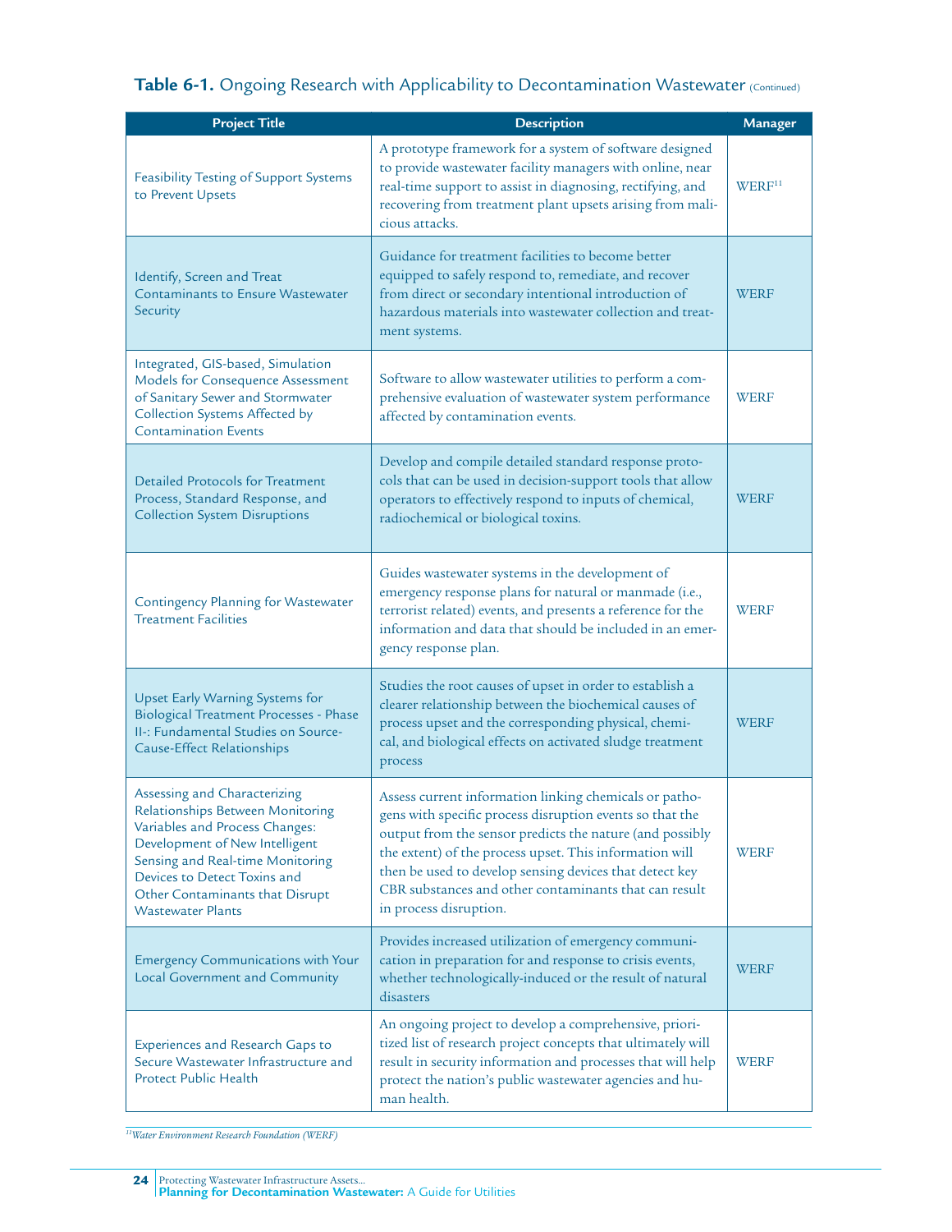**Table 6-1.** Ongoing Research with Applicability to Decontamination Wastewater (Continued)

| Project Title | Description | Manager |
|---|---|---|
| Feasibility Testing of Support Systems to Prevent Upsets | A prototype framework for a system of software designed to provide wastewater facility managers with online, near real-time support to assist in diagnosing, rectifying, and recovering from treatment plant upsets arising from malicious attacks. | WERF[11] |
| Identify, Screen and Treat Contaminants to Ensure Wastewater Security | Guidance for treatment facilities to become better equipped to safely respond to, remediate, and recover from direct or secondary intentional introduction of hazardous materials into wastewater collection and treatment systems. | WERF |
| Integrated, GIS-based, Simulation Models for Consequence Assessment of Sanitary Sewer and Stormwater Collection Systems Affected by Contamination Events | Software to allow wastewater utilities to perform a comprehensive evaluation of wastewater system performance affected by contamination events. | WERF |
| Detailed Protocols for Treatment Process, Standard Response, and Collection System Disruptions | Develop and compile detailed standard response protocols that can be used in decision-support tools that allow operators to effectively respond to inputs of chemical, radiochemical or biological toxins. | WERF |
| Contingency Planning for Wastewater Treatment Facilities | Guides wastewater systems in the development of emergency response plans for natural or manmade (i.e., terrorist related) events, and presents a reference for the information and data that should be included in an emergency response plan. | WERF |
| Upset Early Warning Systems for Biological Treatment Processes - Phase II-: Fundamental Studies on Source-Cause-Effect Relationships | Studies the root causes of upset in order to establish a clearer relationship between the biochemical causes of process upset and the corresponding physical, chemical, and biological effects on activated sludge treatment process | WERF |
| Assessing and Characterizing Relationships Between Monitoring Variables and Process Changes: Development of New Intelligent Sensing and Real-time Monitoring Devices to Detect Toxins and Other Contaminants that Disrupt Wastewater Plants | Assess current information linking chemicals or pathogens with specific process disruption events so that the output from the sensor predicts the nature (and possibly the extent) of the process upset. This information will then be used to develop sensing devices that detect key CBR substances and other contaminants that can result in process disruption. | WERF |
| Emergency Communications with Your Local Government and Community | Provides increased utilization of emergency communication in preparation for and response to crisis events, whether technologically-induced or the result of natural disasters | WERF |
| Experiences and Research Gaps to Secure Wastewater Infrastructure and Protect Public Health | An ongoing project to develop a comprehensive, prioritized list of research project concepts that ultimately will result in security information and processes that will help protect the nation's public wastewater agencies and human health. | WERF |

*[11] Water Environment Research Foundation (WERF)*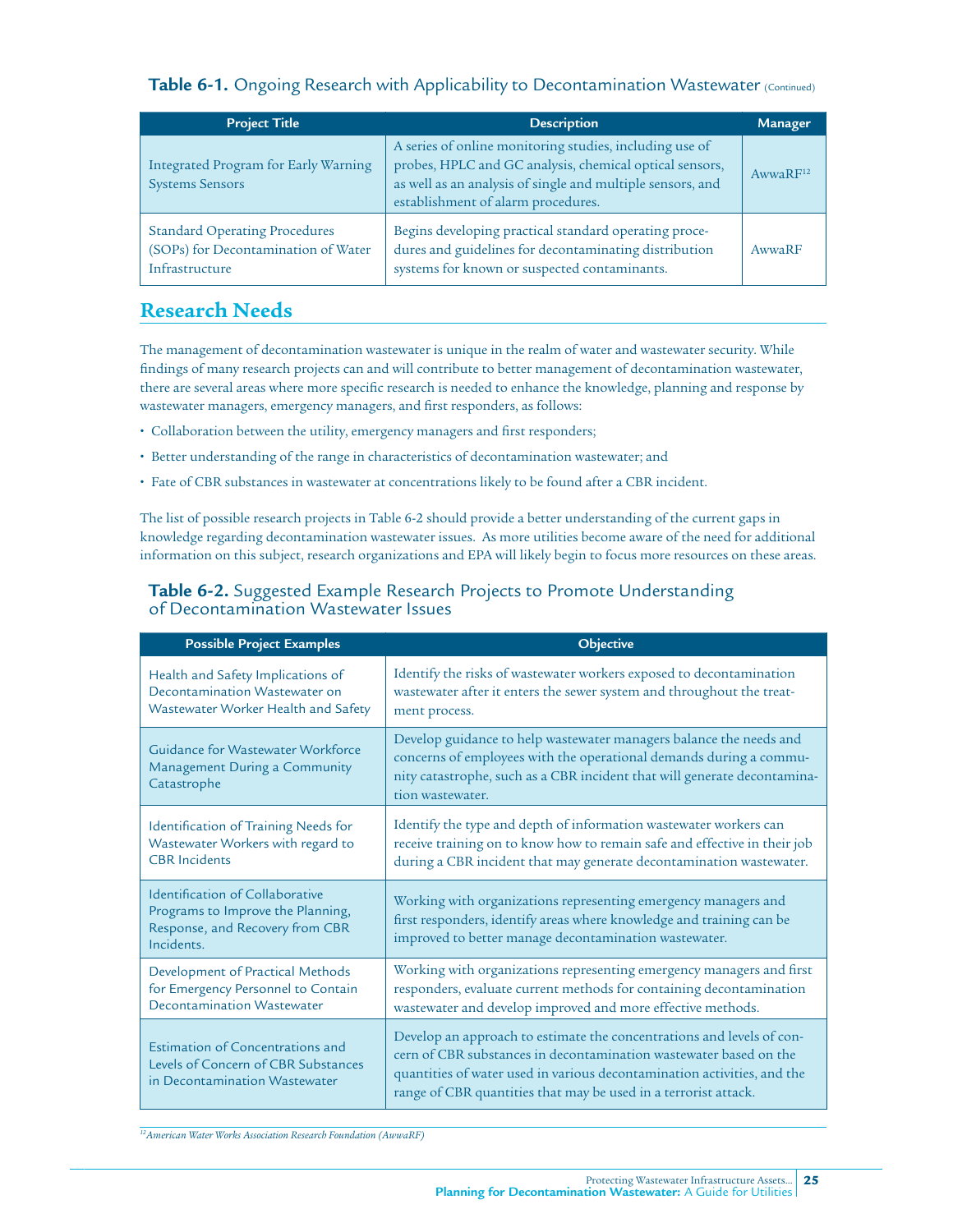**Table 6-1.** Ongoing Research with Applicability to Decontamination Wastewater (Continued)

| Project Title | Description | Manager |
|---|---|---|
| Integrated Program for Early Warning Systems Sensors | A series of online monitoring studies, including use of probes, HPLC and GC analysis, chemical optical sensors, as well as an analysis of single and multiple sensors, and establishment of alarm procedures. | AwwaRF[12] |
| Standard Operating Procedures (SOPs) for Decontamination of Water Infrastructure | Begins developing practical standard operating procedures and guidelines for decontaminating distribution systems for known or suspected contaminants. | AwwaRF |

## Research Needs

The management of decontamination wastewater is unique in the realm of water and wastewater security. While findings of many research projects can and will contribute to better management of decontamination wastewater, there are several areas where more specific research is needed to enhance the knowledge, planning and response by wastewater managers, emergency managers, and first responders, as follows:

- Collaboration between the utility, emergency managers and first responders;
- Better understanding of the range in characteristics of decontamination wastewater; and
- Fate of CBR substances in wastewater at concentrations likely to be found after a CBR incident.

The list of possible research projects in Table 6-2 should provide a better understanding of the current gaps in knowledge regarding decontamination wastewater issues. As more utilities become aware of the need for additional information on this subject, research organizations and EPA will likely begin to focus more resources on these areas.

**Table 6-2.** Suggested Example Research Projects to Promote Understanding of Decontamination Wastewater Issues

| Possible Project Examples | Objective |
|---|---|
| Health and Safety Implications of Decontamination Wastewater on Wastewater Worker Health and Safety | Identify the risks of wastewater workers exposed to decontamination wastewater after it enters the sewer system and throughout the treatment process. |
| Guidance for Wastewater Workforce Management During a Community Catastrophe | Develop guidance to help wastewater managers balance the needs and concerns of employees with the operational demands during a community catastrophe, such as a CBR incident that will generate decontamination wastewater. |
| Identification of Training Needs for Wastewater Workers with regard to CBR Incidents | Identify the type and depth of information wastewater workers can receive training on to know how to remain safe and effective in their job during a CBR incident that may generate decontamination wastewater. |
| Identification of Collaborative Programs to Improve the Planning, Response, and Recovery from CBR Incidents. | Working with organizations representing emergency managers and first responders, identify areas where knowledge and training can be improved to better manage decontamination wastewater. |
| Development of Practical Methods for Emergency Personnel to Contain Decontamination Wastewater | Working with organizations representing emergency managers and first responders, evaluate current methods for containing decontamination wastewater and develop improved and more effective methods. |
| Estimation of Concentrations and Levels of Concern of CBR Substances in Decontamination Wastewater | Develop an approach to estimate the concentrations and levels of concern of CBR substances in decontamination wastewater based on the quantities of water used in various decontamination activities, and the range of CBR quantities that may be used in a terrorist attack. |

*[12] American Water Works Association Research Foundation (AwwaRF)*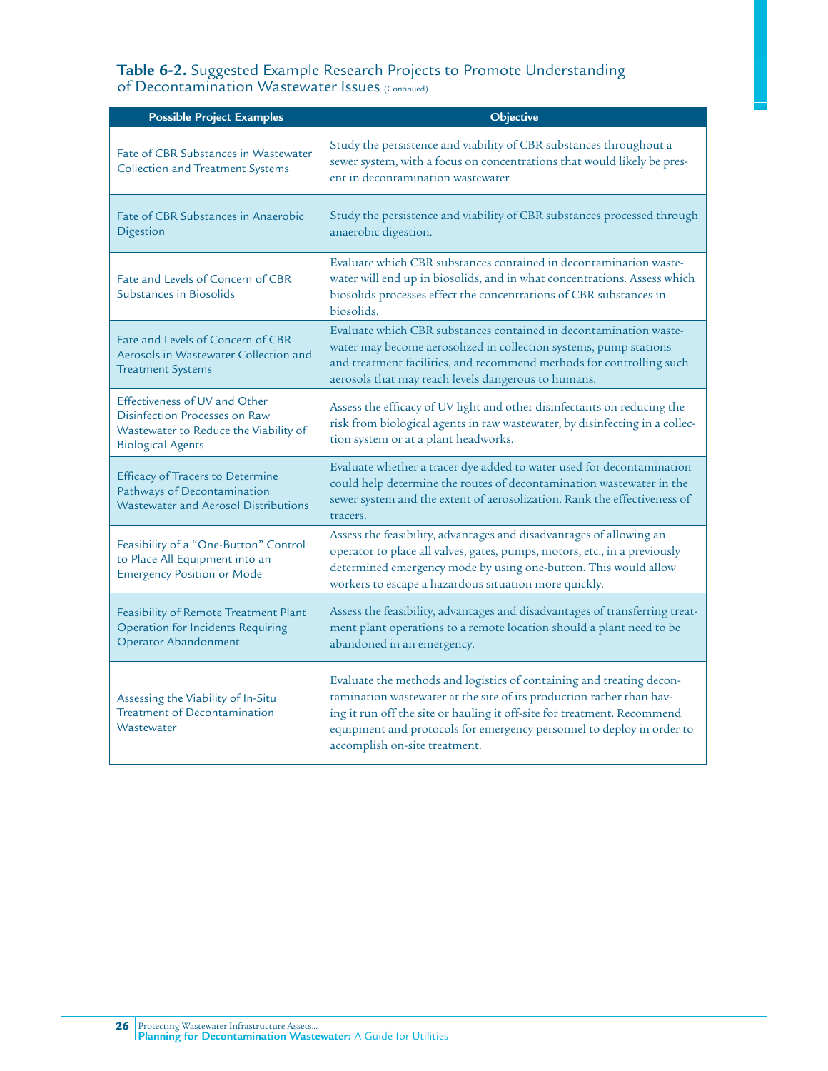**Table 6-2.** Suggested Example Research Projects to Promote Understanding of Decontamination Wastewater Issues (Continued)

| Possible Project Examples | Objective |
|---|---|
| Fate of CBR Substances in Wastewater Collection and Treatment Systems | Study the persistence and viability of CBR substances throughout a sewer system, with a focus on concentrations that would likely be present in decontamination wastewater |
| Fate of CBR Substances in Anaerobic Digestion | Study the persistence and viability of CBR substances processed through anaerobic digestion. |
| Fate and Levels of Concern of CBR Substances in Biosolids | Evaluate which CBR substances contained in decontamination wastewater will end up in biosolids, and in what concentrations. Assess which biosolids processes effect the concentrations of CBR substances in biosolids. |
| Fate and Levels of Concern of CBR Aerosols in Wastewater Collection and Treatment Systems | Evaluate which CBR substances contained in decontamination wastewater may become aerosolized in collection systems, pump stations and treatment facilities, and recommend methods for controlling such aerosols that may reach levels dangerous to humans. |
| Effectiveness of UV and Other Disinfection Processes on Raw Wastewater to Reduce the Viability of Biological Agents | Assess the efficacy of UV light and other disinfectants on reducing the risk from biological agents in raw wastewater, by disinfecting in a collection system or at a plant headworks. |
| Efficacy of Tracers to Determine Pathways of Decontamination Wastewater and Aerosol Distributions | Evaluate whether a tracer dye added to water used for decontamination could help determine the routes of decontamination wastewater in the sewer system and the extent of aerosolization. Rank the effectiveness of tracers. |
| Feasibility of a "One-Button" Control to Place All Equipment into an Emergency Position or Mode | Assess the feasibility, advantages and disadvantages of allowing an operator to place all valves, gates, pumps, motors, etc., in a previously determined emergency mode by using one-button. This would allow workers to escape a hazardous situation more quickly. |
| Feasibility of Remote Treatment Plant Operation for Incidents Requiring Operator Abandonment | Assess the feasibility, advantages and disadvantages of transferring treatment plant operations to a remote location should a plant need to be abandoned in an emergency. |
| Assessing the Viability of In-Situ Treatment of Decontamination Wastewater | Evaluate the methods and logistics of containing and treating decontamination wastewater at the site of its production rather than having it run off the site or hauling it off-site for treatment. Recommend equipment and protocols for emergency personnel to deploy in order to accomplish on-site treatment. |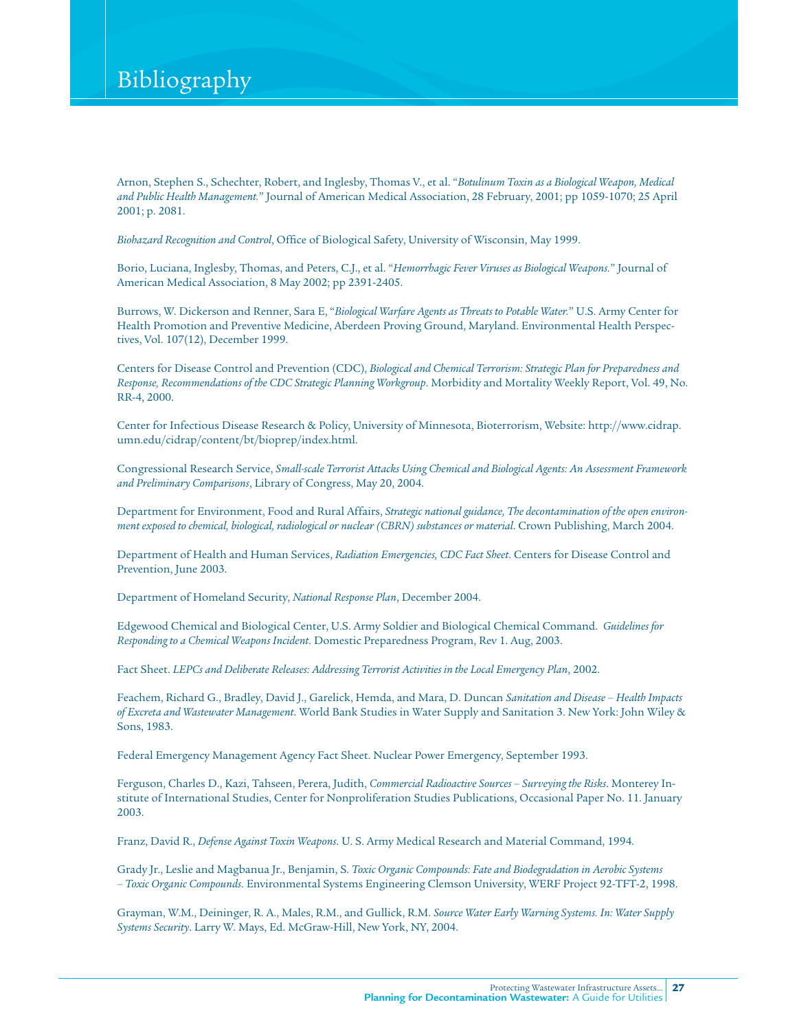# Bibliography

Arnon, Stephen S., Schechter, Robert, and Inglesby, Thomas V., et al. "*Botulinum Toxin as a Biological Weapon, Medical and Public Health Management.*" Journal of American Medical Association, 28 February, 2001; pp 1059-1070; 25 April 2001; p. 2081.

*Biohazard Recognition and Control*, Office of Biological Safety, University of Wisconsin, May 1999.

Borio, Luciana, Inglesby, Thomas, and Peters, C.J., et al. "*Hemorrhagic Fever Viruses as Biological Weapons.*" Journal of American Medical Association, 8 May 2002; pp 2391-2405.

Burrows, W. Dickerson and Renner, Sara E, "*Biological Warfare Agents as Threats to Potable Water.*" U.S. Army Center for Health Promotion and Preventive Medicine, Aberdeen Proving Ground, Maryland. Environmental Health Perspectives, Vol. 107(12), December 1999.

Centers for Disease Control and Prevention (CDC), *Biological and Chemical Terrorism: Strategic Plan for Preparedness and Response, Recommendations of the CDC Strategic Planning Workgroup*. Morbidity and Mortality Weekly Report, Vol. 49, No. RR-4, 2000.

Center for Infectious Disease Research & Policy, University of Minnesota, Bioterrorism, Website: http://www.cidrap.umn.edu/cidrap/content/bt/bioprep/index.html.

Congressional Research Service, *Small-scale Terrorist Attacks Using Chemical and Biological Agents: An Assessment Framework and Preliminary Comparisons*, Library of Congress, May 20, 2004.

Department for Environment, Food and Rural Affairs, *Strategic national guidance, The decontamination of the open environment exposed to chemical, biological, radiological or nuclear (CBRN) substances or material*. Crown Publishing, March 2004.

Department of Health and Human Services, *Radiation Emergencies, CDC Fact Sheet*. Centers for Disease Control and Prevention, June 2003.

Department of Homeland Security, *National Response Plan*, December 2004.

Edgewood Chemical and Biological Center, U.S. Army Soldier and Biological Chemical Command. *Guidelines for Responding to a Chemical Weapons Incident*. Domestic Preparedness Program, Rev 1. Aug, 2003.

Fact Sheet. *LEPCs and Deliberate Releases: Addressing Terrorist Activities in the Local Emergency Plan*, 2002.

Feachem, Richard G., Bradley, David J., Garelick, Hemda, and Mara, D. Duncan *Sanitation and Disease – Health Impacts of Excreta and Wastewater Management*. World Bank Studies in Water Supply and Sanitation 3. New York: John Wiley & Sons, 1983.

Federal Emergency Management Agency Fact Sheet. Nuclear Power Emergency, September 1993.

Ferguson, Charles D., Kazi, Tahseen, Perera, Judith, *Commercial Radioactive Sources – Surveying the Risks*. Monterey Institute of International Studies, Center for Nonproliferation Studies Publications, Occasional Paper No. 11. January 2003.

Franz, David R., *Defense Against Toxin Weapons*. U. S. Army Medical Research and Material Command, 1994.

Grady Jr., Leslie and Magbanua Jr., Benjamin, S. *Toxic Organic Compounds: Fate and Biodegradation in Aerobic Systems – Toxic Organic Compounds*. Environmental Systems Engineering Clemson University, WERF Project 92-TFT-2, 1998.

Grayman, W.M., Deininger, R. A., Males, R.M., and Gullick, R.M. *Source Water Early Warning Systems. In: Water Supply Systems Security*. Larry W. Mays, Ed. McGraw-Hill, New York, NY, 2004.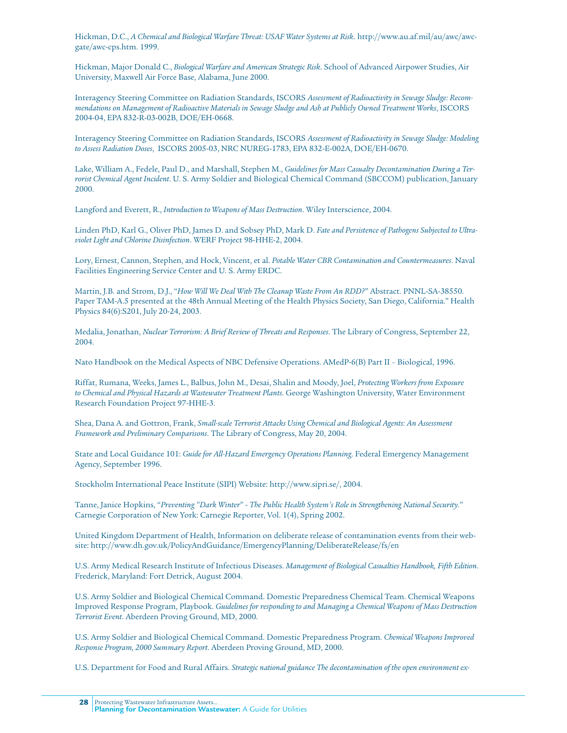Hickman, D.C., *A Chemical and Biological Warfare Threat: USAF Water Systems at Risk*. http://www.au.af.mil/au/awc/awcgate/awc-cps.htm. 1999.

Hickman, Major Donald C., *Biological Warfare and American Strategic Risk*. School of Advanced Airpower Studies, Air University, Maxwell Air Force Base, Alabama, June 2000.

Interagency Steering Committee on Radiation Standards, ISCORS *Assessment of Radioactivity in Sewage Sludge: Recommendations on Management of Radioactive Materials in Sewage Sludge and Ash at Publicly Owned Treatment Works*, ISCORS 2004-04, EPA 832-R-03-002B, DOE/EH-0668.

Interagency Steering Committee on Radiation Standards, ISCORS *Assessment of Radioactivity in Sewage Sludge: Modeling to Assess Radiation Doses*, ISCORS 2005-03, NRC NUREG-1783, EPA 832-E-002A, DOE/EH-0670.

Lake, William A., Fedele, Paul D., and Marshall, Stephen M., *Guidelines for Mass Casualty Decontamination During a Terrorist Chemical Agent Incident*. U. S. Army Soldier and Biological Chemical Command (SBCCOM) publication, January 2000.

Langford and Everett, R., *Introduction to Weapons of Mass Destruction*. Wiley Interscience, 2004.

Linden PhD, Karl G., Oliver PhD, James D. and Sobsey PhD, Mark D. *Fate and Persistence of Pathogens Subjected to Ultraviolet Light and Chlorine Disinfection*. WERF Project 98-HHE-2, 2004.

Lory, Ernest, Cannon, Stephen, and Hock, Vincent, et al. *Potable Water CBR Contamination and Countermeasures*. Naval Facilities Engineering Service Center and U. S. Army ERDC.

Martin, J.B. and Strom, D.J., "*How Will We Deal With The Cleanup Waste From An RDD?*" Abstract. PNNL-SA-38550. Paper TAM-A.5 presented at the 48th Annual Meeting of the Health Physics Society, San Diego, California." Health Physics 84(6):S201, July 20-24, 2003.

Medalia, Jonathan, *Nuclear Terrorism: A Brief Review of Threats and Responses*. The Library of Congress, September 22, 2004.

Nato Handbook on the Medical Aspects of NBC Defensive Operations. AMedP-6(B) Part II – Biological, 1996.

Riffat, Rumana, Weeks, James L., Balbus, John M., Desai, Shalin and Moody, Joel, *Protecting Workers from Exposure to Chemical and Physical Hazards at Wastewater Treatment Plants*. George Washington University, Water Environment Research Foundation Project 97-HHE-3.

Shea, Dana A. and Gottron, Frank, *Small-scale Terrorist Attacks Using Chemical and Biological Agents: An Assessment Framework and Preliminary Comparisons*. The Library of Congress, May 20, 2004.

State and Local Guidance 101: *Guide for All-Hazard Emergency Operations Planning*. Federal Emergency Management Agency, September 1996.

Stockholm International Peace Institute (SIPI) Website: http://www.sipri.se/, 2004.

Tanne, Janice Hopkins, "*Preventing "Dark Winter" - The Public Health System's Role in Strengthening National Security.*" Carnegie Corporation of New York: Carnegie Reporter, Vol. 1(4), Spring 2002.

United Kingdom Department of Health, Information on deliberate release of contamination events from their website: http://www.dh.gov.uk/PolicyAndGuidance/EmergencyPlanning/DeliberateRelease/fs/en

U.S. Army Medical Research Institute of Infectious Diseases. *Management of Biological Casualties Handbook, Fifth Edition*. Frederick, Maryland: Fort Detrick, August 2004.

U.S. Army Soldier and Biological Chemical Command. Domestic Preparedness Chemical Team. Chemical Weapons Improved Response Program, Playbook. *Guidelines for responding to and Managing a Chemical Weapons of Mass Destruction Terrorist Event*. Aberdeen Proving Ground, MD, 2000.

U.S. Army Soldier and Biological Chemical Command. Domestic Preparedness Program. *Chemical Weapons Improved Response Program, 2000 Summary Report*. Aberdeen Proving Ground, MD, 2000.

U.S. Department for Food and Rural Affairs. *Strategic national guidance The decontamination of the open environment ex-*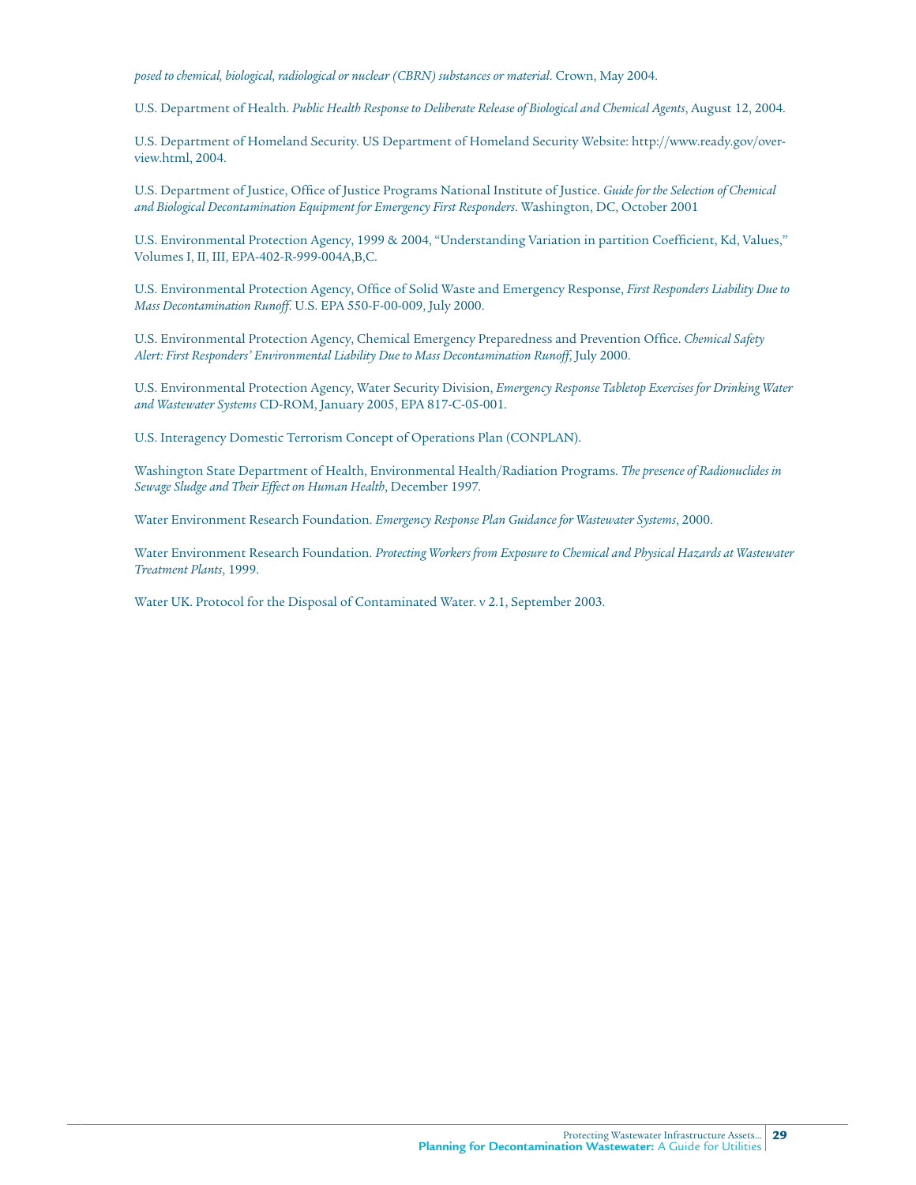*posed to chemical, biological, radiological or nuclear (CBRN) substances or material*. Crown, May 2004.

U.S. Department of Health. *Public Health Response to Deliberate Release of Biological and Chemical Agents*, August 12, 2004.

U.S. Department of Homeland Security. US Department of Homeland Security Website: http://www.ready.gov/overview.html, 2004.

U.S. Department of Justice, Office of Justice Programs National Institute of Justice. *Guide for the Selection of Chemical and Biological Decontamination Equipment for Emergency First Responders*. Washington, DC, October 2001

U.S. Environmental Protection Agency, 1999 & 2004, "Understanding Variation in partition Coefficient, Kd, Values," Volumes I, II, III, EPA-402-R-999-004A,B,C.

U.S. Environmental Protection Agency, Office of Solid Waste and Emergency Response, *First Responders Liability Due to Mass Decontamination Runoff*. U.S. EPA 550-F-00-009, July 2000.

U.S. Environmental Protection Agency, Chemical Emergency Preparedness and Prevention Office. *Chemical Safety Alert: First Responders' Environmental Liability Due to Mass Decontamination Runoff*, July 2000.

U.S. Environmental Protection Agency, Water Security Division, *Emergency Response Tabletop Exercises for Drinking Water and Wastewater Systems* CD-ROM, January 2005, EPA 817-C-05-001.

U.S. Interagency Domestic Terrorism Concept of Operations Plan (CONPLAN).

Washington State Department of Health, Environmental Health/Radiation Programs. *The presence of Radionuclides in Sewage Sludge and Their Effect on Human Health*, December 1997.

Water Environment Research Foundation. *Emergency Response Plan Guidance for Wastewater Systems*, 2000.

Water Environment Research Foundation. *Protecting Workers from Exposure to Chemical and Physical Hazards at Wastewater Treatment Plants*, 1999.

Water UK. Protocol for the Disposal of Contaminated Water. v 2.1, September 2003.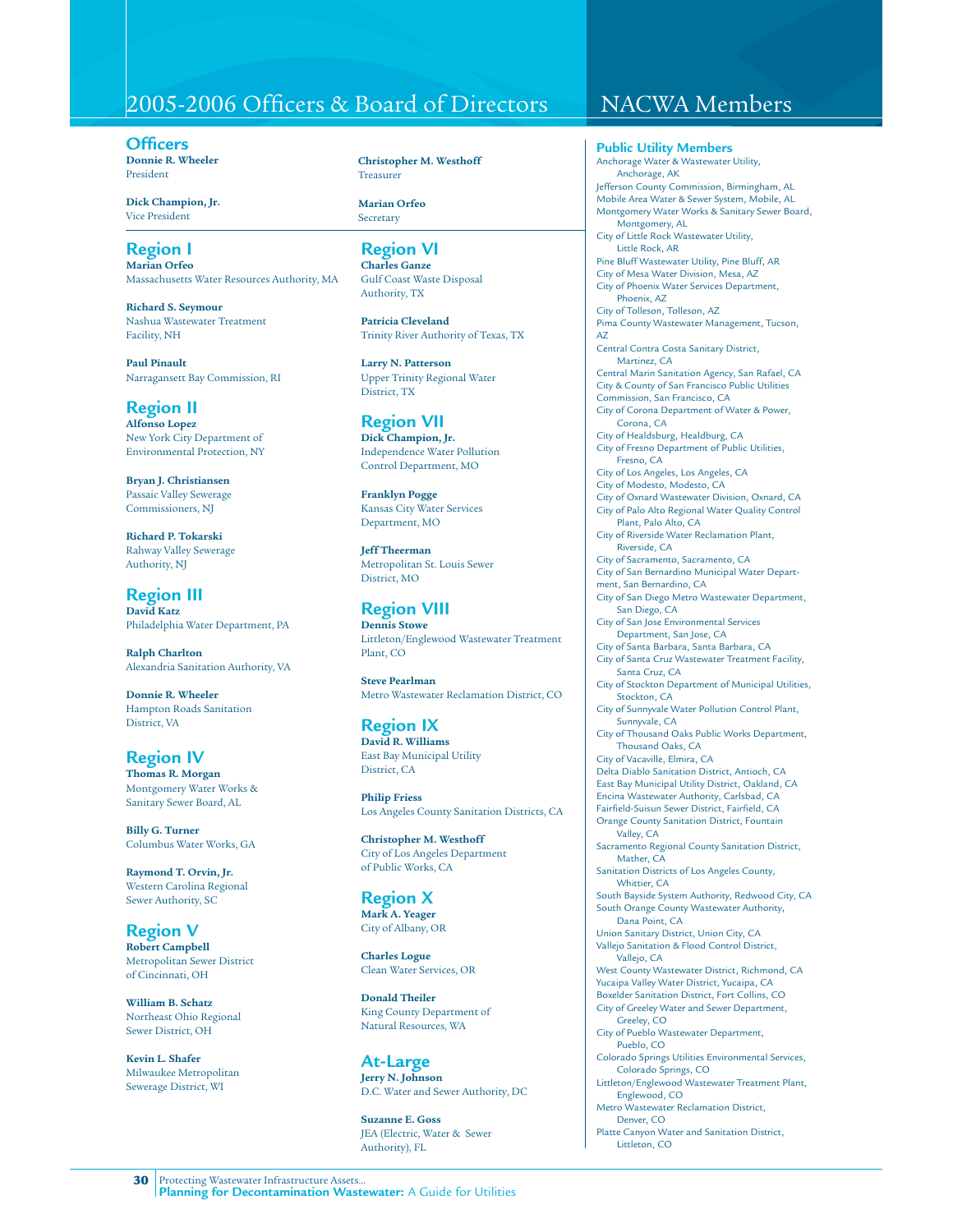# 2005-2006 Officers & Board of Directors

## Officers

**Donnie R. Wheeler**
President

**Dick Champion, Jr.**
Vice President

**Christopher M. Westhoff**
Treasurer

**Marian Orfeo**
Secretary

## Region I

**Marian Orfeo**
Massachusetts Water Resources Authority, MA

**Richard S. Seymour**
Nashua Wastewater Treatment Facility, NH

**Paul Pinault**
Narragansett Bay Commission, RI

## Region II

**Alfonso Lopez**
New York City Department of Environmental Protection, NY

**Bryan J. Christiansen**
Passaic Valley Sewerage Commissioners, NJ

**Richard P. Tokarski**
Rahway Valley Sewerage Authority, NJ

## Region III

**David Katz**
Philadelphia Water Department, PA

**Ralph Charlton**
Alexandria Sanitation Authority, VA

**Donnie R. Wheeler**
Hampton Roads Sanitation District, VA

## Region IV

**Thomas R. Morgan**
Montgomery Water Works & Sanitary Sewer Board, AL

**Billy G. Turner**
Columbus Water Works, GA

**Raymond T. Orvin, Jr.**
Western Carolina Regional Sewer Authority, SC

## Region V

**Robert Campbell**
Metropolitan Sewer District of Cincinnati, OH

**William B. Schatz**
Northeast Ohio Regional Sewer District, OH

**Kevin L. Shafer**
Milwaukee Metropolitan Sewerage District, WI

## Region VI

**Charles Ganze**
Gulf Coast Waste Disposal Authority, TX

**Patricia Cleveland**
Trinity River Authority of Texas, TX

**Larry N. Patterson**
Upper Trinity Regional Water District, TX

## Region VII

**Dick Champion, Jr.**
Independence Water Pollution Control Department, MO

**Franklyn Pogge**
Kansas City Water Services Department, MO

**Jeff Theerman**
Metropolitan St. Louis Sewer District, MO

## Region VIII

**Dennis Stowe**
Littleton/Englewood Wastewater Treatment Plant, CO

**Steve Pearlman**
Metro Wastewater Reclamation District, CO

## Region IX

**David R. Williams**
East Bay Municipal Utility District, CA

**Philip Friess**
Los Angeles County Sanitation Districts, CA

**Christopher M. Westhoff**
City of Los Angeles Department of Public Works, CA

## Region X

**Mark A. Yeager**
City of Albany, OR

**Charles Logue**
Clean Water Services, OR

**Donald Theiler**
King County Department of Natural Resources, WA

## At-Large

**Jerry N. Johnson**
D.C. Water and Sewer Authority, DC

**Suzanne E. Goss**
JEA (Electric, Water & Sewer Authority), FL

# NACWA Members

## Public Utility Members

Anchorage Water & Wastewater Utility, Anchorage, AK
Jefferson County Commission, Birmingham, AL
Mobile Area Water & Sewer System, Mobile, AL
Montgomery Water Works & Sanitary Sewer Board, Montgomery, AL
City of Little Rock Wastewater Utility, Little Rock, AR
Pine Bluff Wastewater Utility, Pine Bluff, AR
City of Mesa Water Division, Mesa, AZ
City of Phoenix Water Services Department, Phoenix, AZ
City of Tolleson, Tolleson, AZ
Pima County Wastewater Management, Tucson, AZ
Central Contra Costa Sanitary District, Martinez, CA
Central Marin Sanitation Agency, San Rafael, CA
City & County of San Francisco Public Utilities Commission, San Francisco, CA
City of Corona Department of Water & Power, Corona, CA
City of Healdsburg, Healdburg, CA
City of Fresno Department of Public Utilities, Fresno, CA
City of Los Angeles, Los Angeles, CA
City of Modesto, Modesto, CA
City of Oxnard Wastewater Division, Oxnard, CA
City of Palo Alto Regional Water Quality Control Plant, Palo Alto, CA
City of Riverside Water Reclamation Plant, Riverside, CA
City of Sacramento, Sacramento, CA
City of San Bernardino Municipal Water Department, San Bernardino, CA
City of San Diego Metro Wastewater Department, San Diego, CA
City of San Jose Environmental Services Department, San Jose, CA
City of Santa Barbara, Santa Barbara, CA
City of Santa Cruz Wastewater Treatment Facility, Santa Cruz, CA
City of Stockton Department of Municipal Utilities, Stockton, CA
City of Sunnyvale Water Pollution Control Plant, Sunnyvale, CA
City of Thousand Oaks Public Works Department, Thousand Oaks, CA
City of Vacaville, Elmira, CA
Delta Diablo Sanitation District, Antioch, CA
East Bay Municipal Utility District, Oakland, CA
Encina Wastewater Authority, Carlsbad, CA
Fairfield-Suisun Sewer District, Fairfield, CA
Orange County Sanitation District, Fountain Valley, CA
Sacramento Regional County Sanitation District, Mather, CA
Sanitation Districts of Los Angeles County, Whittier, CA
South Bayside System Authority, Redwood City, CA
South Orange County Wastewater Authority, Dana Point, CA
Union Sanitary District, Union City, CA
Vallejo Sanitation & Flood Control District, Vallejo, CA
West County Wastewater District, Richmond, CA
Yucaipa Valley Water District, Yucaipa, CA
Boxelder Sanitation District, Fort Collins, CO
City of Greeley Water and Sewer Department, Greeley, CO
City of Pueblo Wastewater Department, Pueblo, CO
Colorado Springs Utilities Environmental Services, Colorado Springs, CO
Littleton/Englewood Wastewater Treatment Plant, Englewood, CO
Metro Wastewater Reclamation District, Denver, CO
Platte Canyon Water and Sanitation District, Littleton, CO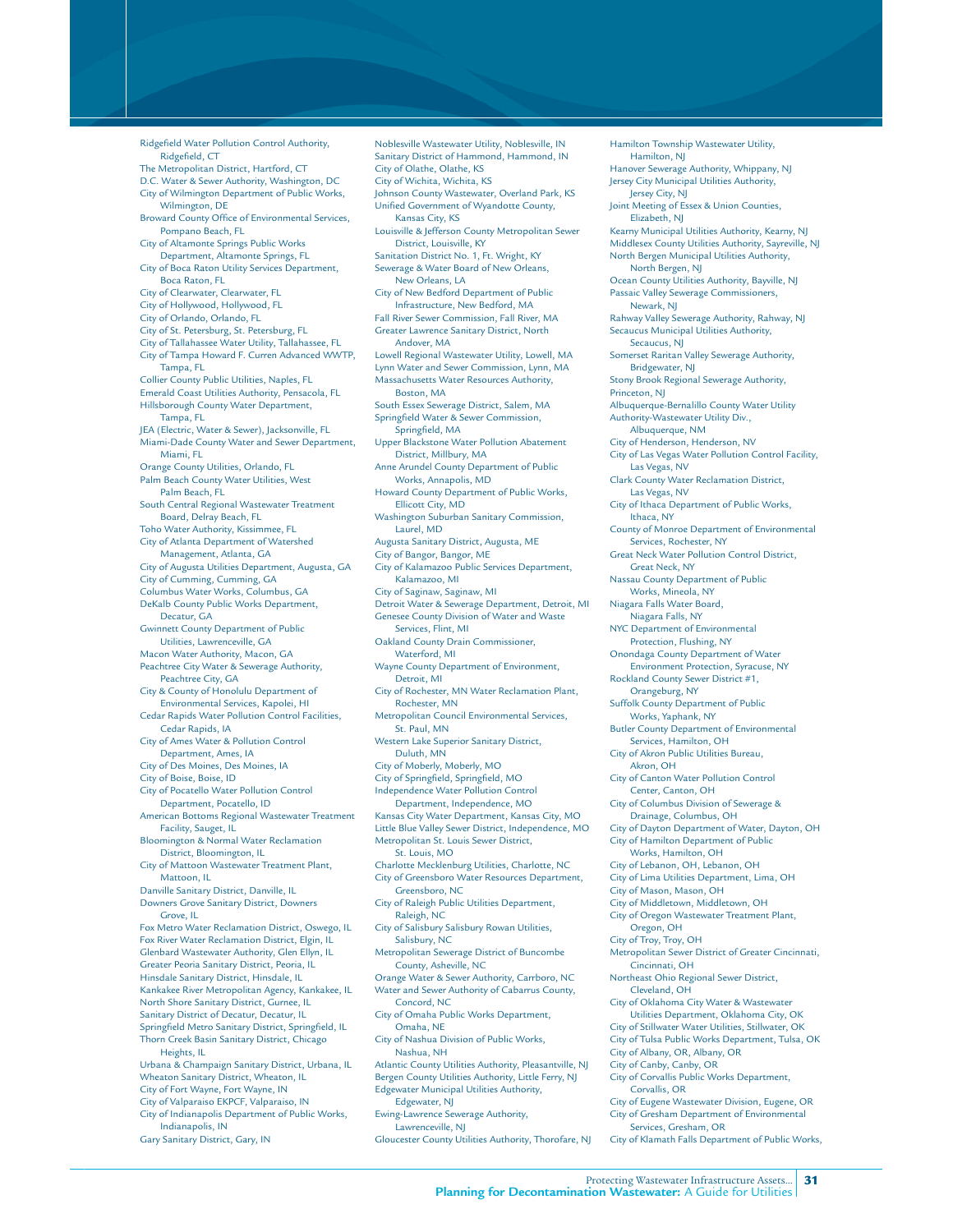Ridgefield Water Pollution Control Authority, Ridgefield, CT
The Metropolitan District, Hartford, CT
D.C. Water & Sewer Authority, Washington, DC
City of Wilmington Department of Public Works, Wilmington, DE
Broward County Office of Environmental Services, Pompano Beach, FL
City of Altamonte Springs Public Works Department, Altamonte Springs, FL
City of Boca Raton Utility Services Department, Boca Raton, FL
City of Clearwater, Clearwater, FL
City of Hollywood, Hollywood, FL
City of Orlando, Orlando, FL
City of St. Petersburg, St. Petersburg, FL
City of Tallahassee Water Utility, Tallahassee, FL
City of Tampa Howard F. Curren Advanced WWTP, Tampa, FL
Collier County Public Utilities, Naples, FL
Emerald Coast Utilities Authority, Pensacola, FL
Hillsborough County Water Department, Tampa, FL
JEA (Electric, Water & Sewer), Jacksonville, FL
Miami-Dade County Water and Sewer Department, Miami, FL
Orange County Utilities, Orlando, FL
Palm Beach County Water Utilities, West Palm Beach, FL
South Central Regional Wastewater Treatment Board, Delray Beach, FL
Toho Water Authority, Kissimmee, FL
City of Atlanta Department of Watershed Management, Atlanta, GA
City of Augusta Utilities Department, Augusta, GA
City of Cumming, Cumming, GA
Columbus Water Works, Columbus, GA
DeKalb County Public Works Department, Decatur, GA
Gwinnett County Department of Public Utilities, Lawrenceville, GA
Macon Water Authority, Macon, GA
Peachtree City Water & Sewerage Authority, Peachtree City, GA
City & County of Honolulu Department of Environmental Services, Kapolei, HI
Cedar Rapids Water Pollution Control Facilities, Cedar Rapids, IA
City of Ames Water & Pollution Control Department, Ames, IA
City of Des Moines, Des Moines, IA
City of Boise, Boise, ID
City of Pocatello Water Pollution Control Department, Pocatello, ID
American Bottoms Regional Wastewater Treatment Facility, Sauget, IL
Bloomington & Normal Water Reclamation District, Bloomington, IL
City of Mattoon Wastewater Treatment Plant, Mattoon, IL
Danville Sanitary District, Danville, IL
Downers Grove Sanitary District, Downers Grove, IL
Fox Metro Water Reclamation District, Oswego, IL
Fox River Water Reclamation District, Elgin, IL
Glenbard Wastewater Authority, Glen Ellyn, IL
Greater Peoria Sanitary District, Peoria, IL
Hinsdale Sanitary District, Hinsdale, IL
Kankakee River Metropolitan Agency, Kankakee, IL
North Shore Sanitary District, Gurnee, IL
Sanitary District of Decatur, Decatur, IL
Springfield Metro Sanitary District, Springfield, IL
Thorn Creek Basin Sanitary District, Chicago Heights, IL
Urbana & Champaign Sanitary District, Urbana, IL
Wheaton Sanitary District, Wheaton, IL
City of Fort Wayne, Fort Wayne, IN
City of Valparaiso EKPCF, Valparaiso, IN
City of Indianapolis Department of Public Works, Indianapolis, IN
Gary Sanitary District, Gary, IN
Noblesville Wastewater Utility, Noblesville, IN
Sanitary District of Hammond, Hammond, IN
City of Olathe, Olathe, KS
City of Wichita, Wichita, KS
Johnson County Wastewater, Overland Park, KS
Unified Government of Wyandotte County, Kansas City, KS
Louisville & Jefferson County Metropolitan Sewer District, Louisville, KY
Sanitation District No. 1, Ft. Wright, KY
Sewerage & Water Board of New Orleans, New Orleans, LA
City of New Bedford Department of Public Infrastructure, New Bedford, MA
Fall River Sewer Commission, Fall River, MA
Greater Lawrence Sanitary District, North Andover, MA
Lowell Regional Wastewater Utility, Lowell, MA
Lynn Water and Sewer Commission, Lynn, MA
Massachusetts Water Resources Authority, Boston, MA
South Essex Sewerage District, Salem, MA
Springfield Water & Sewer Commission, Springfield, MA
Upper Blackstone Water Pollution Abatement District, Millbury, MA
Anne Arundel County Department of Public Works, Annapolis, MD
Howard County Department of Public Works, Ellicott City, MD
Washington Suburban Sanitary Commission, Laurel, MD
Augusta Sanitary District, Augusta, ME
City of Bangor, Bangor, ME
City of Kalamazoo Public Services Department, Kalamazoo, MI
City of Saginaw, Saginaw, MI
Detroit Water & Sewerage Department, Detroit, MI
Genesee County Division of Water and Waste Services, Flint, MI
Oakland County Drain Commissioner, Waterford, MI
Wayne County Department of Environment, Detroit, MI
City of Rochester, MN Water Reclamation Plant, Rochester, MN
Metropolitan Council Environmental Services, St. Paul, MN
Western Lake Superior Sanitary District, Duluth, MN
City of Moberly, Moberly, MO
City of Springfield, Springfield, MO
Independence Water Pollution Control Department, Independence, MO
Kansas City Water Department, Kansas City, MO
Little Blue Valley Sewer District, Independence, MO
Metropolitan St. Louis Sewer District, St. Louis, MO
Charlotte Mecklenburg Utilities, Charlotte, NC
City of Greensboro Water Resources Department, Greensboro, NC
City of Raleigh Public Utilities Department, Raleigh, NC
City of Salisbury Salisbury Rowan Utilities, Salisbury, NC
Metropolitan Sewerage District of Buncombe County, Asheville, NC
Orange Water & Sewer Authority, Carrboro, NC
Water and Sewer Authority of Cabarrus County, Concord, NC
City of Omaha Public Works Department, Omaha, NE
City of Nashua Division of Public Works, Nashua, NH
Atlantic County Utilities Authority, Pleasantville, NJ
Bergen County Utilities Authority, Little Ferry, NJ
Edgewater Municipal Utilities Authority, Edgewater, NJ
Ewing-Lawrence Sewerage Authority, Lawrenceville, NJ
Gloucester County Utilities Authority, Thorofare, NJ
Hamilton Township Wastewater Utility, Hamilton, NJ
Hanover Sewerage Authority, Whippany, NJ
Jersey City Municipal Utilities Authority, Jersey City, NJ
Joint Meeting of Essex & Union Counties, Elizabeth, NJ
Kearny Municipal Utilities Authority, Kearny, NJ
Middlesex County Utilities Authority, Sayreville, NJ
North Bergen Municipal Utilities Authority, North Bergen, NJ
Ocean County Utilities Authority, Bayville, NJ
Passaic Valley Sewerage Commissioners, Newark, NJ
Rahway Valley Sewerage Authority, Rahway, NJ
Secaucus Municipal Utilities Authority, Secaucus, NJ
Somerset Raritan Valley Sewerage Authority, Bridgewater, NJ
Stony Brook Regional Sewerage Authority, Princeton, NJ
Albuquerque-Bernalillo County Water Utility Authority-Wastewater Utility Div., Albuquerque, NM
City of Henderson, Henderson, NV
City of Las Vegas Water Pollution Control Facility, Las Vegas, NV
Clark County Water Reclamation District, Las Vegas, NV
City of Ithaca Department of Public Works, Ithaca, NY
County of Monroe Department of Environmental Services, Rochester, NY
Great Neck Water Pollution Control District, Great Neck, NY
Nassau County Department of Public Works, Mineola, NY
Niagara Falls Water Board, Niagara Falls, NY
NYC Department of Environmental Protection, Flushing, NY
Onondaga County Department of Water Environment Protection, Syracuse, NY
Rockland County Sewer District #1, Orangeburg, NY
Suffolk County Department of Public Works, Yaphank, NY
Butler County Department of Environmental Services, Hamilton, OH
City of Akron Public Utilities Bureau, Akron, OH
City of Canton Water Pollution Control Center, Canton, OH
City of Columbus Division of Sewerage & Drainage, Columbus, OH
City of Dayton Department of Water, Dayton, OH
City of Hamilton Department of Public Works, Hamilton, OH
City of Lebanon, OH, Lebanon, OH
City of Lima Utilities Department, Lima, OH
City of Mason, Mason, OH
City of Middletown, Middletown, OH
City of Oregon Wastewater Treatment Plant, Oregon, OH
City of Troy, Troy, OH
Metropolitan Sewer District of Greater Cincinnati, Cincinnati, OH
Northeast Ohio Regional Sewer District, Cleveland, OH
City of Oklahoma City Water & Wastewater Utilities Department, Oklahoma City, OK
City of Stillwater Water Utilities, Stillwater, OK
City of Tulsa Public Works Department, Tulsa, OK
City of Albany, OR, Albany, OR
City of Canby, Canby, OR
City of Corvallis Public Works Department, Corvallis, OR
City of Eugene Wastewater Division, Eugene, OR
City of Gresham Department of Environmental Services, Gresham, OR
City of Klamath Falls Department of Public Works,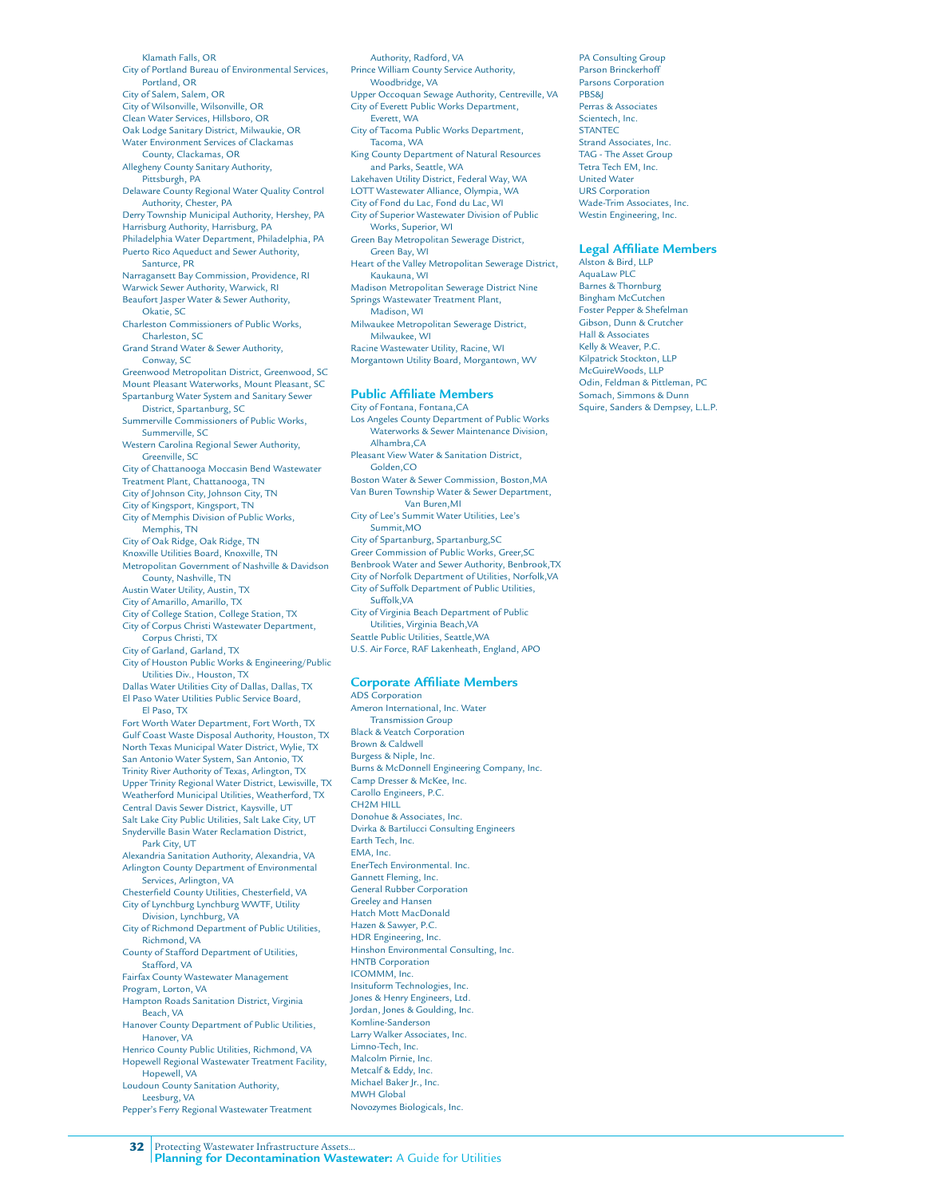Klamath Falls, OR
City of Portland Bureau of Environmental Services, Portland, OR
City of Salem, Salem, OR
City of Wilsonville, Wilsonville, OR
Clean Water Services, Hillsboro, OR
Oak Lodge Sanitary District, Milwaukie, OR
Water Environment Services of Clackamas County, Clackamas, OR
Allegheny County Sanitary Authority, Pittsburgh, PA
Delaware County Regional Water Quality Control Authority, Chester, PA
Derry Township Municipal Authority, Hershey, PA
Harrisburg Authority, Harrisburg, PA
Philadelphia Water Department, Philadelphia, PA
Puerto Rico Aqueduct and Sewer Authority, Santurce, PR
Narragansett Bay Commission, Providence, RI
Warwick Sewer Authority, Warwick, RI
Beaufort Jasper Water & Sewer Authority, Okatie, SC
Charleston Commissioners of Public Works, Charleston, SC
Grand Strand Water & Sewer Authority, Conway, SC
Greenwood Metropolitan District, Greenwood, SC
Mount Pleasant Waterworks, Mount Pleasant, SC
Spartanburg Water System and Sanitary Sewer District, Spartanburg, SC
Summerville Commissioners of Public Works, Summerville, SC
Western Carolina Regional Sewer Authority, Greenville, SC
City of Chattanooga Moccasin Bend Wastewater Treatment Plant, Chattanooga, TN
City of Johnson City, Johnson City, TN
City of Kingsport, Kingsport, TN
City of Memphis Division of Public Works, Memphis, TN
City of Oak Ridge, Oak Ridge, TN
Knoxville Utilities Board, Knoxville, TN
Metropolitan Government of Nashville & Davidson County, Nashville, TN
Austin Water Utility, Austin, TX
City of Amarillo, Amarillo, TX
City of College Station, College Station, TX
City of Corpus Christi Wastewater Department, Corpus Christi, TX
City of Garland, Garland, TX
City of Houston Public Works & Engineering/Public Utilities Div., Houston, TX
Dallas Water Utilities City of Dallas, Dallas, TX
El Paso Water Utilities Public Service Board, El Paso, TX
Fort Worth Water Department, Fort Worth, TX
Gulf Coast Waste Disposal Authority, Houston, TX
North Texas Municipal Water District, Wylie, TX
San Antonio Water System, San Antonio, TX
Trinity River Authority of Texas, Arlington, TX
Upper Trinity Regional Water District, Lewisville, TX
Weatherford Municipal Utilities, Weatherford, TX
Central Davis Sewer District, Kaysville, UT
Salt Lake City Public Utilities, Salt Lake City, UT
Snyderville Basin Water Reclamation District, Park City, UT
Alexandria Sanitation Authority, Alexandria, VA
Arlington County Department of Environmental Services, Arlington, VA
Chesterfield County Utilities, Chesterfield, VA
City of Lynchburg Lynchburg WWTF, Utility Division, Lynchburg, VA
City of Richmond Department of Public Utilities, Richmond, VA
County of Stafford Department of Utilities, Stafford, VA
Fairfax County Wastewater Management Program, Lorton, VA
Hampton Roads Sanitation District, Virginia Beach, VA
Hanover County Department of Public Utilities, Hanover, VA
Henrico County Public Utilities, Richmond, VA
Hopewell Regional Wastewater Treatment Facility, Hopewell, VA
Loudoun County Sanitation Authority, Leesburg, VA
Pepper's Ferry Regional Wastewater Treatment Authority, Radford, VA
Prince William County Service Authority, Woodbridge, VA
Upper Occoquan Sewage Authority, Centreville, VA
City of Everett Public Works Department, Everett, WA
City of Tacoma Public Works Department, Tacoma, WA
King County Department of Natural Resources and Parks, Seattle, WA
Lakehaven Utility District, Federal Way, WA
LOTT Wastewater Alliance, Olympia, WA
City of Fond du Lac, Fond du Lac, WI
City of Superior Wastewater Division of Public Works, Superior, WI
Green Bay Metropolitan Sewerage District, Green Bay, WI
Heart of the Valley Metropolitan Sewerage District, Kaukauna, WI
Madison Metropolitan Sewerage District Nine Springs Wastewater Treatment Plant, Madison, WI
Milwaukee Metropolitan Sewerage District, Milwaukee, WI
Racine Wastewater Utility, Racine, WI
Morgantown Utility Board, Morgantown, WV

## Public Affiliate Members

City of Fontana, Fontana,CA
Los Angeles County Department of Public Works Waterworks & Sewer Maintenance Division, Alhambra,CA
Pleasant View Water & Sanitation District, Golden,CO
Boston Water & Sewer Commission, Boston,MA
Van Buren Township Water & Sewer Department, Van Buren,MI
City of Lee's Summit Water Utilities, Lee's Summit,MO
City of Spartanburg, Spartanburg,SC
Greer Commission of Public Works, Greer,SC
Benbrook Water and Sewer Authority, Benbrook,TX
City of Norfolk Department of Utilities, Norfolk,VA
City of Suffolk Department of Public Utilities, Suffolk,VA
City of Virginia Beach Department of Public Utilities, Virginia Beach,VA
Seattle Public Utilities, Seattle,WA
U.S. Air Force, RAF Lakenheath, England, APO

## Corporate Affiliate Members

ADS Corporation
Ameron International, Inc. Water Transmission Group
Black & Veatch Corporation
Brown & Caldwell
Burgess & Niple, Inc.
Burns & McDonnell Engineering Company, Inc.
Camp Dresser & McKee, Inc.
Carollo Engineers, P.C.
CH2M HILL
Donohue & Associates, Inc.
Dvirka & Bartilucci Consulting Engineers
Earth Tech, Inc.
EMA, Inc.
EnerTech Environmental. Inc.
Gannett Fleming, Inc.
General Rubber Corporation
Greeley and Hansen
Hatch Mott MacDonald
Hazen & Sawyer, P.C.
HDR Engineering, Inc.
Hinshon Environmental Consulting, Inc.
HNTB Corporation
ICOMMM, Inc.
Insituform Technologies, Inc.
Jones & Henry Engineers, Ltd.
Jordan, Jones & Goulding, Inc.
Komline-Sanderson
Larry Walker Associates, Inc.
Limno-Tech, Inc.
Malcolm Pirnie, Inc.
Metcalf & Eddy, Inc.
Michael Baker Jr., Inc.
MWH Global
Novozymes Biologicals, Inc.
PA Consulting Group
Parson Brinckerhoff
Parsons Corporation
PBS&J
Perras & Associates
Scientech, Inc.
STANTEC
Strand Associates, Inc.
TAG - The Asset Group
Tetra Tech EM, Inc.
United Water
URS Corporation
Wade-Trim Associates, Inc.
Westin Engineering, Inc.

## Legal Affiliate Members

Alston & Bird, LLP
AquaLaw PLC
Barnes & Thornburg
Bingham McCutchen
Foster Pepper & Shefelman
Gibson, Dunn & Crutcher
Hall & Associates
Kelly & Weaver, P.C.
Kilpatrick Stockton, LLP
McGuireWoods, LLP
Odin, Feldman & Pittleman, PC
Somach, Simmons & Dunn
Squire, Sanders & Dempsey, L.L.P.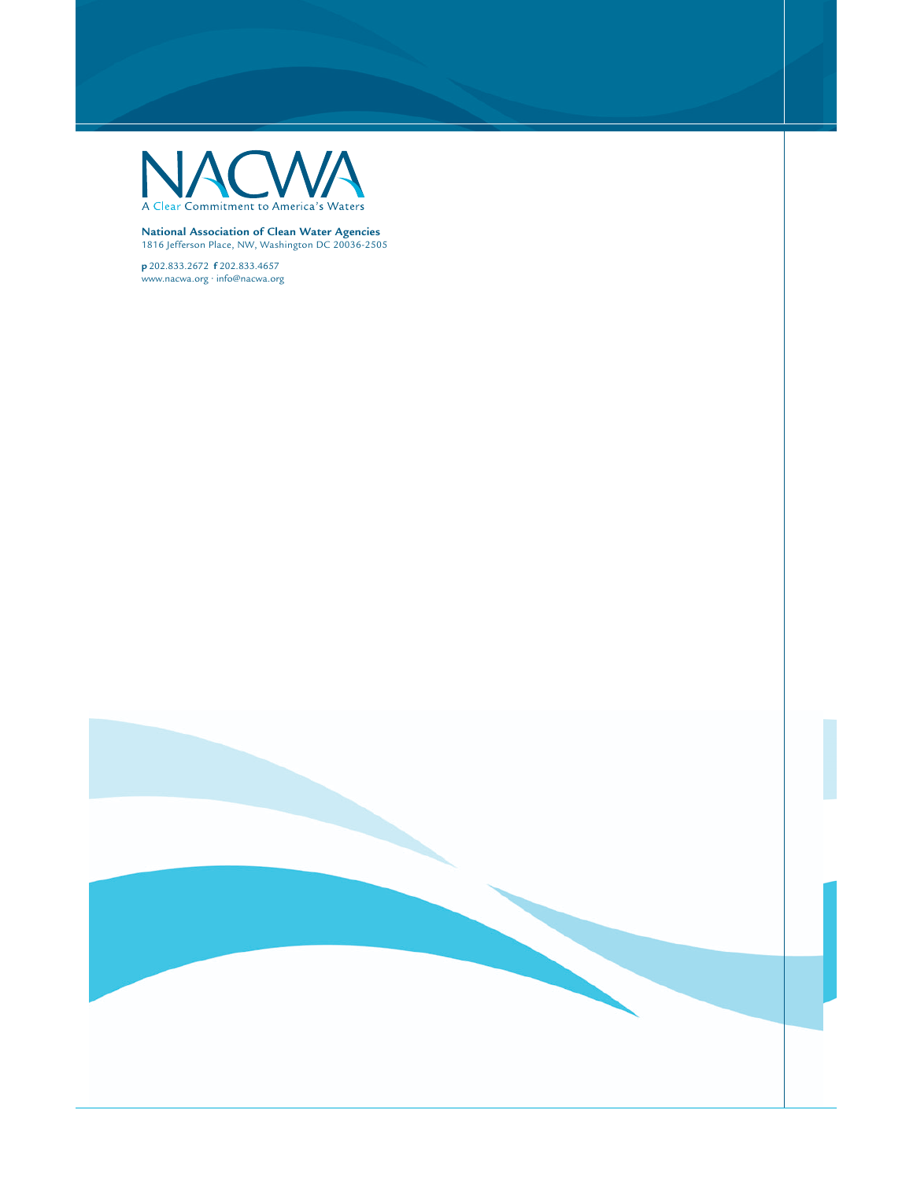NACWA

A Clear Commitment to America's Waters

**National Association of Clean Water Agencies**
1816 Jefferson Place, NW, Washington DC 20036-2505

**p** 202.833.2672 **f** 202.833.4657
www.nacwa.org · info@nacwa.org